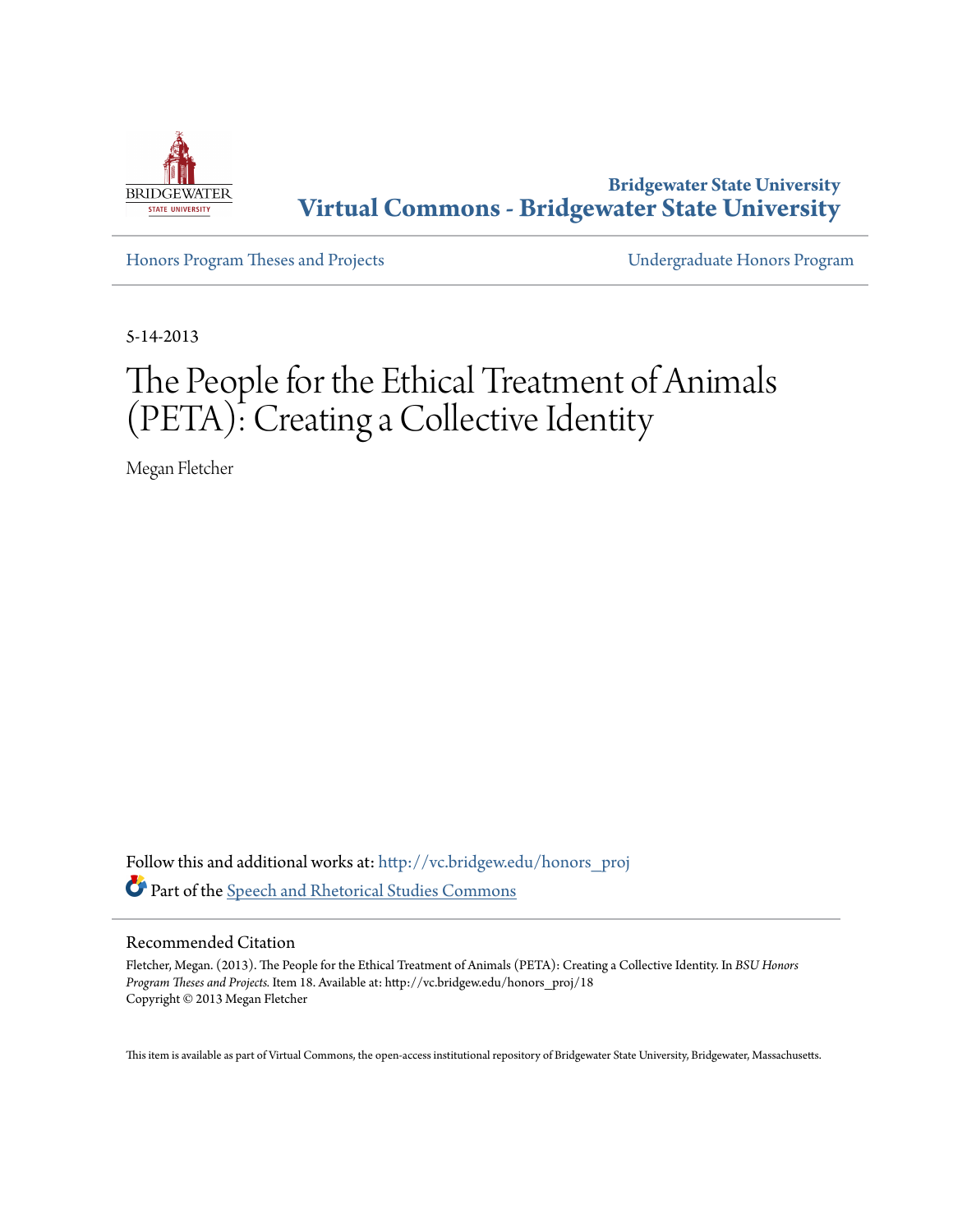Bridgewater State University

# Virtual Commons - Bridgewater State University

Honors Program Theses and Projects

Undergraduate Honors Program

5-14-2013

# The People for the Ethical Treatment of Animals (PETA): Creating a Collective Identity

Megan Fletcher

Follow this and additional works at: http://vc.bridgew.edu/honors_proj

Part of the Speech and Rhetorical Studies Commons

## Recommended Citation

Fletcher, Megan. (2013). The People for the Ethical Treatment of Animals (PETA): Creating a Collective Identity. In *BSU Honors Program Theses and Projects*. Item 18. Available at: http://vc.bridgew.edu/honors_proj/18
Copyright © 2013 Megan Fletcher

This item is available as part of Virtual Commons, the open-access institutional repository of Bridgewater State University, Bridgewater, Massachusetts.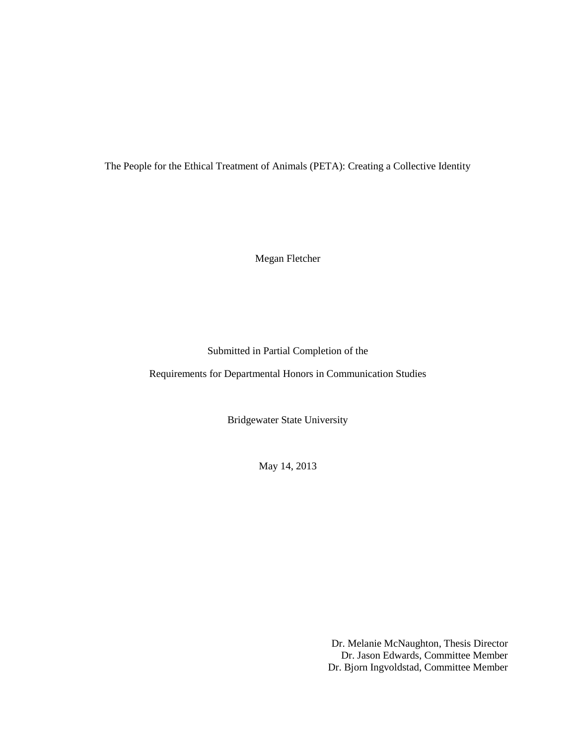The People for the Ethical Treatment of Animals (PETA): Creating a Collective Identity

Megan Fletcher

Submitted in Partial Completion of the

Requirements for Departmental Honors in Communication Studies

Bridgewater State University

May 14, 2013

Dr. Melanie McNaughton, Thesis Director
Dr. Jason Edwards, Committee Member
Dr. Bjorn Ingvoldstad, Committee Member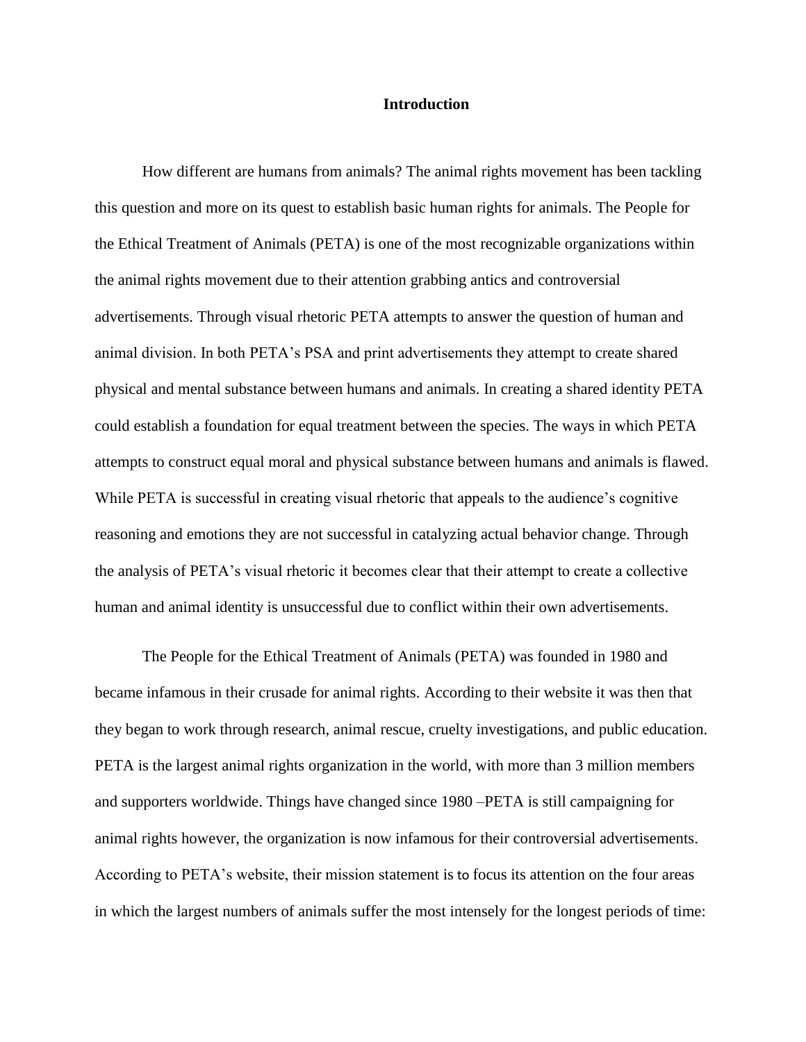# Introduction

How different are humans from animals? The animal rights movement has been tackling this question and more on its quest to establish basic human rights for animals. The People for the Ethical Treatment of Animals (PETA) is one of the most recognizable organizations within the animal rights movement due to their attention grabbing antics and controversial advertisements. Through visual rhetoric PETA attempts to answer the question of human and animal division. In both PETA's PSA and print advertisements they attempt to create shared physical and mental substance between humans and animals. In creating a shared identity PETA could establish a foundation for equal treatment between the species. The ways in which PETA attempts to construct equal moral and physical substance between humans and animals is flawed. While PETA is successful in creating visual rhetoric that appeals to the audience's cognitive reasoning and emotions they are not successful in catalyzing actual behavior change. Through the analysis of PETA's visual rhetoric it becomes clear that their attempt to create a collective human and animal identity is unsuccessful due to conflict within their own advertisements.

The People for the Ethical Treatment of Animals (PETA) was founded in 1980 and became infamous in their crusade for animal rights. According to their website it was then that they began to work through research, animal rescue, cruelty investigations, and public education. PETA is the largest animal rights organization in the world, with more than 3 million members and supporters worldwide. Things have changed since 1980 –PETA is still campaigning for animal rights however, the organization is now infamous for their controversial advertisements. According to PETA's website, their mission statement is to focus its attention on the four areas in which the largest numbers of animals suffer the most intensely for the longest periods of time: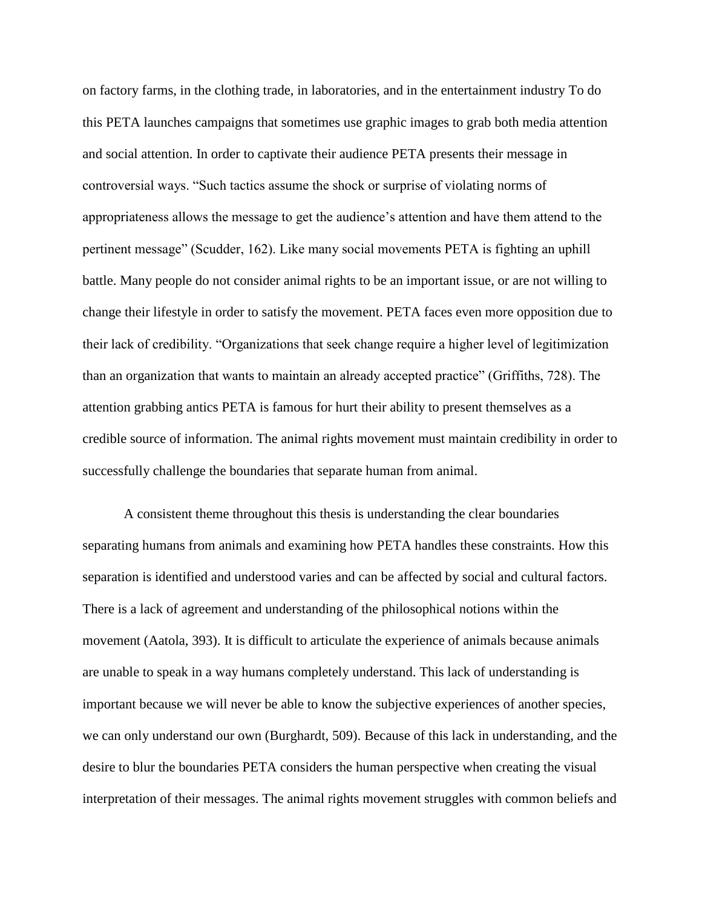on factory farms, in the clothing trade, in laboratories, and in the entertainment industry To do this PETA launches campaigns that sometimes use graphic images to grab both media attention and social attention. In order to captivate their audience PETA presents their message in controversial ways. “Such tactics assume the shock or surprise of violating norms of appropriateness allows the message to get the audience’s attention and have them attend to the pertinent message” (Scudder, 162). Like many social movements PETA is fighting an uphill battle. Many people do not consider animal rights to be an important issue, or are not willing to change their lifestyle in order to satisfy the movement. PETA faces even more opposition due to their lack of credibility. “Organizations that seek change require a higher level of legitimization than an organization that wants to maintain an already accepted practice” (Griffiths, 728). The attention grabbing antics PETA is famous for hurt their ability to present themselves as a credible source of information. The animal rights movement must maintain credibility in order to successfully challenge the boundaries that separate human from animal.

A consistent theme throughout this thesis is understanding the clear boundaries separating humans from animals and examining how PETA handles these constraints. How this separation is identified and understood varies and can be affected by social and cultural factors. There is a lack of agreement and understanding of the philosophical notions within the movement (Aatola, 393). It is difficult to articulate the experience of animals because animals are unable to speak in a way humans completely understand. This lack of understanding is important because we will never be able to know the subjective experiences of another species, we can only understand our own (Burghardt, 509). Because of this lack in understanding, and the desire to blur the boundaries PETA considers the human perspective when creating the visual interpretation of their messages. The animal rights movement struggles with common beliefs and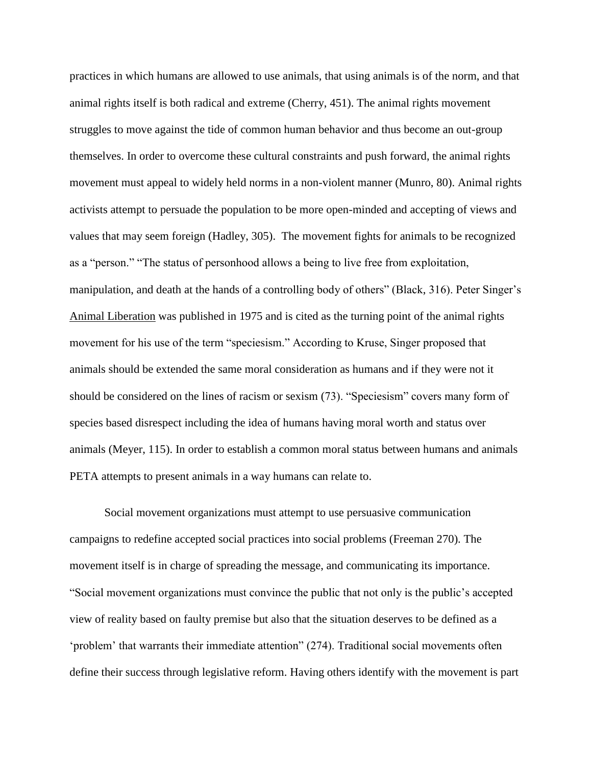practices in which humans are allowed to use animals, that using animals is of the norm, and that animal rights itself is both radical and extreme (Cherry, 451). The animal rights movement struggles to move against the tide of common human behavior and thus become an out-group themselves. In order to overcome these cultural constraints and push forward, the animal rights movement must appeal to widely held norms in a non-violent manner (Munro, 80). Animal rights activists attempt to persuade the population to be more open-minded and accepting of views and values that may seem foreign (Hadley, 305). The movement fights for animals to be recognized as a "person." "The status of personhood allows a being to live free from exploitation, manipulation, and death at the hands of a controlling body of others" (Black, 316). Peter Singer's Animal Liberation was published in 1975 and is cited as the turning point of the animal rights movement for his use of the term "speciesism." According to Kruse, Singer proposed that animals should be extended the same moral consideration as humans and if they were not it should be considered on the lines of racism or sexism (73). "Speciesism" covers many form of species based disrespect including the idea of humans having moral worth and status over animals (Meyer, 115). In order to establish a common moral status between humans and animals PETA attempts to present animals in a way humans can relate to.

Social movement organizations must attempt to use persuasive communication campaigns to redefine accepted social practices into social problems (Freeman 270). The movement itself is in charge of spreading the message, and communicating its importance. "Social movement organizations must convince the public that not only is the public's accepted view of reality based on faulty premise but also that the situation deserves to be defined as a 'problem' that warrants their immediate attention" (274). Traditional social movements often define their success through legislative reform. Having others identify with the movement is part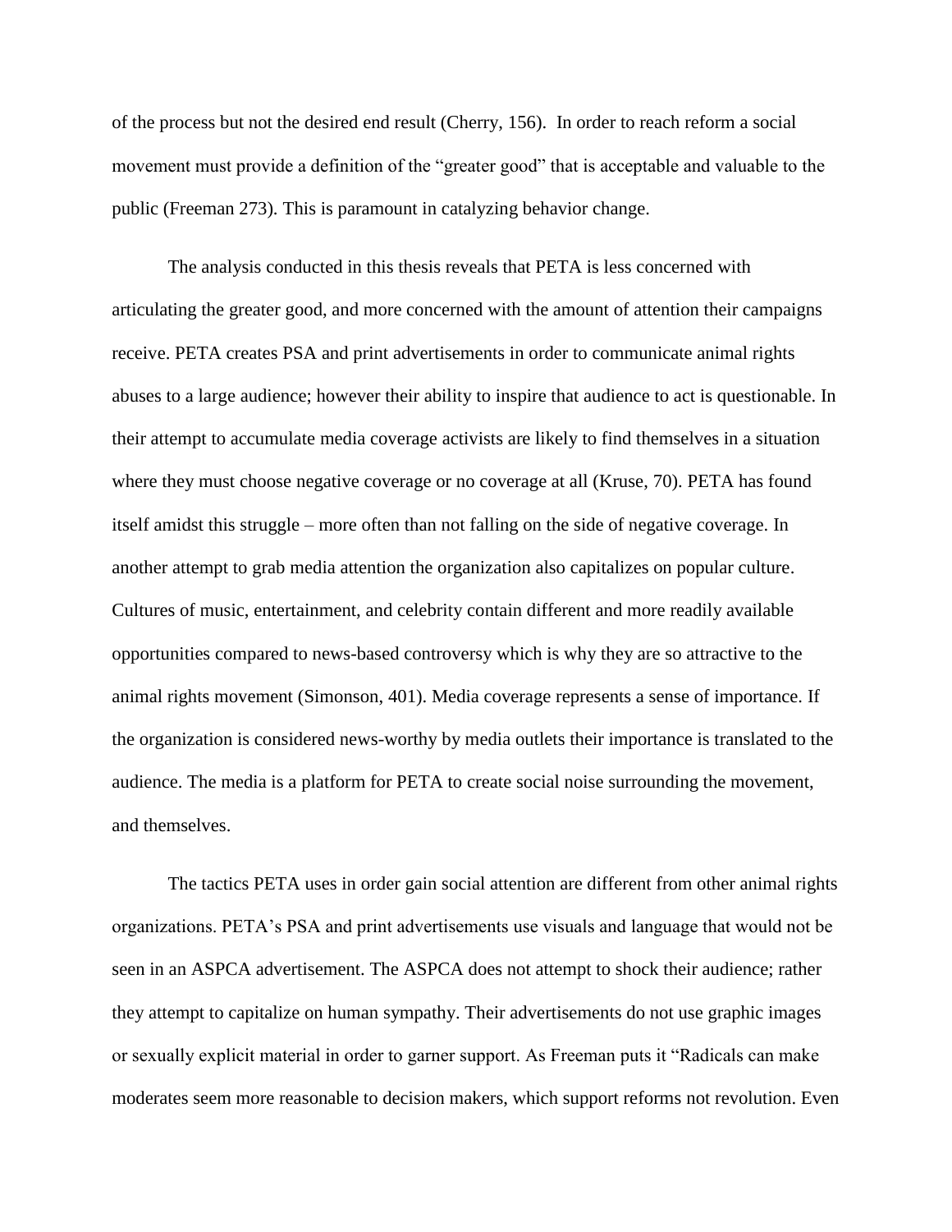of the process but not the desired end result (Cherry, 156). In order to reach reform a social movement must provide a definition of the "greater good" that is acceptable and valuable to the public (Freeman 273). This is paramount in catalyzing behavior change.

The analysis conducted in this thesis reveals that PETA is less concerned with articulating the greater good, and more concerned with the amount of attention their campaigns receive. PETA creates PSA and print advertisements in order to communicate animal rights abuses to a large audience; however their ability to inspire that audience to act is questionable. In their attempt to accumulate media coverage activists are likely to find themselves in a situation where they must choose negative coverage or no coverage at all (Kruse, 70). PETA has found itself amidst this struggle – more often than not falling on the side of negative coverage. In another attempt to grab media attention the organization also capitalizes on popular culture. Cultures of music, entertainment, and celebrity contain different and more readily available opportunities compared to news-based controversy which is why they are so attractive to the animal rights movement (Simonson, 401). Media coverage represents a sense of importance. If the organization is considered news-worthy by media outlets their importance is translated to the audience. The media is a platform for PETA to create social noise surrounding the movement, and themselves.

The tactics PETA uses in order gain social attention are different from other animal rights organizations. PETA's PSA and print advertisements use visuals and language that would not be seen in an ASPCA advertisement. The ASPCA does not attempt to shock their audience; rather they attempt to capitalize on human sympathy. Their advertisements do not use graphic images or sexually explicit material in order to garner support. As Freeman puts it "Radicals can make moderates seem more reasonable to decision makers, which support reforms not revolution. Even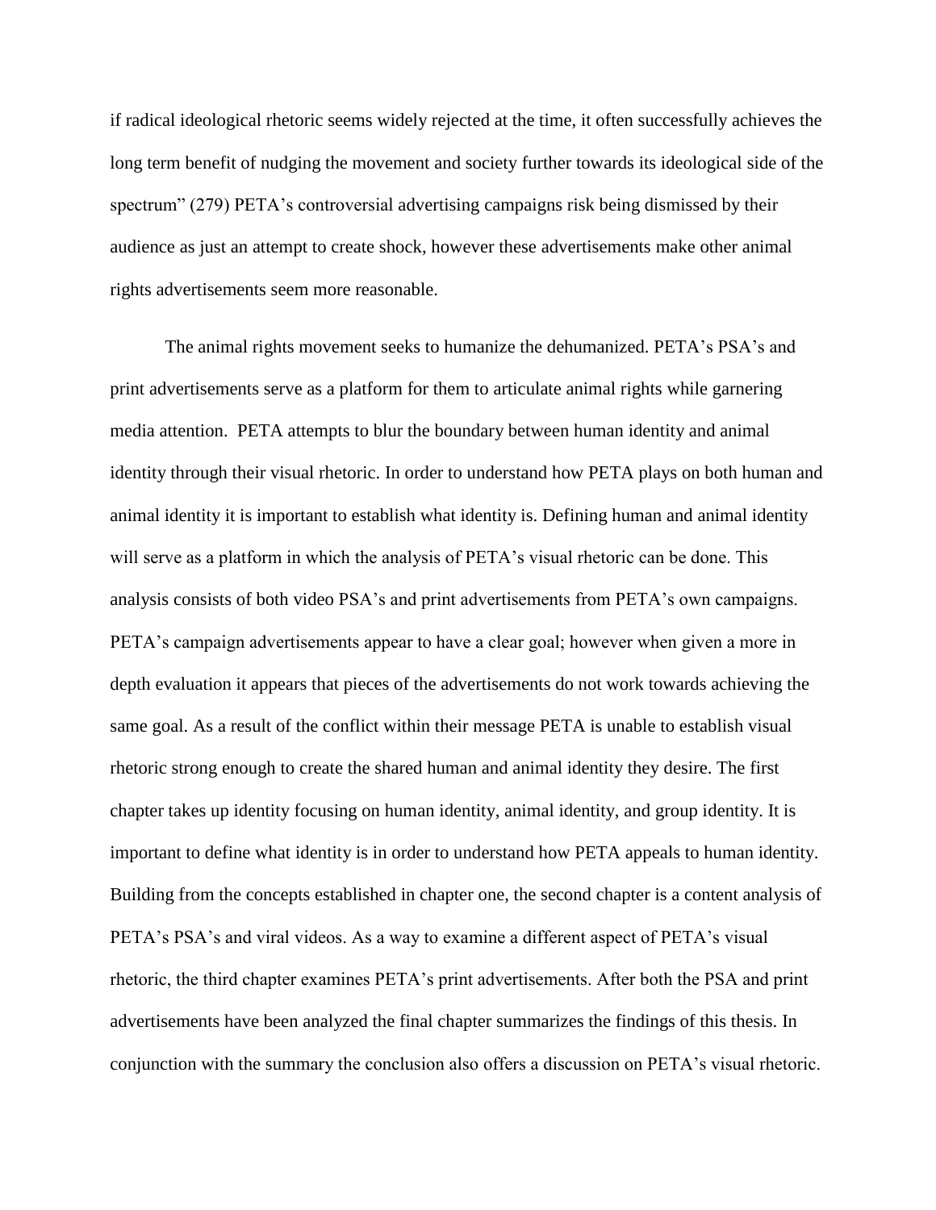if radical ideological rhetoric seems widely rejected at the time, it often successfully achieves the long term benefit of nudging the movement and society further towards its ideological side of the spectrum" (279) PETA's controversial advertising campaigns risk being dismissed by their audience as just an attempt to create shock, however these advertisements make other animal rights advertisements seem more reasonable.

The animal rights movement seeks to humanize the dehumanized. PETA's PSA's and print advertisements serve as a platform for them to articulate animal rights while garnering media attention. PETA attempts to blur the boundary between human identity and animal identity through their visual rhetoric. In order to understand how PETA plays on both human and animal identity it is important to establish what identity is. Defining human and animal identity will serve as a platform in which the analysis of PETA's visual rhetoric can be done. This analysis consists of both video PSA's and print advertisements from PETA's own campaigns. PETA's campaign advertisements appear to have a clear goal; however when given a more in depth evaluation it appears that pieces of the advertisements do not work towards achieving the same goal. As a result of the conflict within their message PETA is unable to establish visual rhetoric strong enough to create the shared human and animal identity they desire. The first chapter takes up identity focusing on human identity, animal identity, and group identity. It is important to define what identity is in order to understand how PETA appeals to human identity. Building from the concepts established in chapter one, the second chapter is a content analysis of PETA's PSA's and viral videos. As a way to examine a different aspect of PETA's visual rhetoric, the third chapter examines PETA's print advertisements. After both the PSA and print advertisements have been analyzed the final chapter summarizes the findings of this thesis. In conjunction with the summary the conclusion also offers a discussion on PETA's visual rhetoric.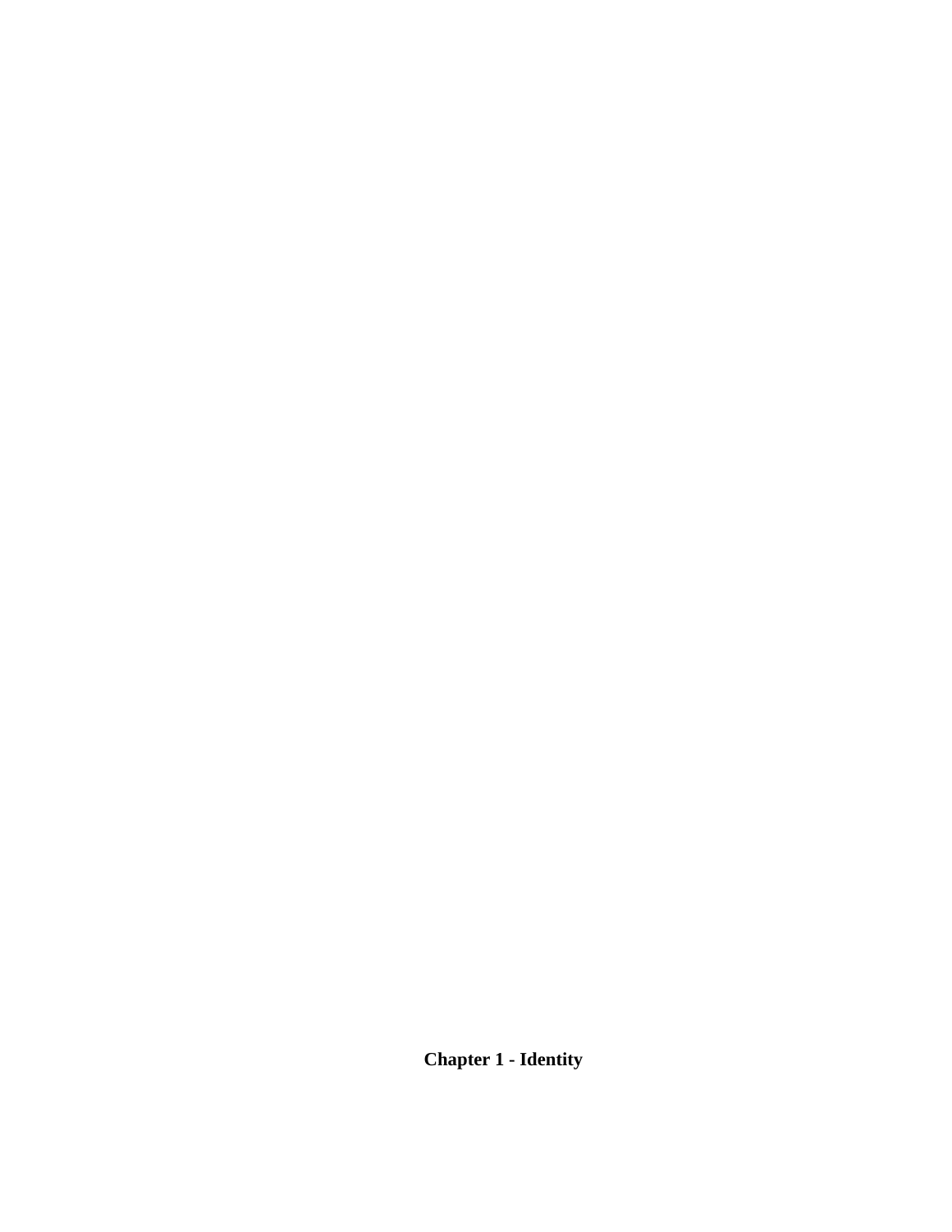# Chapter 1 - Identity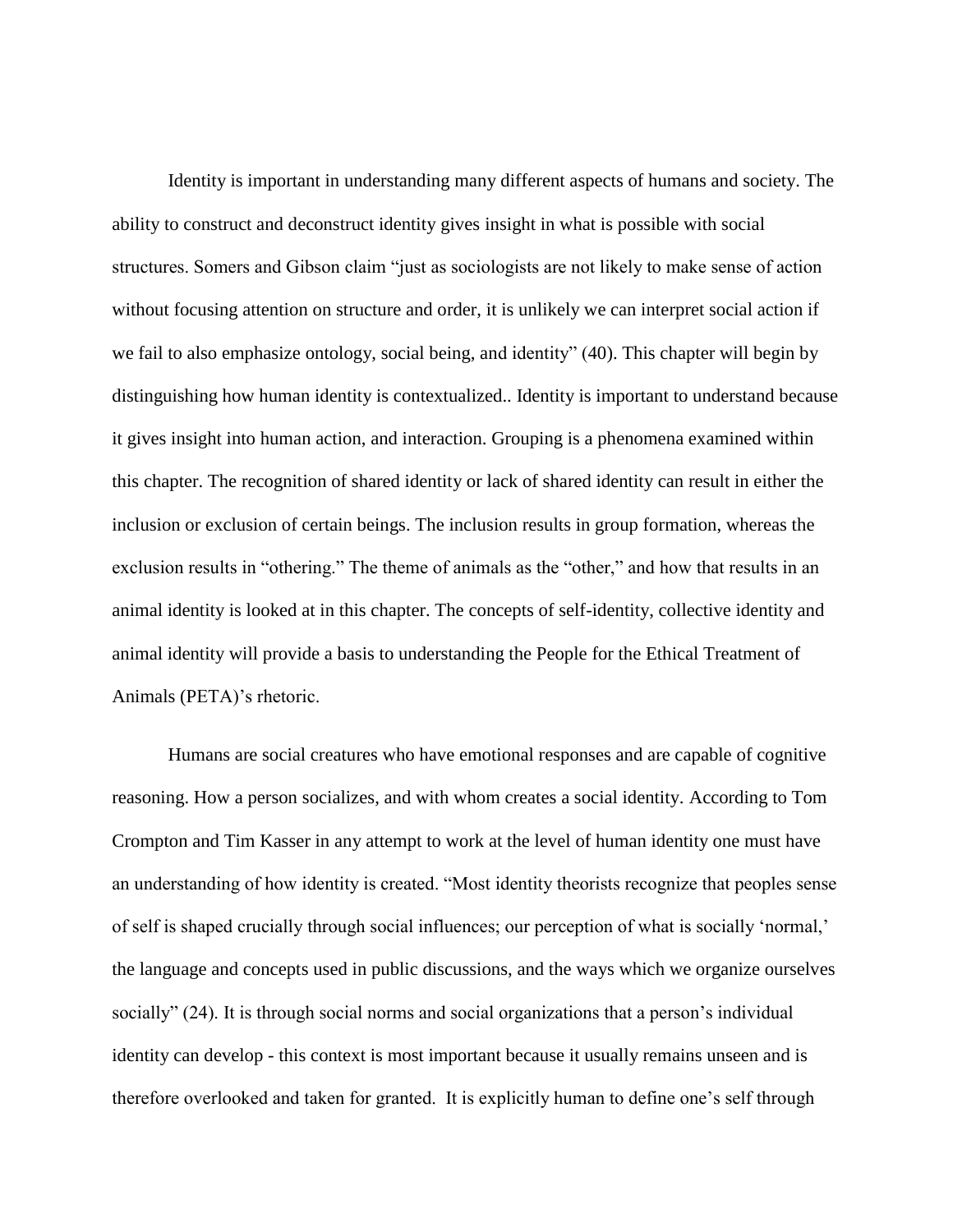Identity is important in understanding many different aspects of humans and society. The ability to construct and deconstruct identity gives insight in what is possible with social structures. Somers and Gibson claim "just as sociologists are not likely to make sense of action without focusing attention on structure and order, it is unlikely we can interpret social action if we fail to also emphasize ontology, social being, and identity" (40). This chapter will begin by distinguishing how human identity is contextualized.. Identity is important to understand because it gives insight into human action, and interaction. Grouping is a phenomena examined within this chapter. The recognition of shared identity or lack of shared identity can result in either the inclusion or exclusion of certain beings. The inclusion results in group formation, whereas the exclusion results in "othering." The theme of animals as the "other," and how that results in an animal identity is looked at in this chapter. The concepts of self-identity, collective identity and animal identity will provide a basis to understanding the People for the Ethical Treatment of Animals (PETA)'s rhetoric.

Humans are social creatures who have emotional responses and are capable of cognitive reasoning. How a person socializes, and with whom creates a social identity. According to Tom Crompton and Tim Kasser in any attempt to work at the level of human identity one must have an understanding of how identity is created. "Most identity theorists recognize that peoples sense of self is shaped crucially through social influences; our perception of what is socially 'normal,' the language and concepts used in public discussions, and the ways which we organize ourselves socially" (24). It is through social norms and social organizations that a person's individual identity can develop - this context is most important because it usually remains unseen and is therefore overlooked and taken for granted. It is explicitly human to define one's self through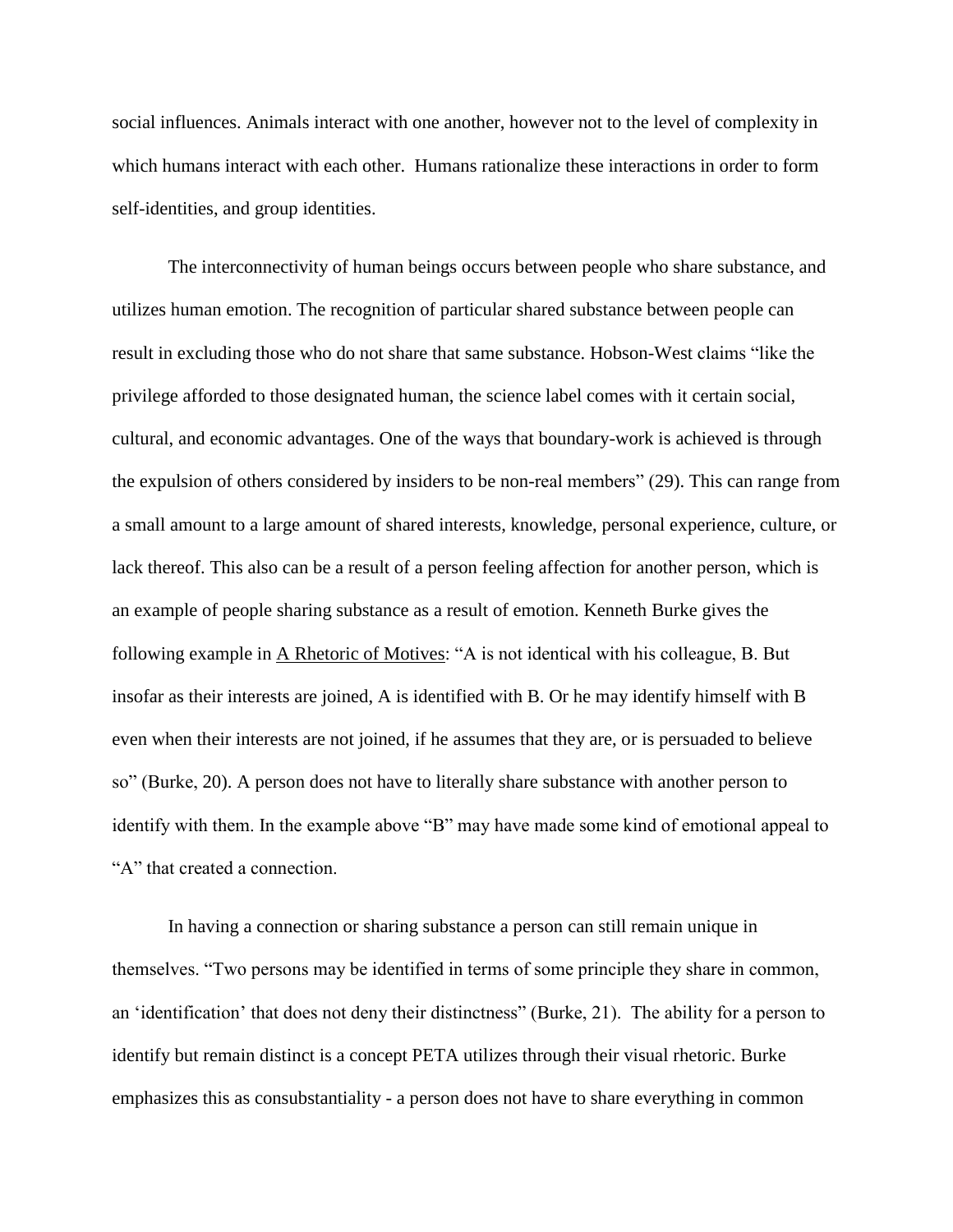social influences. Animals interact with one another, however not to the level of complexity in which humans interact with each other. Humans rationalize these interactions in order to form self-identities, and group identities.

The interconnectivity of human beings occurs between people who share substance, and utilizes human emotion. The recognition of particular shared substance between people can result in excluding those who do not share that same substance. Hobson-West claims "like the privilege afforded to those designated human, the science label comes with it certain social, cultural, and economic advantages. One of the ways that boundary-work is achieved is through the expulsion of others considered by insiders to be non-real members" (29). This can range from a small amount to a large amount of shared interests, knowledge, personal experience, culture, or lack thereof. This also can be a result of a person feeling affection for another person, which is an example of people sharing substance as a result of emotion. Kenneth Burke gives the following example in A Rhetoric of Motives: "A is not identical with his colleague, B. But insofar as their interests are joined, A is identified with B. Or he may identify himself with B even when their interests are not joined, if he assumes that they are, or is persuaded to believe so" (Burke, 20). A person does not have to literally share substance with another person to identify with them. In the example above "B" may have made some kind of emotional appeal to "A" that created a connection.

In having a connection or sharing substance a person can still remain unique in themselves. "Two persons may be identified in terms of some principle they share in common, an 'identification' that does not deny their distinctness" (Burke, 21). The ability for a person to identify but remain distinct is a concept PETA utilizes through their visual rhetoric. Burke emphasizes this as consubstantiality - a person does not have to share everything in common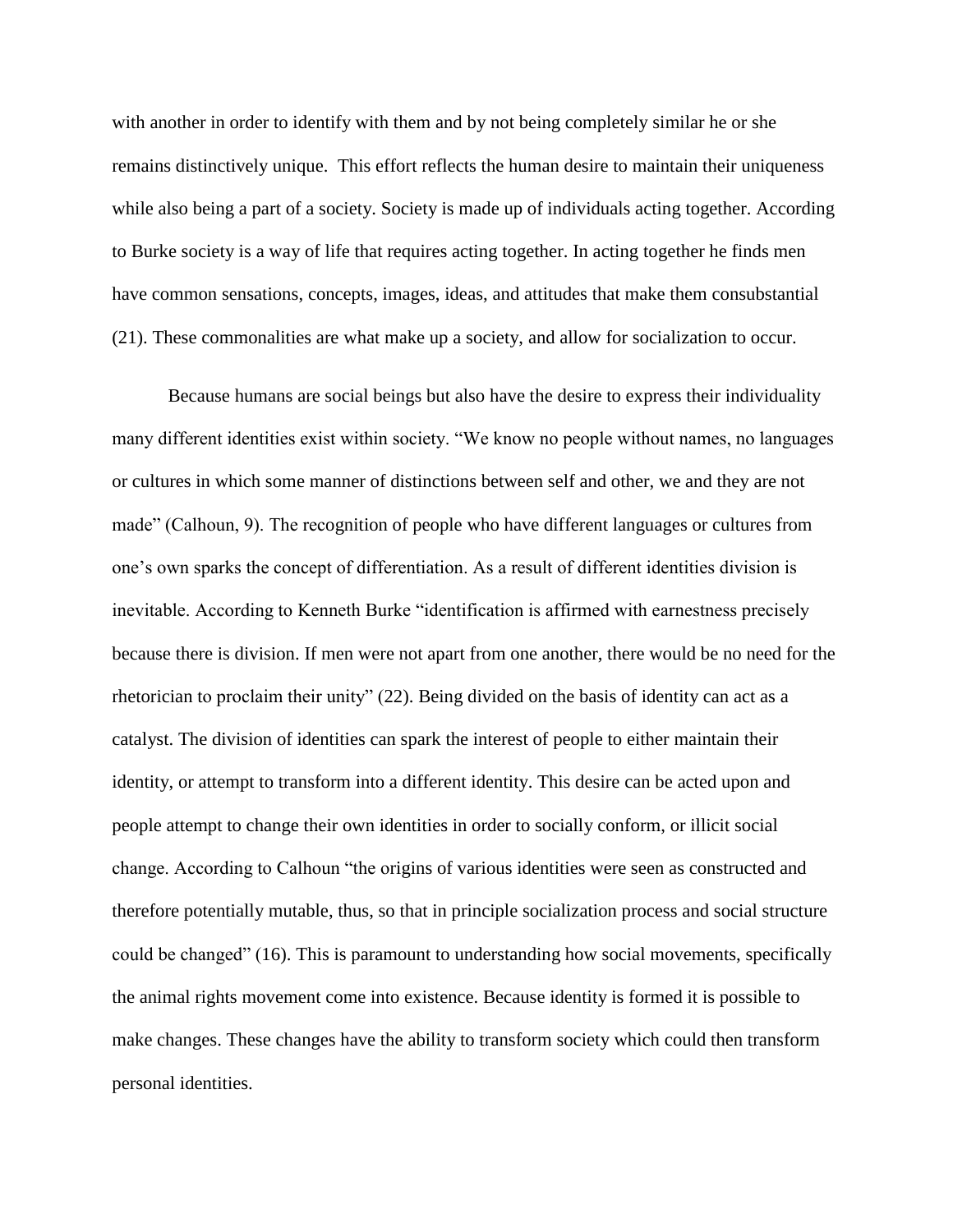with another in order to identify with them and by not being completely similar he or she remains distinctively unique.  This effort reflects the human desire to maintain their uniqueness while also being a part of a society. Society is made up of individuals acting together. According to Burke society is a way of life that requires acting together. In acting together he finds men have common sensations, concepts, images, ideas, and attitudes that make them consubstantial (21). These commonalities are what make up a society, and allow for socialization to occur.

Because humans are social beings but also have the desire to express their individuality many different identities exist within society. "We know no people without names, no languages or cultures in which some manner of distinctions between self and other, we and they are not made" (Calhoun, 9). The recognition of people who have different languages or cultures from one's own sparks the concept of differentiation. As a result of different identities division is inevitable. According to Kenneth Burke "identification is affirmed with earnestness precisely because there is division. If men were not apart from one another, there would be no need for the rhetorician to proclaim their unity" (22). Being divided on the basis of identity can act as a catalyst. The division of identities can spark the interest of people to either maintain their identity, or attempt to transform into a different identity. This desire can be acted upon and people attempt to change their own identities in order to socially conform, or illicit social change. According to Calhoun "the origins of various identities were seen as constructed and therefore potentially mutable, thus, so that in principle socialization process and social structure could be changed" (16). This is paramount to understanding how social movements, specifically the animal rights movement come into existence. Because identity is formed it is possible to make changes. These changes have the ability to transform society which could then transform personal identities.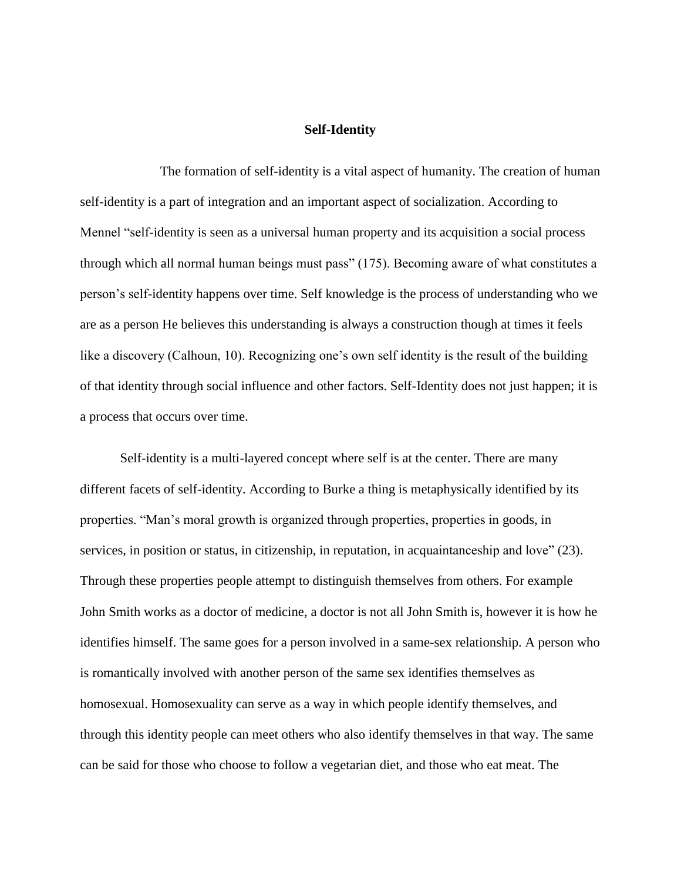**Self-Identity**

The formation of self-identity is a vital aspect of humanity. The creation of human self-identity is a part of integration and an important aspect of socialization. According to Mennel "self-identity is seen as a universal human property and its acquisition a social process through which all normal human beings must pass" (175). Becoming aware of what constitutes a person's self-identity happens over time. Self knowledge is the process of understanding who we are as a person He believes this understanding is always a construction though at times it feels like a discovery (Calhoun, 10). Recognizing one's own self identity is the result of the building of that identity through social influence and other factors. Self-Identity does not just happen; it is a process that occurs over time.

Self-identity is a multi-layered concept where self is at the center. There are many different facets of self-identity. According to Burke a thing is metaphysically identified by its properties. "Man's moral growth is organized through properties, properties in goods, in services, in position or status, in citizenship, in reputation, in acquaintanceship and love" (23). Through these properties people attempt to distinguish themselves from others. For example John Smith works as a doctor of medicine, a doctor is not all John Smith is, however it is how he identifies himself. The same goes for a person involved in a same-sex relationship. A person who is romantically involved with another person of the same sex identifies themselves as homosexual. Homosexuality can serve as a way in which people identify themselves, and through this identity people can meet others who also identify themselves in that way. The same can be said for those who choose to follow a vegetarian diet, and those who eat meat. The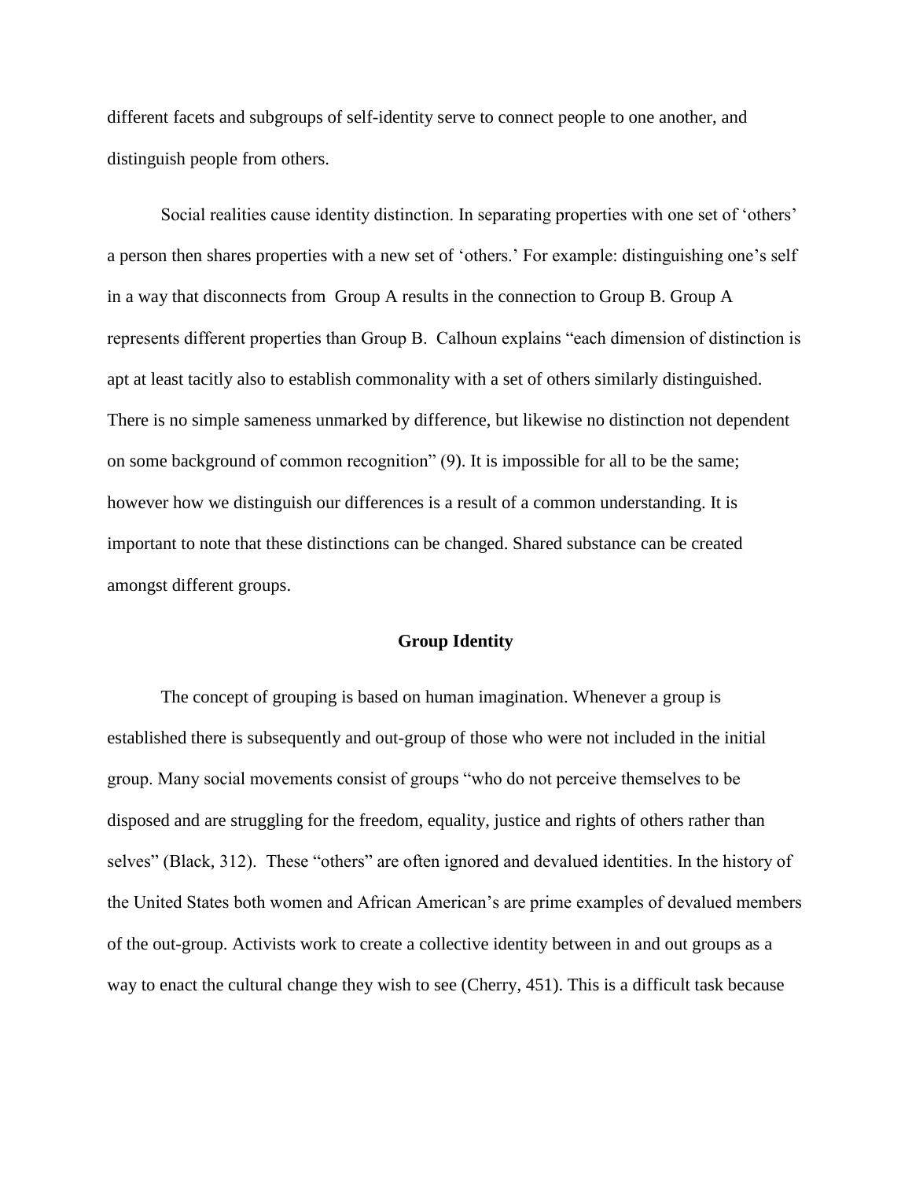different facets and subgroups of self-identity serve to connect people to one another, and distinguish people from others.

Social realities cause identity distinction. In separating properties with one set of 'others' a person then shares properties with a new set of 'others.' For example: distinguishing one's self in a way that disconnects from Group A results in the connection to Group B. Group A represents different properties than Group B. Calhoun explains "each dimension of distinction is apt at least tacitly also to establish commonality with a set of others similarly distinguished. There is no simple sameness unmarked by difference, but likewise no distinction not dependent on some background of common recognition" (9). It is impossible for all to be the same; however how we distinguish our differences is a result of a common understanding. It is important to note that these distinctions can be changed. Shared substance can be created amongst different groups.

## Group Identity

The concept of grouping is based on human imagination. Whenever a group is established there is subsequently and out-group of those who were not included in the initial group. Many social movements consist of groups "who do not perceive themselves to be disposed and are struggling for the freedom, equality, justice and rights of others rather than selves" (Black, 312). These "others" are often ignored and devalued identities. In the history of the United States both women and African American's are prime examples of devalued members of the out-group. Activists work to create a collective identity between in and out groups as a way to enact the cultural change they wish to see (Cherry, 451). This is a difficult task because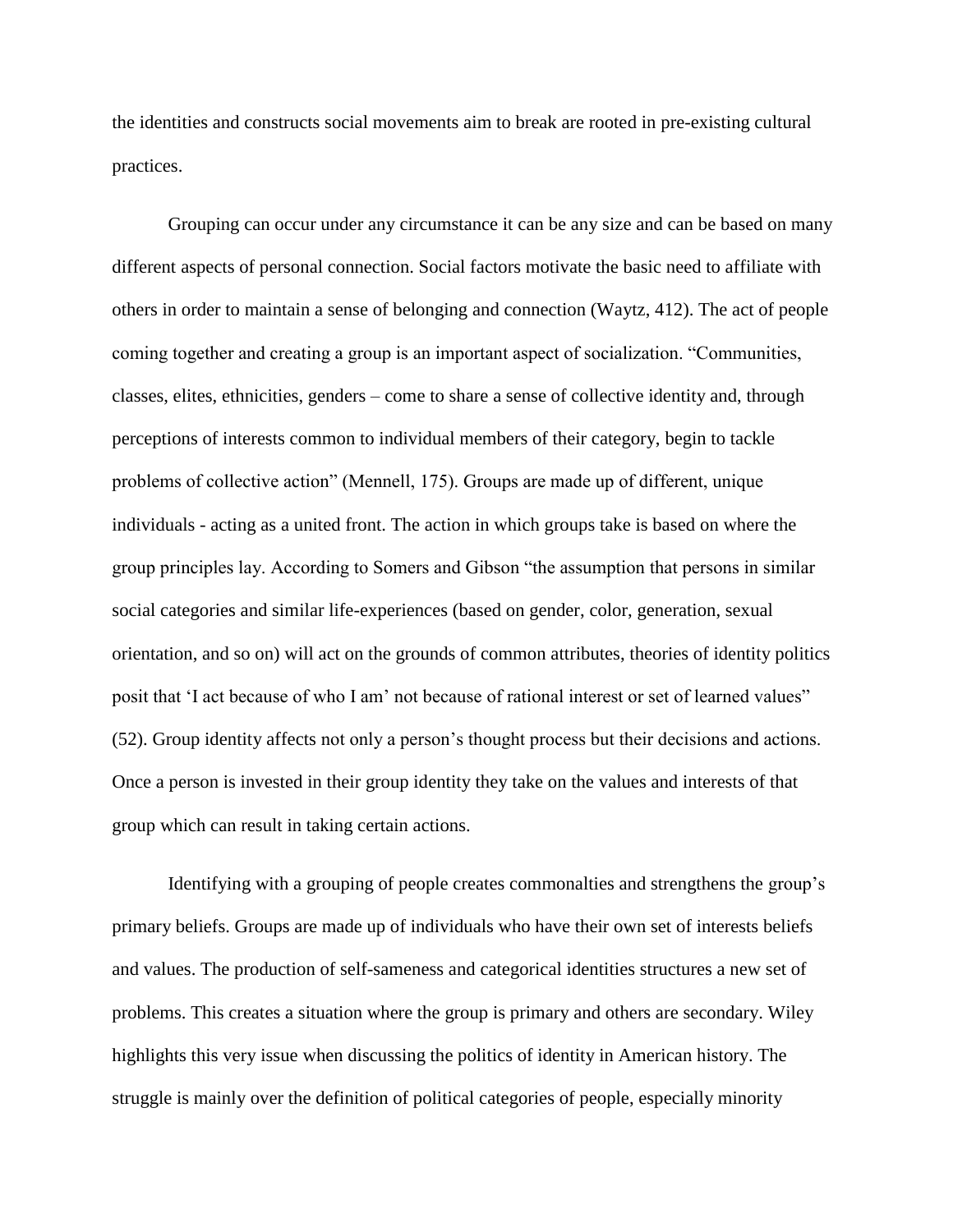the identities and constructs social movements aim to break are rooted in pre-existing cultural practices.

Grouping can occur under any circumstance it can be any size and can be based on many different aspects of personal connection. Social factors motivate the basic need to affiliate with others in order to maintain a sense of belonging and connection (Waytz, 412). The act of people coming together and creating a group is an important aspect of socialization. "Communities, classes, elites, ethnicities, genders – come to share a sense of collective identity and, through perceptions of interests common to individual members of their category, begin to tackle problems of collective action" (Mennell, 175). Groups are made up of different, unique individuals - acting as a united front. The action in which groups take is based on where the group principles lay. According to Somers and Gibson "the assumption that persons in similar social categories and similar life-experiences (based on gender, color, generation, sexual orientation, and so on) will act on the grounds of common attributes, theories of identity politics posit that 'I act because of who I am' not because of rational interest or set of learned values" (52). Group identity affects not only a person's thought process but their decisions and actions. Once a person is invested in their group identity they take on the values and interests of that group which can result in taking certain actions.

Identifying with a grouping of people creates commonalties and strengthens the group's primary beliefs. Groups are made up of individuals who have their own set of interests beliefs and values. The production of self-sameness and categorical identities structures a new set of problems. This creates a situation where the group is primary and others are secondary. Wiley highlights this very issue when discussing the politics of identity in American history. The struggle is mainly over the definition of political categories of people, especially minority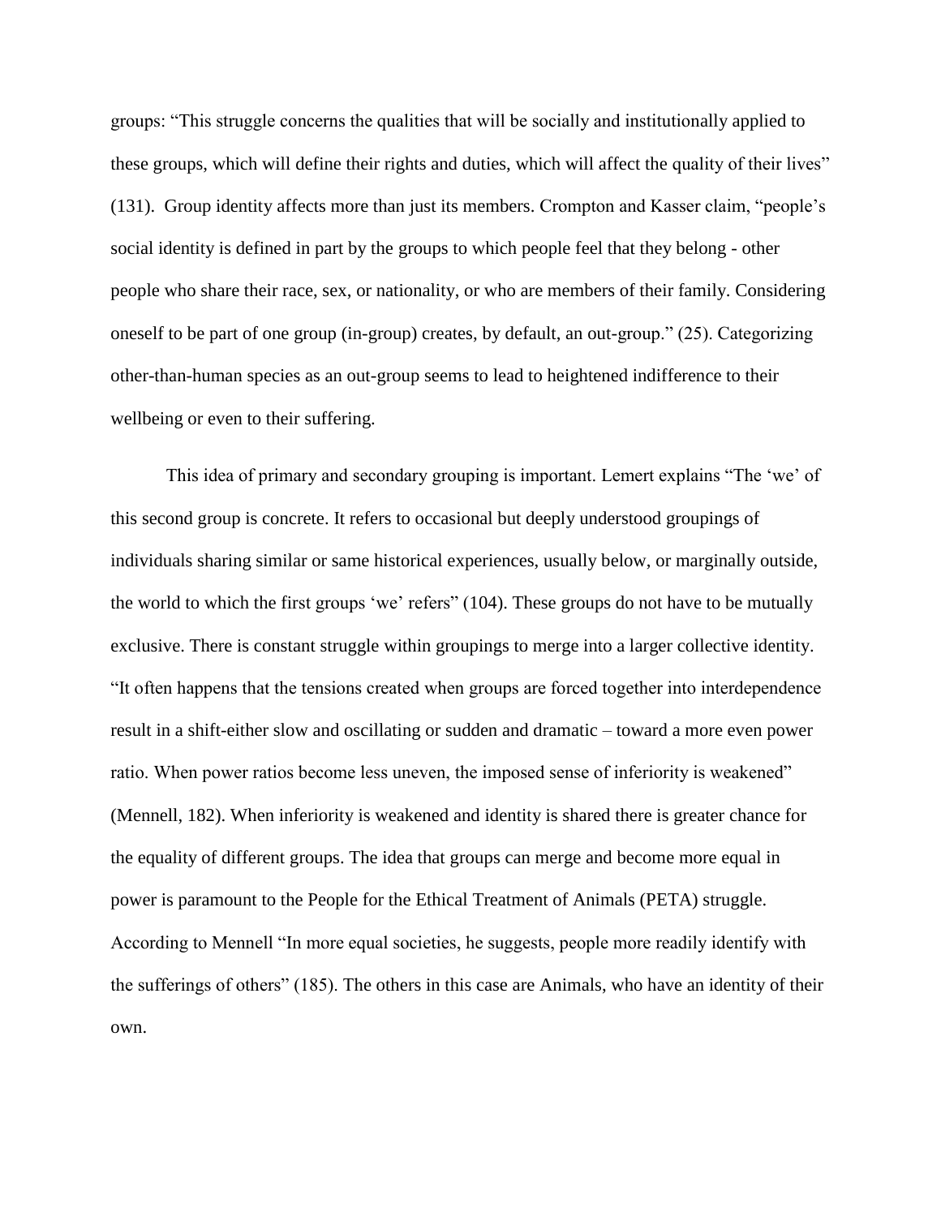groups: "This struggle concerns the qualities that will be socially and institutionally applied to these groups, which will define their rights and duties, which will affect the quality of their lives" (131). Group identity affects more than just its members. Crompton and Kasser claim, "people's social identity is defined in part by the groups to which people feel that they belong - other people who share their race, sex, or nationality, or who are members of their family. Considering oneself to be part of one group (in-group) creates, by default, an out-group." (25). Categorizing other-than-human species as an out-group seems to lead to heightened indifference to their wellbeing or even to their suffering.

This idea of primary and secondary grouping is important. Lemert explains "The 'we' of this second group is concrete. It refers to occasional but deeply understood groupings of individuals sharing similar or same historical experiences, usually below, or marginally outside, the world to which the first groups 'we' refers" (104). These groups do not have to be mutually exclusive. There is constant struggle within groupings to merge into a larger collective identity. "It often happens that the tensions created when groups are forced together into interdependence result in a shift-either slow and oscillating or sudden and dramatic – toward a more even power ratio. When power ratios become less uneven, the imposed sense of inferiority is weakened" (Mennell, 182). When inferiority is weakened and identity is shared there is greater chance for the equality of different groups. The idea that groups can merge and become more equal in power is paramount to the People for the Ethical Treatment of Animals (PETA) struggle. According to Mennell "In more equal societies, he suggests, people more readily identify with the sufferings of others" (185). The others in this case are Animals, who have an identity of their own.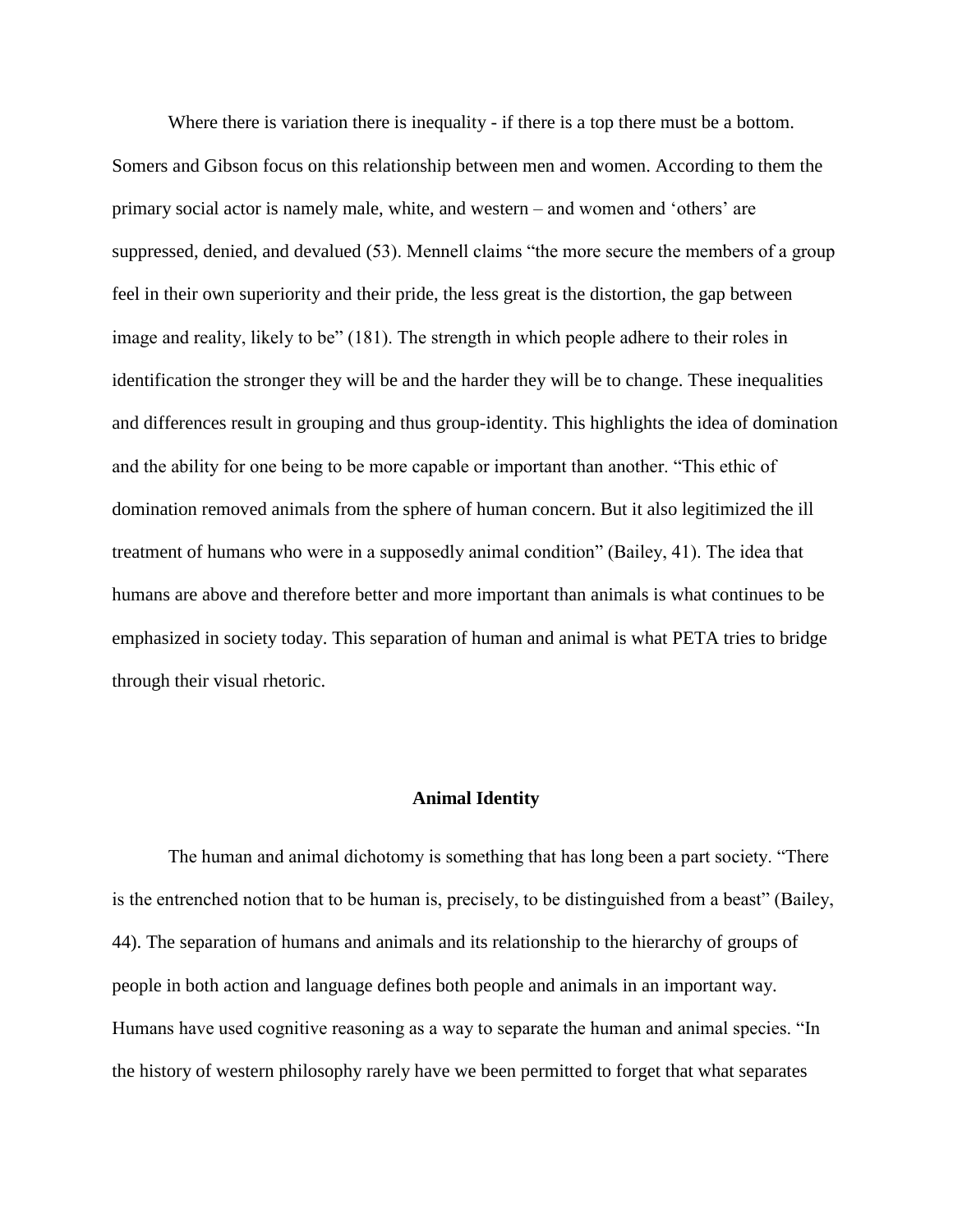Where there is variation there is inequality - if there is a top there must be a bottom. Somers and Gibson focus on this relationship between men and women. According to them the primary social actor is namely male, white, and western – and women and 'others' are suppressed, denied, and devalued (53). Mennell claims "the more secure the members of a group feel in their own superiority and their pride, the less great is the distortion, the gap between image and reality, likely to be" (181). The strength in which people adhere to their roles in identification the stronger they will be and the harder they will be to change. These inequalities and differences result in grouping and thus group-identity. This highlights the idea of domination and the ability for one being to be more capable or important than another. "This ethic of domination removed animals from the sphere of human concern. But it also legitimized the ill treatment of humans who were in a supposedly animal condition" (Bailey, 41). The idea that humans are above and therefore better and more important than animals is what continues to be emphasized in society today. This separation of human and animal is what PETA tries to bridge through their visual rhetoric.

## Animal Identity

The human and animal dichotomy is something that has long been a part society. "There is the entrenched notion that to be human is, precisely, to be distinguished from a beast" (Bailey, 44). The separation of humans and animals and its relationship to the hierarchy of groups of people in both action and language defines both people and animals in an important way. Humans have used cognitive reasoning as a way to separate the human and animal species. "In the history of western philosophy rarely have we been permitted to forget that what separates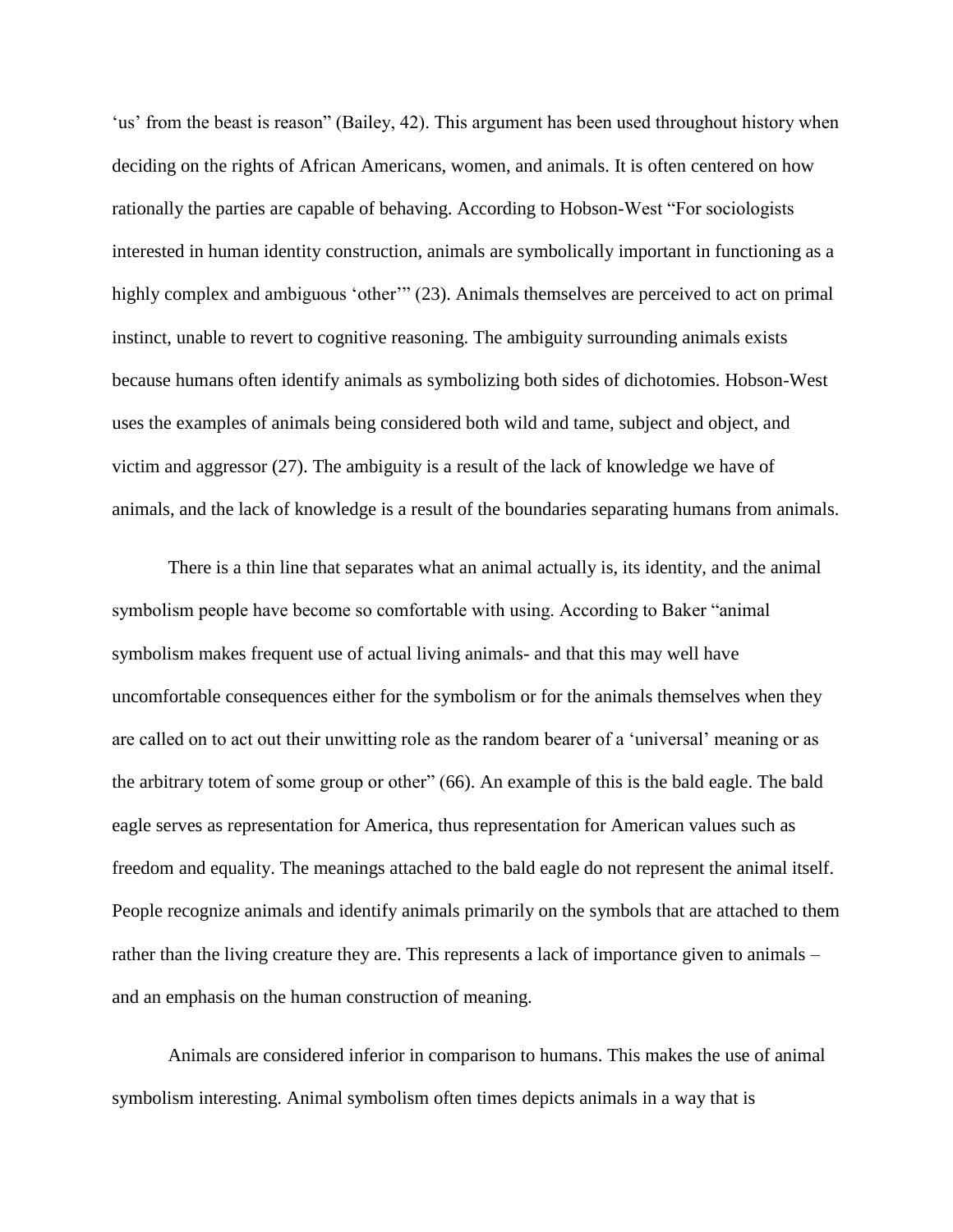'us' from the beast is reason" (Bailey, 42). This argument has been used throughout history when deciding on the rights of African Americans, women, and animals. It is often centered on how rationally the parties are capable of behaving. According to Hobson-West "For sociologists interested in human identity construction, animals are symbolically important in functioning as a highly complex and ambiguous 'other'" (23). Animals themselves are perceived to act on primal instinct, unable to revert to cognitive reasoning. The ambiguity surrounding animals exists because humans often identify animals as symbolizing both sides of dichotomies. Hobson-West uses the examples of animals being considered both wild and tame, subject and object, and victim and aggressor (27). The ambiguity is a result of the lack of knowledge we have of animals, and the lack of knowledge is a result of the boundaries separating humans from animals.

There is a thin line that separates what an animal actually is, its identity, and the animal symbolism people have become so comfortable with using. According to Baker "animal symbolism makes frequent use of actual living animals- and that this may well have uncomfortable consequences either for the symbolism or for the animals themselves when they are called on to act out their unwitting role as the random bearer of a 'universal' meaning or as the arbitrary totem of some group or other" (66). An example of this is the bald eagle. The bald eagle serves as representation for America, thus representation for American values such as freedom and equality. The meanings attached to the bald eagle do not represent the animal itself. People recognize animals and identify animals primarily on the symbols that are attached to them rather than the living creature they are. This represents a lack of importance given to animals – and an emphasis on the human construction of meaning.

Animals are considered inferior in comparison to humans. This makes the use of animal symbolism interesting. Animal symbolism often times depicts animals in a way that is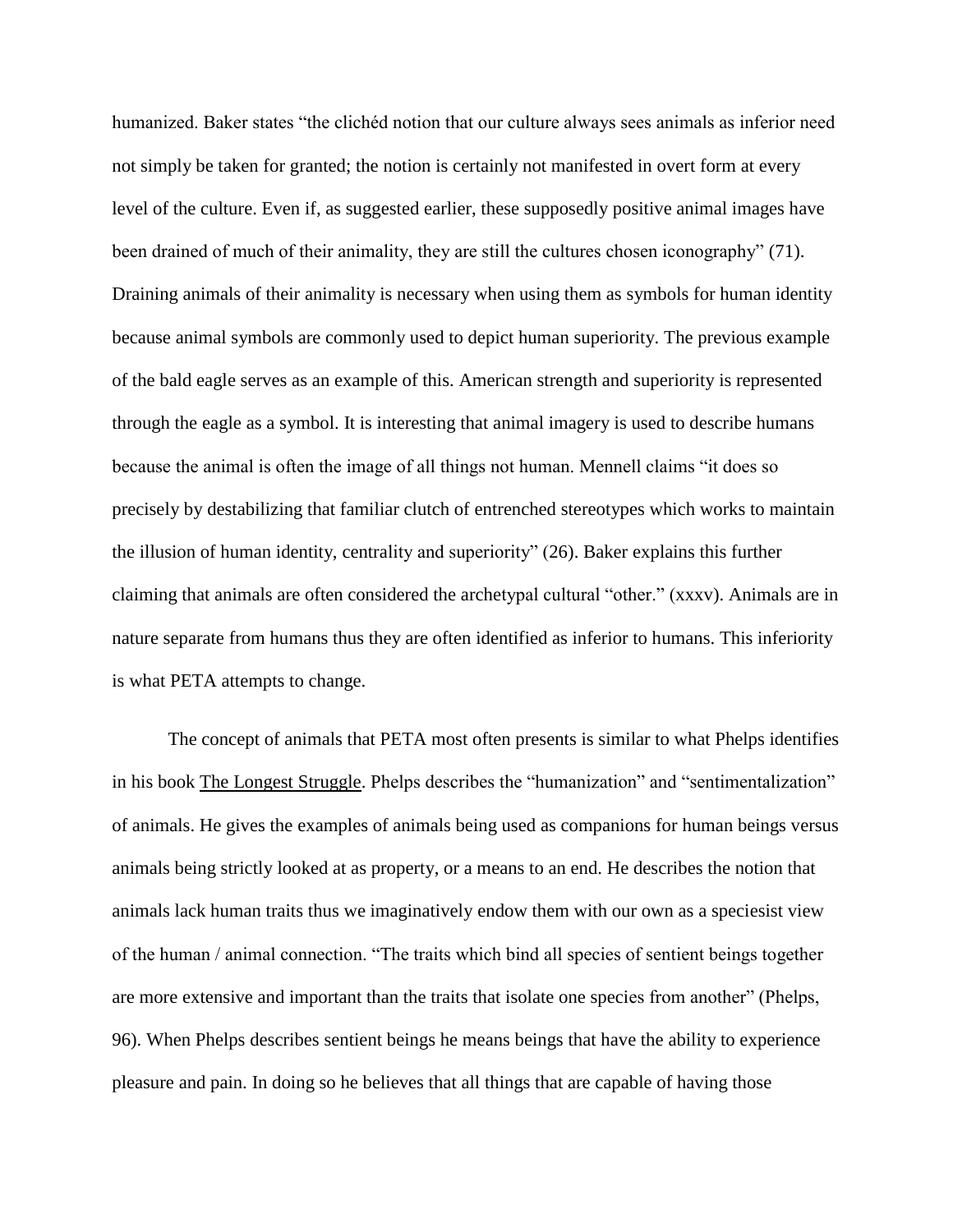humanized. Baker states "the clichéd notion that our culture always sees animals as inferior need not simply be taken for granted; the notion is certainly not manifested in overt form at every level of the culture. Even if, as suggested earlier, these supposedly positive animal images have been drained of much of their animality, they are still the cultures chosen iconography" (71). Draining animals of their animality is necessary when using them as symbols for human identity because animal symbols are commonly used to depict human superiority. The previous example of the bald eagle serves as an example of this. American strength and superiority is represented through the eagle as a symbol. It is interesting that animal imagery is used to describe humans because the animal is often the image of all things not human. Mennell claims "it does so precisely by destabilizing that familiar clutch of entrenched stereotypes which works to maintain the illusion of human identity, centrality and superiority" (26). Baker explains this further claiming that animals are often considered the archetypal cultural "other." (xxxv). Animals are in nature separate from humans thus they are often identified as inferior to humans. This inferiority is what PETA attempts to change.

The concept of animals that PETA most often presents is similar to what Phelps identifies in his book The Longest Struggle. Phelps describes the "humanization" and "sentimentalization" of animals. He gives the examples of animals being used as companions for human beings versus animals being strictly looked at as property, or a means to an end. He describes the notion that animals lack human traits thus we imaginatively endow them with our own as a speciesist view of the human / animal connection. "The traits which bind all species of sentient beings together are more extensive and important than the traits that isolate one species from another" (Phelps, 96). When Phelps describes sentient beings he means beings that have the ability to experience pleasure and pain. In doing so he believes that all things that are capable of having those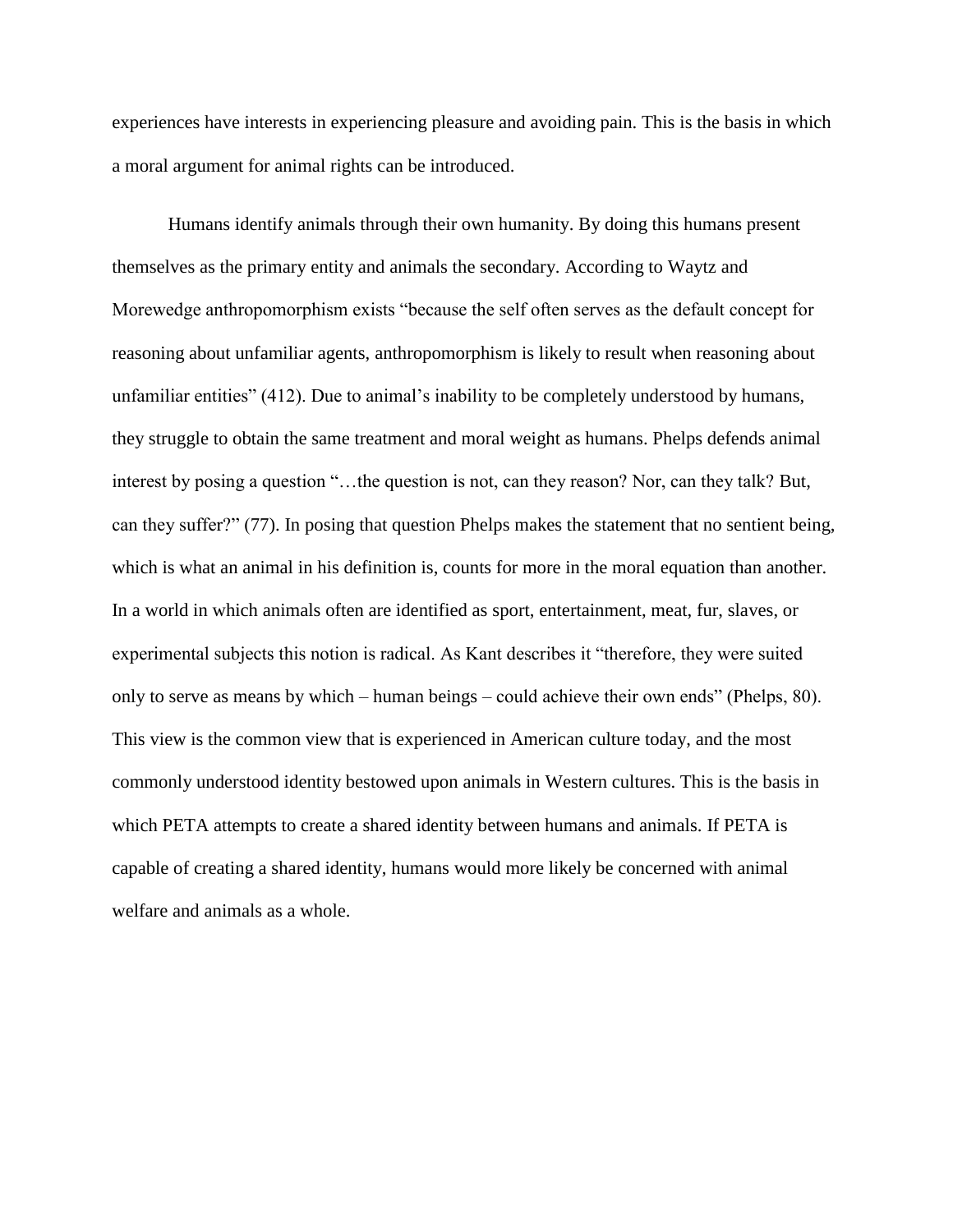experiences have interests in experiencing pleasure and avoiding pain. This is the basis in which a moral argument for animal rights can be introduced.

Humans identify animals through their own humanity. By doing this humans present themselves as the primary entity and animals the secondary. According to Waytz and Morewedge anthropomorphism exists "because the self often serves as the default concept for reasoning about unfamiliar agents, anthropomorphism is likely to result when reasoning about unfamiliar entities" (412). Due to animal's inability to be completely understood by humans, they struggle to obtain the same treatment and moral weight as humans. Phelps defends animal interest by posing a question "…the question is not, can they reason? Nor, can they talk? But, can they suffer?" (77). In posing that question Phelps makes the statement that no sentient being, which is what an animal in his definition is, counts for more in the moral equation than another. In a world in which animals often are identified as sport, entertainment, meat, fur, slaves, or experimental subjects this notion is radical. As Kant describes it "therefore, they were suited only to serve as means by which – human beings – could achieve their own ends" (Phelps, 80). This view is the common view that is experienced in American culture today, and the most commonly understood identity bestowed upon animals in Western cultures. This is the basis in which PETA attempts to create a shared identity between humans and animals. If PETA is capable of creating a shared identity, humans would more likely be concerned with animal welfare and animals as a whole.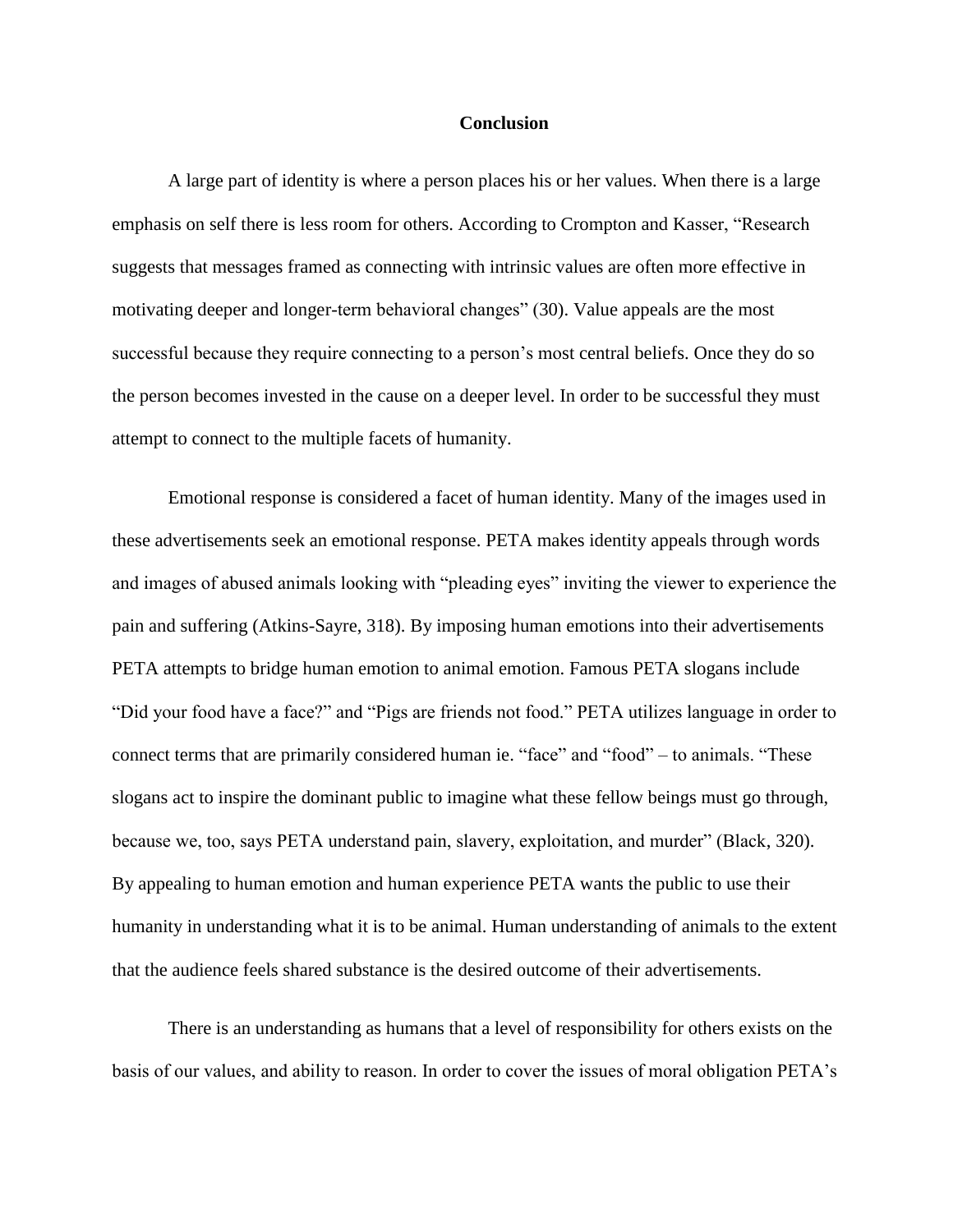## Conclusion

A large part of identity is where a person places his or her values. When there is a large emphasis on self there is less room for others. According to Crompton and Kasser, "Research suggests that messages framed as connecting with intrinsic values are often more effective in motivating deeper and longer-term behavioral changes" (30). Value appeals are the most successful because they require connecting to a person's most central beliefs. Once they do so the person becomes invested in the cause on a deeper level. In order to be successful they must attempt to connect to the multiple facets of humanity.

Emotional response is considered a facet of human identity. Many of the images used in these advertisements seek an emotional response. PETA makes identity appeals through words and images of abused animals looking with "pleading eyes" inviting the viewer to experience the pain and suffering (Atkins-Sayre, 318). By imposing human emotions into their advertisements PETA attempts to bridge human emotion to animal emotion. Famous PETA slogans include "Did your food have a face?" and "Pigs are friends not food." PETA utilizes language in order to connect terms that are primarily considered human ie. "face" and "food" – to animals. "These slogans act to inspire the dominant public to imagine what these fellow beings must go through, because we, too, says PETA understand pain, slavery, exploitation, and murder" (Black, 320). By appealing to human emotion and human experience PETA wants the public to use their humanity in understanding what it is to be animal. Human understanding of animals to the extent that the audience feels shared substance is the desired outcome of their advertisements.

There is an understanding as humans that a level of responsibility for others exists on the basis of our values, and ability to reason. In order to cover the issues of moral obligation PETA's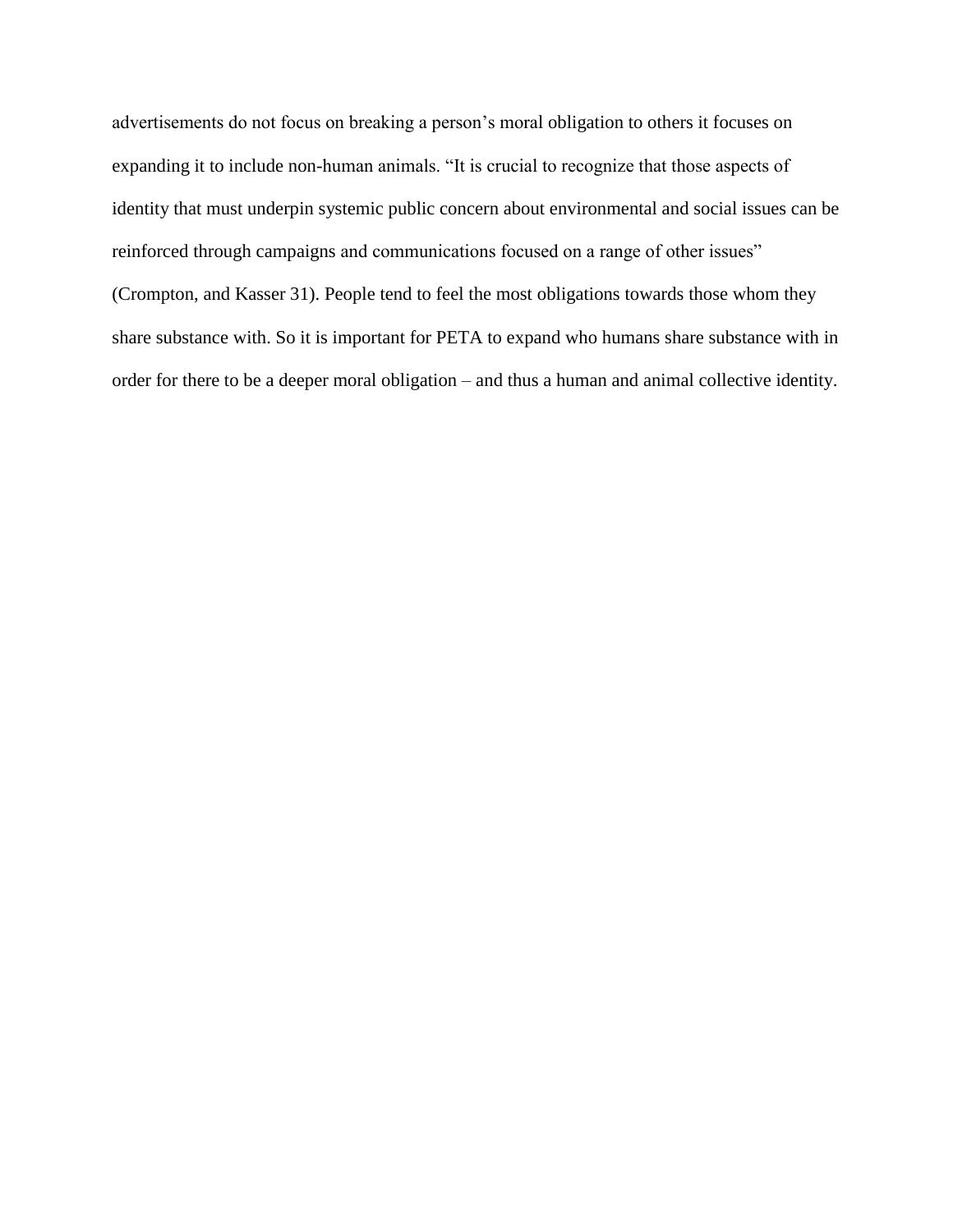advertisements do not focus on breaking a person's moral obligation to others it focuses on expanding it to include non-human animals. "It is crucial to recognize that those aspects of identity that must underpin systemic public concern about environmental and social issues can be reinforced through campaigns and communications focused on a range of other issues" (Crompton, and Kasser 31). People tend to feel the most obligations towards those whom they share substance with. So it is important for PETA to expand who humans share substance with in order for there to be a deeper moral obligation – and thus a human and animal collective identity.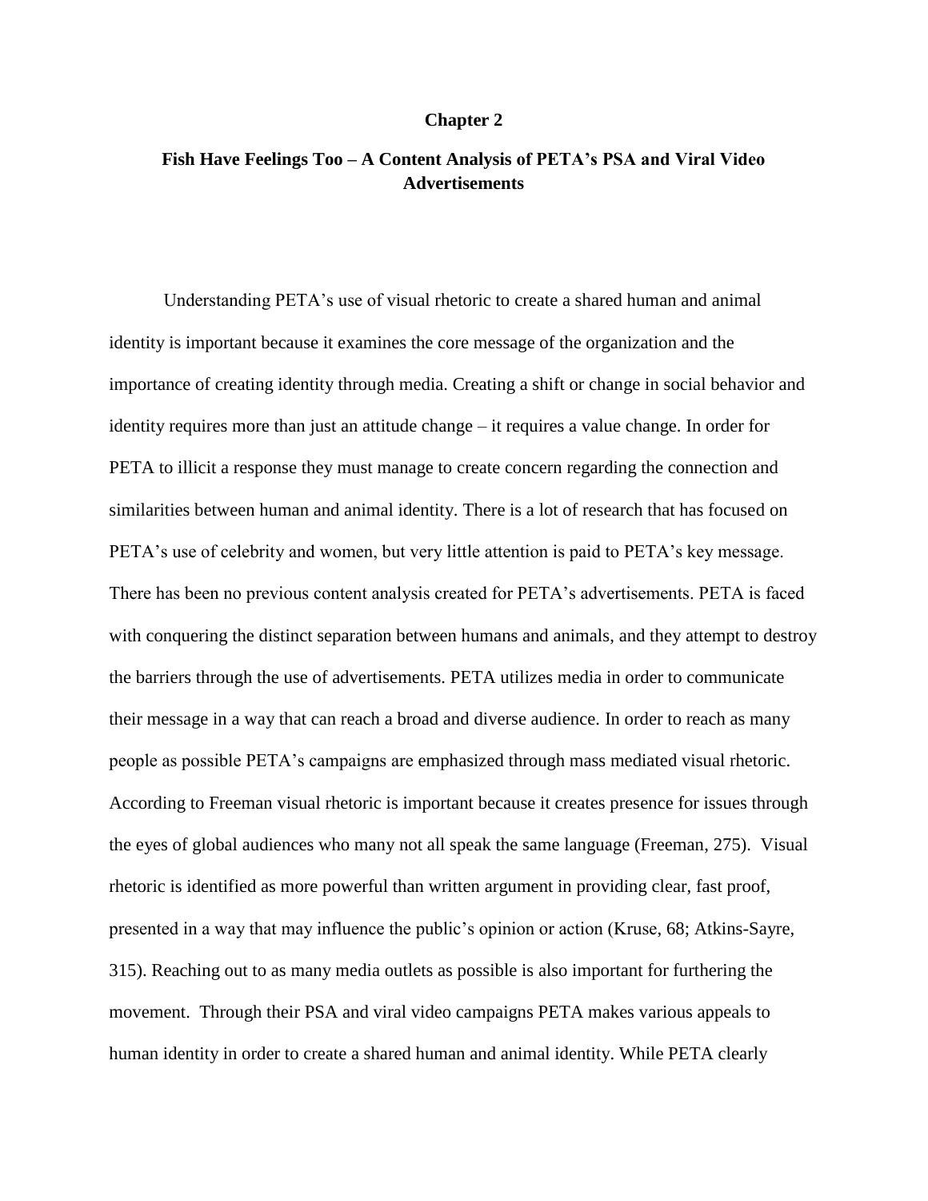# Chapter 2

## Fish Have Feelings Too – A Content Analysis of PETA's PSA and Viral Video Advertisements

Understanding PETA's use of visual rhetoric to create a shared human and animal identity is important because it examines the core message of the organization and the importance of creating identity through media. Creating a shift or change in social behavior and identity requires more than just an attitude change – it requires a value change. In order for PETA to illicit a response they must manage to create concern regarding the connection and similarities between human and animal identity. There is a lot of research that has focused on PETA's use of celebrity and women, but very little attention is paid to PETA's key message. There has been no previous content analysis created for PETA's advertisements. PETA is faced with conquering the distinct separation between humans and animals, and they attempt to destroy the barriers through the use of advertisements. PETA utilizes media in order to communicate their message in a way that can reach a broad and diverse audience. In order to reach as many people as possible PETA's campaigns are emphasized through mass mediated visual rhetoric. According to Freeman visual rhetoric is important because it creates presence for issues through the eyes of global audiences who many not all speak the same language (Freeman, 275). Visual rhetoric is identified as more powerful than written argument in providing clear, fast proof, presented in a way that may influence the public's opinion or action (Kruse, 68; Atkins-Sayre, 315). Reaching out to as many media outlets as possible is also important for furthering the movement. Through their PSA and viral video campaigns PETA makes various appeals to human identity in order to create a shared human and animal identity. While PETA clearly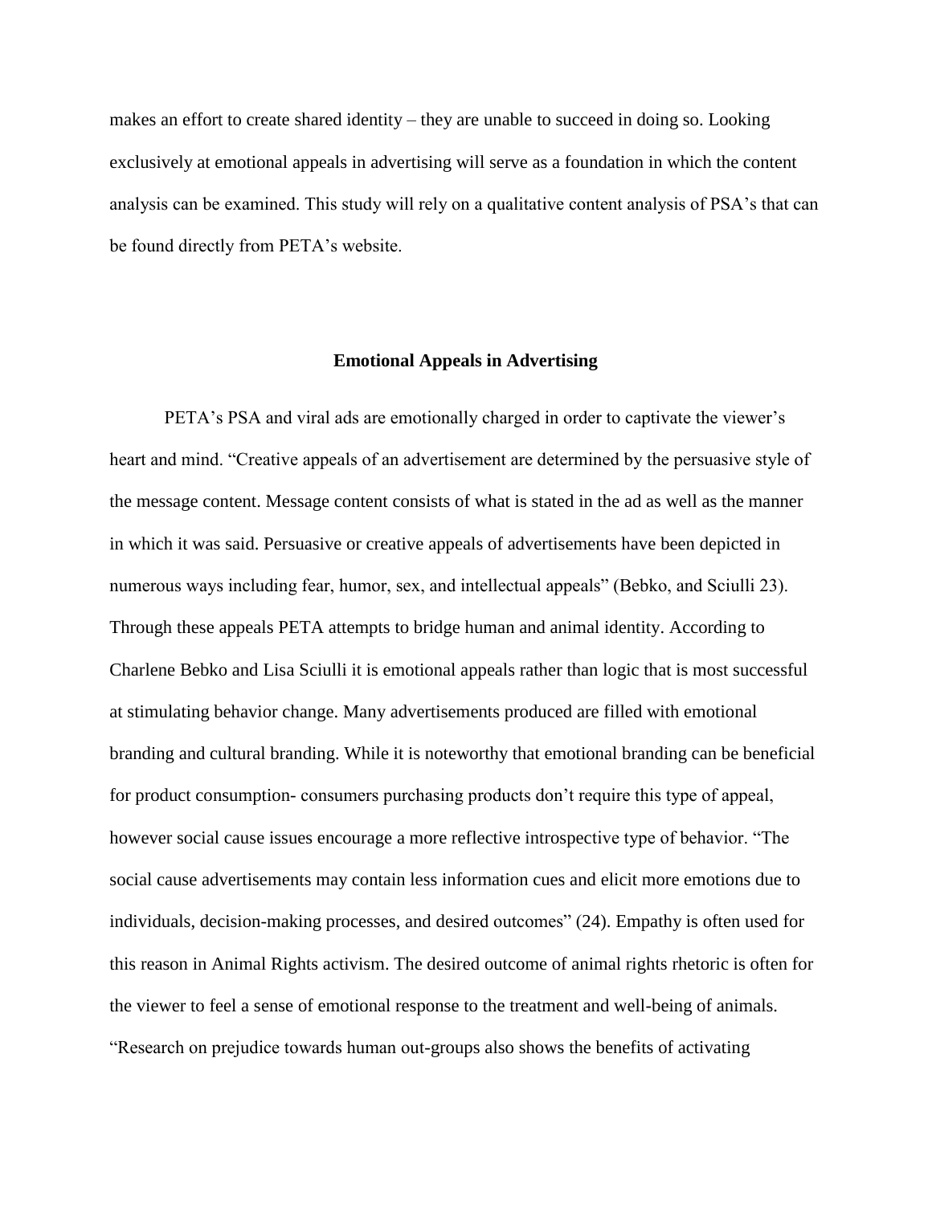makes an effort to create shared identity – they are unable to succeed in doing so. Looking exclusively at emotional appeals in advertising will serve as a foundation in which the content analysis can be examined. This study will rely on a qualitative content analysis of PSA's that can be found directly from PETA's website.

## Emotional Appeals in Advertising

PETA's PSA and viral ads are emotionally charged in order to captivate the viewer's heart and mind. "Creative appeals of an advertisement are determined by the persuasive style of the message content. Message content consists of what is stated in the ad as well as the manner in which it was said. Persuasive or creative appeals of advertisements have been depicted in numerous ways including fear, humor, sex, and intellectual appeals" (Bebko, and Sciulli 23). Through these appeals PETA attempts to bridge human and animal identity. According to Charlene Bebko and Lisa Sciulli it is emotional appeals rather than logic that is most successful at stimulating behavior change. Many advertisements produced are filled with emotional branding and cultural branding. While it is noteworthy that emotional branding can be beneficial for product consumption- consumers purchasing products don't require this type of appeal, however social cause issues encourage a more reflective introspective type of behavior. "The social cause advertisements may contain less information cues and elicit more emotions due to individuals, decision-making processes, and desired outcomes" (24). Empathy is often used for this reason in Animal Rights activism. The desired outcome of animal rights rhetoric is often for the viewer to feel a sense of emotional response to the treatment and well-being of animals. "Research on prejudice towards human out-groups also shows the benefits of activating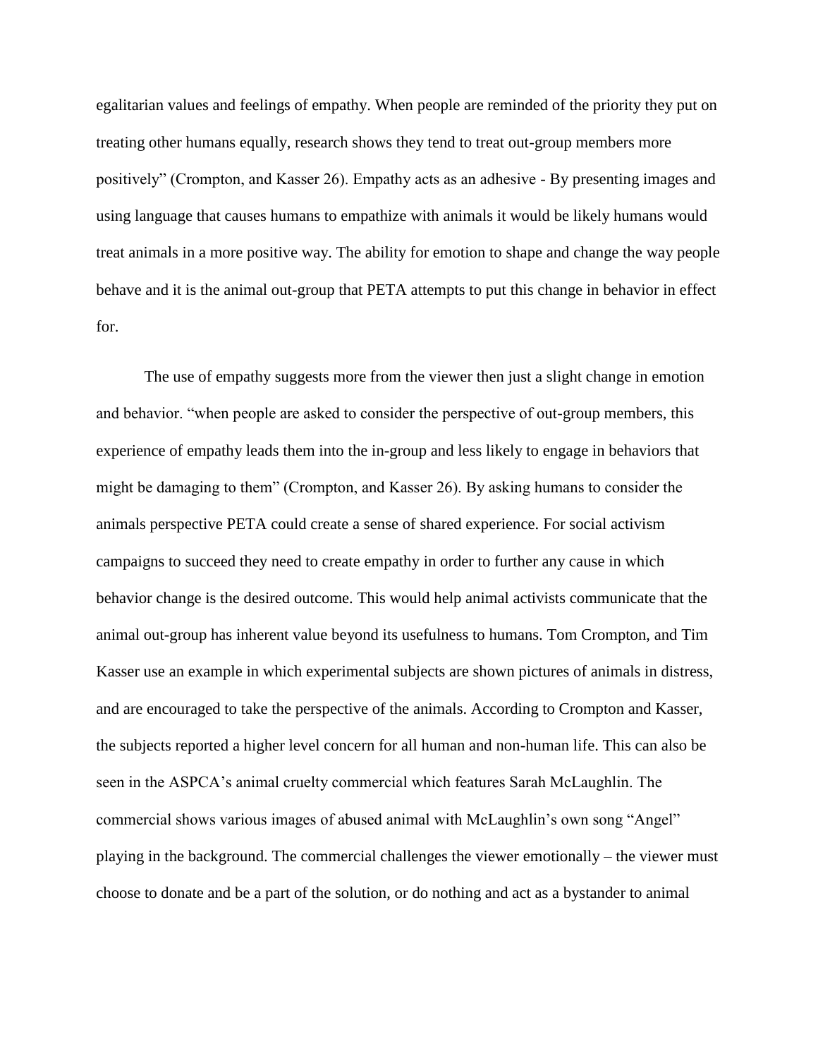egalitarian values and feelings of empathy. When people are reminded of the priority they put on treating other humans equally, research shows they tend to treat out-group members more positively" (Crompton, and Kasser 26). Empathy acts as an adhesive - By presenting images and using language that causes humans to empathize with animals it would be likely humans would treat animals in a more positive way. The ability for emotion to shape and change the way people behave and it is the animal out-group that PETA attempts to put this change in behavior in effect for.

The use of empathy suggests more from the viewer then just a slight change in emotion and behavior. "when people are asked to consider the perspective of out-group members, this experience of empathy leads them into the in-group and less likely to engage in behaviors that might be damaging to them" (Crompton, and Kasser 26). By asking humans to consider the animals perspective PETA could create a sense of shared experience. For social activism campaigns to succeed they need to create empathy in order to further any cause in which behavior change is the desired outcome. This would help animal activists communicate that the animal out-group has inherent value beyond its usefulness to humans. Tom Crompton, and Tim Kasser use an example in which experimental subjects are shown pictures of animals in distress, and are encouraged to take the perspective of the animals. According to Crompton and Kasser, the subjects reported a higher level concern for all human and non-human life. This can also be seen in the ASPCA's animal cruelty commercial which features Sarah McLaughlin. The commercial shows various images of abused animal with McLaughlin's own song "Angel" playing in the background. The commercial challenges the viewer emotionally – the viewer must choose to donate and be a part of the solution, or do nothing and act as a bystander to animal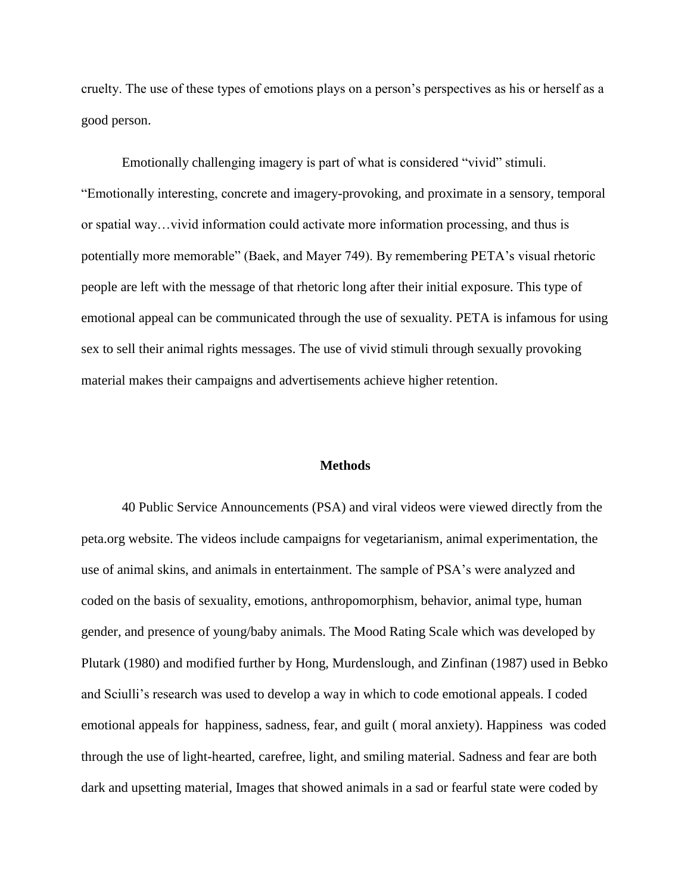cruelty. The use of these types of emotions plays on a person's perspectives as his or herself as a good person.

Emotionally challenging imagery is part of what is considered "vivid" stimuli. "Emotionally interesting, concrete and imagery-provoking, and proximate in a sensory, temporal or spatial way…vivid information could activate more information processing, and thus is potentially more memorable" (Baek, and Mayer 749). By remembering PETA's visual rhetoric people are left with the message of that rhetoric long after their initial exposure. This type of emotional appeal can be communicated through the use of sexuality. PETA is infamous for using sex to sell their animal rights messages. The use of vivid stimuli through sexually provoking material makes their campaigns and advertisements achieve higher retention.

## Methods

40 Public Service Announcements (PSA) and viral videos were viewed directly from the peta.org website. The videos include campaigns for vegetarianism, animal experimentation, the use of animal skins, and animals in entertainment. The sample of PSA's were analyzed and coded on the basis of sexuality, emotions, anthropomorphism, behavior, animal type, human gender, and presence of young/baby animals. The Mood Rating Scale which was developed by Plutark (1980) and modified further by Hong, Murdenslough, and Zinfinan (1987) used in Bebko and Sciulli's research was used to develop a way in which to code emotional appeals. I coded emotional appeals for happiness, sadness, fear, and guilt ( moral anxiety). Happiness was coded through the use of light-hearted, carefree, light, and smiling material. Sadness and fear are both dark and upsetting material, Images that showed animals in a sad or fearful state were coded by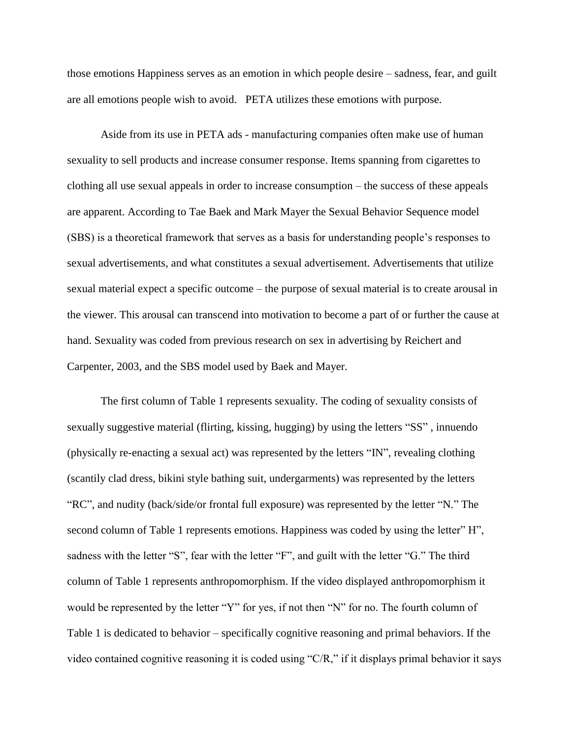those emotions Happiness serves as an emotion in which people desire – sadness, fear, and guilt are all emotions people wish to avoid.   PETA utilizes these emotions with purpose.

Aside from its use in PETA ads - manufacturing companies often make use of human sexuality to sell products and increase consumer response. Items spanning from cigarettes to clothing all use sexual appeals in order to increase consumption – the success of these appeals are apparent. According to Tae Baek and Mark Mayer the Sexual Behavior Sequence model (SBS) is a theoretical framework that serves as a basis for understanding people's responses to sexual advertisements, and what constitutes a sexual advertisement. Advertisements that utilize sexual material expect a specific outcome – the purpose of sexual material is to create arousal in the viewer. This arousal can transcend into motivation to become a part of or further the cause at hand. Sexuality was coded from previous research on sex in advertising by Reichert and Carpenter, 2003, and the SBS model used by Baek and Mayer.

The first column of Table 1 represents sexuality. The coding of sexuality consists of sexually suggestive material (flirting, kissing, hugging) by using the letters "SS" , innuendo (physically re-enacting a sexual act) was represented by the letters "IN", revealing clothing (scantily clad dress, bikini style bathing suit, undergarments) was represented by the letters "RC", and nudity (back/side/or frontal full exposure) was represented by the letter "N." The second column of Table 1 represents emotions. Happiness was coded by using the letter" H", sadness with the letter "S", fear with the letter "F", and guilt with the letter "G." The third column of Table 1 represents anthropomorphism. If the video displayed anthropomorphism it would be represented by the letter "Y" for yes, if not then "N" for no. The fourth column of Table 1 is dedicated to behavior – specifically cognitive reasoning and primal behaviors. If the video contained cognitive reasoning it is coded using "C/R," if it displays primal behavior it says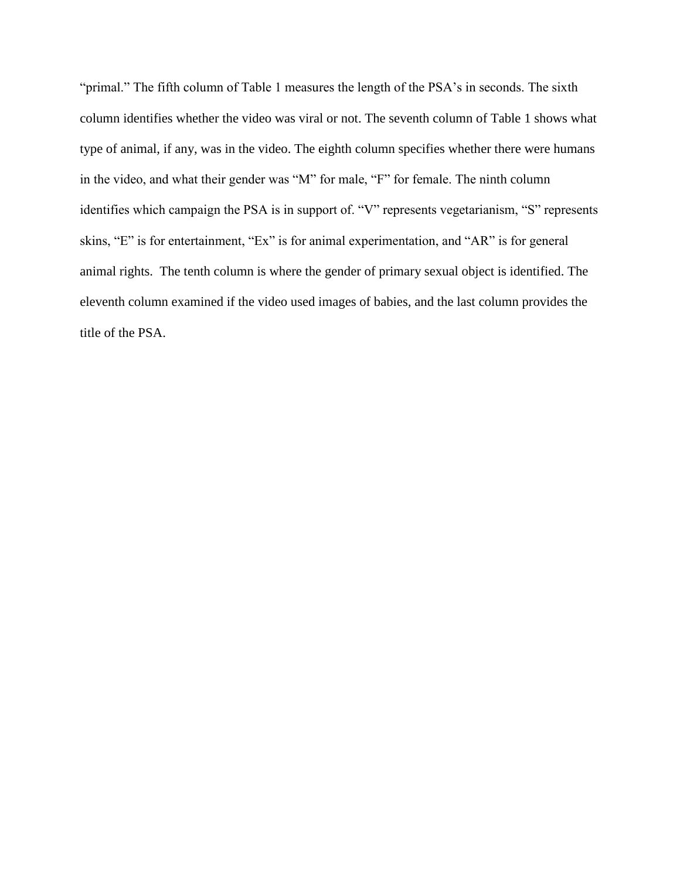"primal." The fifth column of Table 1 measures the length of the PSA's in seconds. The sixth column identifies whether the video was viral or not. The seventh column of Table 1 shows what type of animal, if any, was in the video. The eighth column specifies whether there were humans in the video, and what their gender was "M" for male, "F" for female. The ninth column identifies which campaign the PSA is in support of. "V" represents vegetarianism, "S" represents skins, "E" is for entertainment, "Ex" is for animal experimentation, and "AR" is for general animal rights.  The tenth column is where the gender of primary sexual object is identified. The eleventh column examined if the video used images of babies, and the last column provides the title of the PSA.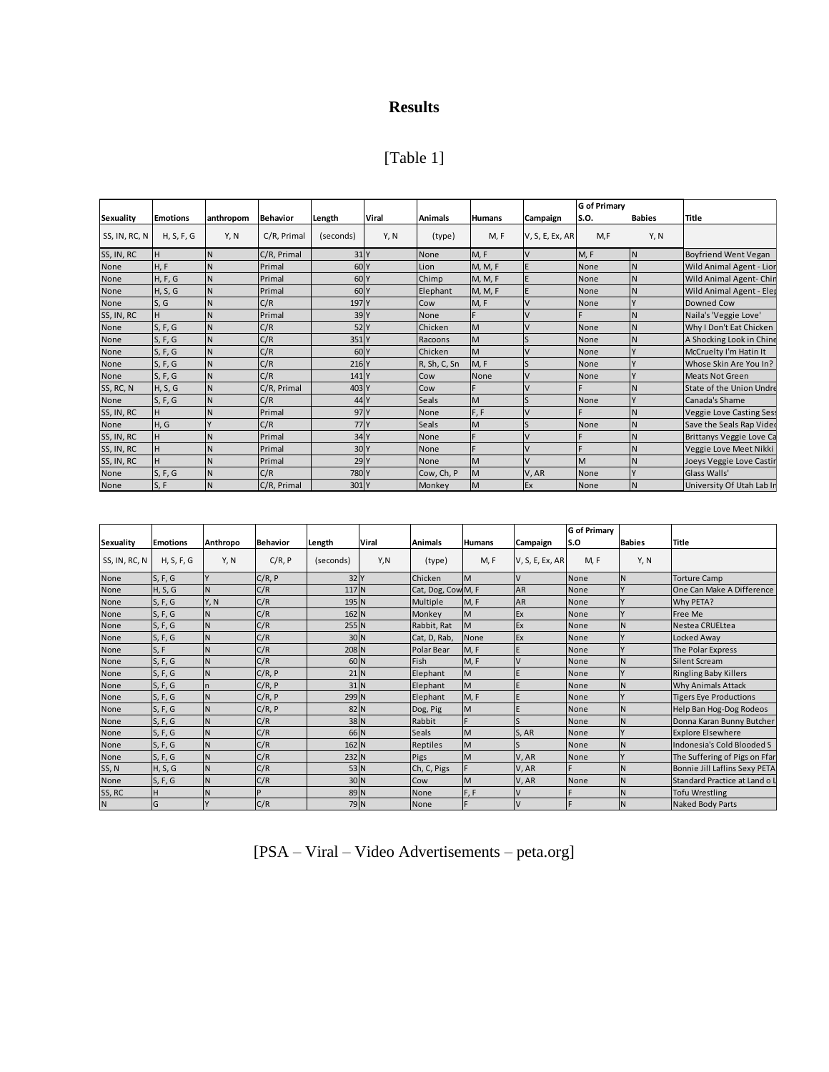# Results

[Table 1]

| Sexuality | Emotions | anthropom | Behavior | Length | Viral | Animals | Humans | Campaign | G of Primary S.O. | Babies | Title |
|---|---|---|---|---|---|---|---|---|---|---|---|
| SS, IN, RC, N | H, S, F, G | Y, N | C/R, Primal | (seconds) | Y, N | (type) | M, F | V, S, E, Ex, AR | M,F | Y, N | |
| SS, IN, RC | H | N | C/R, Primal | 31 | Y | None | M, F | V | M, F | N | Boyfriend Went Vegan |
| None | H, F | N | Primal | 60 | Y | Lion | M, M, F | E | None | N | Wild Animal Agent - Lior |
| None | H, F, G | N | Primal | 60 | Y | Chimp | M, M, F | E | None | N | Wild Animal Agent- Chin |
| None | H, S, G | N | Primal | 60 | Y | Elephant | M, M, F | E | None | N | Wild Animal Agent - Elep |
| None | S, G | N | C/R | 197 | Y | Cow | M, F | V | None | Y | Downed Cow |
| SS, IN, RC | H | N | Primal | 39 | Y | None | F | V | F | N | Naila's 'Veggie Love' |
| None | S, F, G | N | C/R | 52 | Y | Chicken | M | V | None | N | Why I Don't Eat Chicken |
| None | S, F, G | N | C/R | 351 | Y | Racoons | M | S | None | N | A Shocking Look in Chine |
| None | S, F, G | N | C/R | 60 | Y | Chicken | M | V | None | Y | McCruelty I'm Hatin It |
| None | S, F, G | N | C/R | 216 | Y | R, Sh, C, Sn | M, F | S | None | Y | Whose Skin Are You In? |
| None | S, F, G | N | C/R | 141 | Y | Cow | None | V | None | Y | Meats Not Green |
| SS, RC, N | H, S, G | N | C/R, Primal | 403 | Y | Cow | F | V | F | N | State of the Union Undre |
| None | S, F, G | N | C/R | 44 | Y | Seals | M | S | None | Y | Canada's Shame |
| SS, IN, RC | H | N | Primal | 97 | Y | None | F, F | V | F | N | Veggie Love Casting Sess |
| None | H, G | Y | C/R | 77 | Y | Seals | M | S | None | N | Save the Seals Rap Video |
| SS, IN, RC | H | N | Primal | 34 | Y | None | F | V | F | N | Brittanys Veggie Love Ca |
| SS, IN, RC | H | N | Primal | 30 | Y | None | F | V | F | N | Veggie Love Meet Nikki |
| SS, IN, RC | H | N | Primal | 29 | Y | None | M | V | M | N | Joeys Veggie Love Castin |
| None | S, F, G | N | C/R | 780 | Y | Cow, Ch, P | M | V, AR | None | Y | Glass Walls' |
| None | S, F | N | C/R, Primal | 301 | Y | Monkey | M | Ex | None | N | University Of Utah Lab In |

| Sexuality | Emotions | Anthropo | Behavior | Length | Viral | Animals | Humans | Campaign | G of Primary S.O | Babies | Title |
|---|---|---|---|---|---|---|---|---|---|---|---|
| SS, IN, RC, N | H, S, F, G | Y, N | C/R, P | (seconds) | Y,N | (type) | M, F | V, S, E, Ex, AR | M, F | Y, N | |
| None | S, F, G | Y | C/R, P | 32 | Y | Chicken | M | V | None | N | Torture Camp |
| None | H, S, G | N | C/R | 117 | N | Cat, Dog, Cow | M, F | AR | None | Y | One Can Make A Difference |
| None | S, F, G | Y, N | C/R | 195 | N | Multiple | M, F | AR | None | Y | Why PETA? |
| None | S, F, G | N | C/R | 162 | N | Monkey | M | Ex | None | Y | Free Me |
| None | S, F, G | N | C/R | 255 | N | Rabbit, Rat | M | Ex | None | N | Nestea CRUELtea |
| None | S, F, G | N | C/R | 30 | N | Cat, D, Rab, | None | Ex | None | Y | Locked Away |
| None | S, F | N | C/R | 208 | N | Polar Bear | M, F | E | None | Y | The Polar Express |
| None | S, F, G | N | C/R | 60 | N | Fish | M, F | V | None | N | Silent Scream |
| None | S, F, G | N | C/R, P | 21 | N | Elephant | M | E | None | Y | Ringling Baby Killers |
| None | S, F, G | n | C/R, P | 31 | N | Elephant | M | E | None | N | Why Animals Attack |
| None | S, F, G | N | C/R, P | 299 | N | Elephant | M, F | E | None | Y | Tigers Eye Productions |
| None | S, F, G | N | C/R, P | 82 | N | Dog, Pig | M | E | None | N | Help Ban Hog-Dog Rodeos |
| None | S, F, G | N | C/R | 38 | N | Rabbit | F | S | None | N | Donna Karan Bunny Butcher |
| None | S, F, G | N | C/R | 66 | N | Seals | M | S, AR | None | Y | Explore Elsewhere |
| None | S, F, G | N | C/R | 162 | N | Reptiles | M | S | None | N | Indonesia's Cold Blooded S |
| None | S, F, G | N | C/R | 232 | N | Pigs | M | V, AR | None | Y | The Suffering of Pigs on Ffar |
| SS, N | H, S, G | N | C/R | 53 | N | Ch, C, Pigs | F | V, AR | F | N | Bonnie Jill Laflins Sexy PETA |
| None | S, F, G | N | C/R | 30 | N | Cow | M | V, AR | None | N | Standard Practice at Land o L |
| SS, RC | H | N | P | 89 | N | None | F, F | V | F | N | Tofu Wrestling |
| N | G | Y | C/R | 79 | N | None | F | V | F | N | Naked Body Parts |

[PSA – Viral – Video Advertisements – peta.org]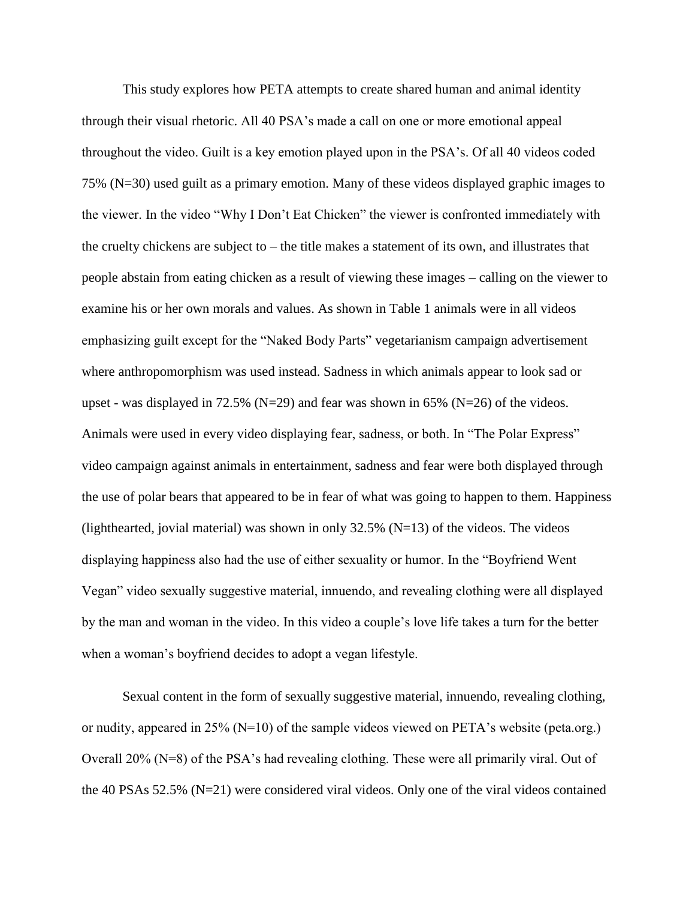This study explores how PETA attempts to create shared human and animal identity through their visual rhetoric. All 40 PSA's made a call on one or more emotional appeal throughout the video. Guilt is a key emotion played upon in the PSA's. Of all 40 videos coded 75% (N=30) used guilt as a primary emotion. Many of these videos displayed graphic images to the viewer. In the video "Why I Don't Eat Chicken" the viewer is confronted immediately with the cruelty chickens are subject to – the title makes a statement of its own, and illustrates that people abstain from eating chicken as a result of viewing these images – calling on the viewer to examine his or her own morals and values. As shown in Table 1 animals were in all videos emphasizing guilt except for the "Naked Body Parts" vegetarianism campaign advertisement where anthropomorphism was used instead. Sadness in which animals appear to look sad or upset - was displayed in 72.5% (N=29) and fear was shown in 65% (N=26) of the videos. Animals were used in every video displaying fear, sadness, or both. In "The Polar Express" video campaign against animals in entertainment, sadness and fear were both displayed through the use of polar bears that appeared to be in fear of what was going to happen to them. Happiness (lighthearted, jovial material) was shown in only 32.5% (N=13) of the videos. The videos displaying happiness also had the use of either sexuality or humor. In the "Boyfriend Went Vegan" video sexually suggestive material, innuendo, and revealing clothing were all displayed by the man and woman in the video. In this video a couple's love life takes a turn for the better when a woman's boyfriend decides to adopt a vegan lifestyle.

Sexual content in the form of sexually suggestive material, innuendo, revealing clothing, or nudity, appeared in 25% (N=10) of the sample videos viewed on PETA's website (peta.org.) Overall 20% (N=8) of the PSA's had revealing clothing. These were all primarily viral. Out of the 40 PSAs 52.5% (N=21) were considered viral videos. Only one of the viral videos contained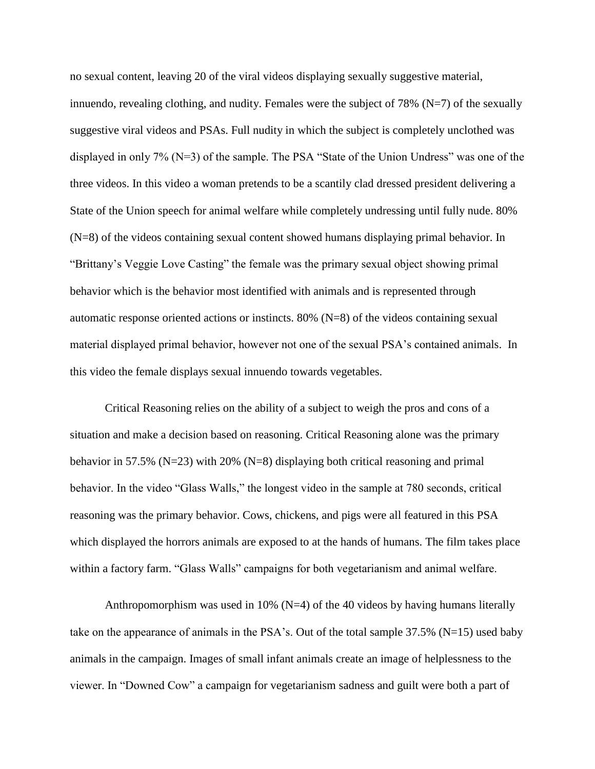no sexual content, leaving 20 of the viral videos displaying sexually suggestive material, innuendo, revealing clothing, and nudity. Females were the subject of 78% (N=7) of the sexually suggestive viral videos and PSAs. Full nudity in which the subject is completely unclothed was displayed in only 7% (N=3) of the sample. The PSA "State of the Union Undress" was one of the three videos. In this video a woman pretends to be a scantily clad dressed president delivering a State of the Union speech for animal welfare while completely undressing until fully nude. 80% (N=8) of the videos containing sexual content showed humans displaying primal behavior. In "Brittany's Veggie Love Casting" the female was the primary sexual object showing primal behavior which is the behavior most identified with animals and is represented through automatic response oriented actions or instincts. 80% (N=8) of the videos containing sexual material displayed primal behavior, however not one of the sexual PSA's contained animals. In this video the female displays sexual innuendo towards vegetables.

Critical Reasoning relies on the ability of a subject to weigh the pros and cons of a situation and make a decision based on reasoning. Critical Reasoning alone was the primary behavior in 57.5% (N=23) with 20% (N=8) displaying both critical reasoning and primal behavior. In the video "Glass Walls," the longest video in the sample at 780 seconds, critical reasoning was the primary behavior. Cows, chickens, and pigs were all featured in this PSA which displayed the horrors animals are exposed to at the hands of humans. The film takes place within a factory farm. "Glass Walls" campaigns for both vegetarianism and animal welfare.

Anthropomorphism was used in 10% (N=4) of the 40 videos by having humans literally take on the appearance of animals in the PSA's. Out of the total sample 37.5% (N=15) used baby animals in the campaign. Images of small infant animals create an image of helplessness to the viewer. In "Downed Cow" a campaign for vegetarianism sadness and guilt were both a part of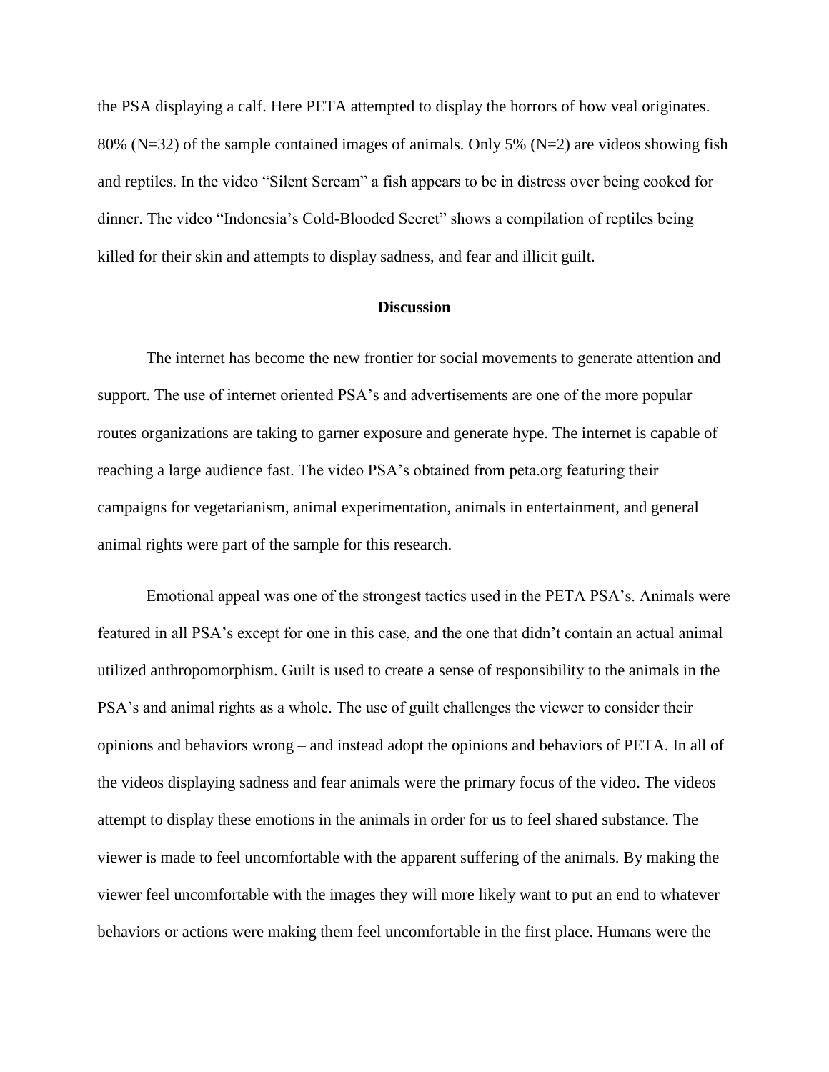the PSA displaying a calf. Here PETA attempted to display the horrors of how veal originates. 80% (N=32) of the sample contained images of animals. Only 5% (N=2) are videos showing fish and reptiles. In the video "Silent Scream" a fish appears to be in distress over being cooked for dinner. The video "Indonesia's Cold-Blooded Secret" shows a compilation of reptiles being killed for their skin and attempts to display sadness, and fear and illicit guilt.

## Discussion

The internet has become the new frontier for social movements to generate attention and support. The use of internet oriented PSA's and advertisements are one of the more popular routes organizations are taking to garner exposure and generate hype. The internet is capable of reaching a large audience fast. The video PSA's obtained from peta.org featuring their campaigns for vegetarianism, animal experimentation, animals in entertainment, and general animal rights were part of the sample for this research.

Emotional appeal was one of the strongest tactics used in the PETA PSA's. Animals were featured in all PSA's except for one in this case, and the one that didn't contain an actual animal utilized anthropomorphism. Guilt is used to create a sense of responsibility to the animals in the PSA's and animal rights as a whole. The use of guilt challenges the viewer to consider their opinions and behaviors wrong – and instead adopt the opinions and behaviors of PETA. In all of the videos displaying sadness and fear animals were the primary focus of the video. The videos attempt to display these emotions in the animals in order for us to feel shared substance. The viewer is made to feel uncomfortable with the apparent suffering of the animals. By making the viewer feel uncomfortable with the images they will more likely want to put an end to whatever behaviors or actions were making them feel uncomfortable in the first place. Humans were the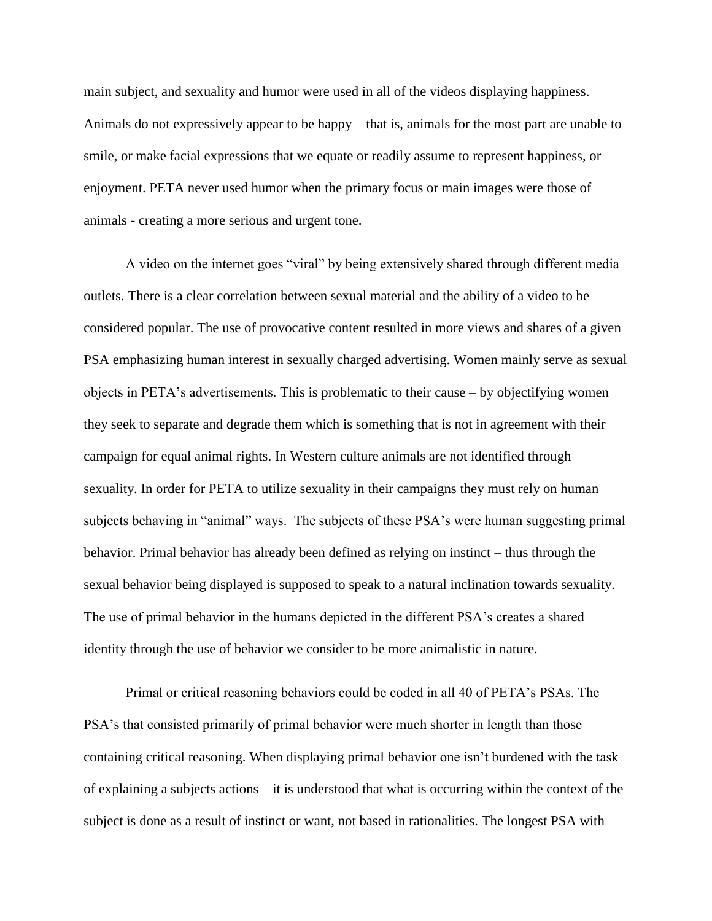main subject, and sexuality and humor were used in all of the videos displaying happiness. Animals do not expressively appear to be happy – that is, animals for the most part are unable to smile, or make facial expressions that we equate or readily assume to represent happiness, or enjoyment. PETA never used humor when the primary focus or main images were those of animals - creating a more serious and urgent tone.

A video on the internet goes "viral" by being extensively shared through different media outlets. There is a clear correlation between sexual material and the ability of a video to be considered popular. The use of provocative content resulted in more views and shares of a given PSA emphasizing human interest in sexually charged advertising. Women mainly serve as sexual objects in PETA's advertisements. This is problematic to their cause – by objectifying women they seek to separate and degrade them which is something that is not in agreement with their campaign for equal animal rights. In Western culture animals are not identified through sexuality. In order for PETA to utilize sexuality in their campaigns they must rely on human subjects behaving in "animal" ways. The subjects of these PSA's were human suggesting primal behavior. Primal behavior has already been defined as relying on instinct – thus through the sexual behavior being displayed is supposed to speak to a natural inclination towards sexuality. The use of primal behavior in the humans depicted in the different PSA's creates a shared identity through the use of behavior we consider to be more animalistic in nature.

Primal or critical reasoning behaviors could be coded in all 40 of PETA's PSAs. The PSA's that consisted primarily of primal behavior were much shorter in length than those containing critical reasoning. When displaying primal behavior one isn't burdened with the task of explaining a subjects actions – it is understood that what is occurring within the context of the subject is done as a result of instinct or want, not based in rationalities. The longest PSA with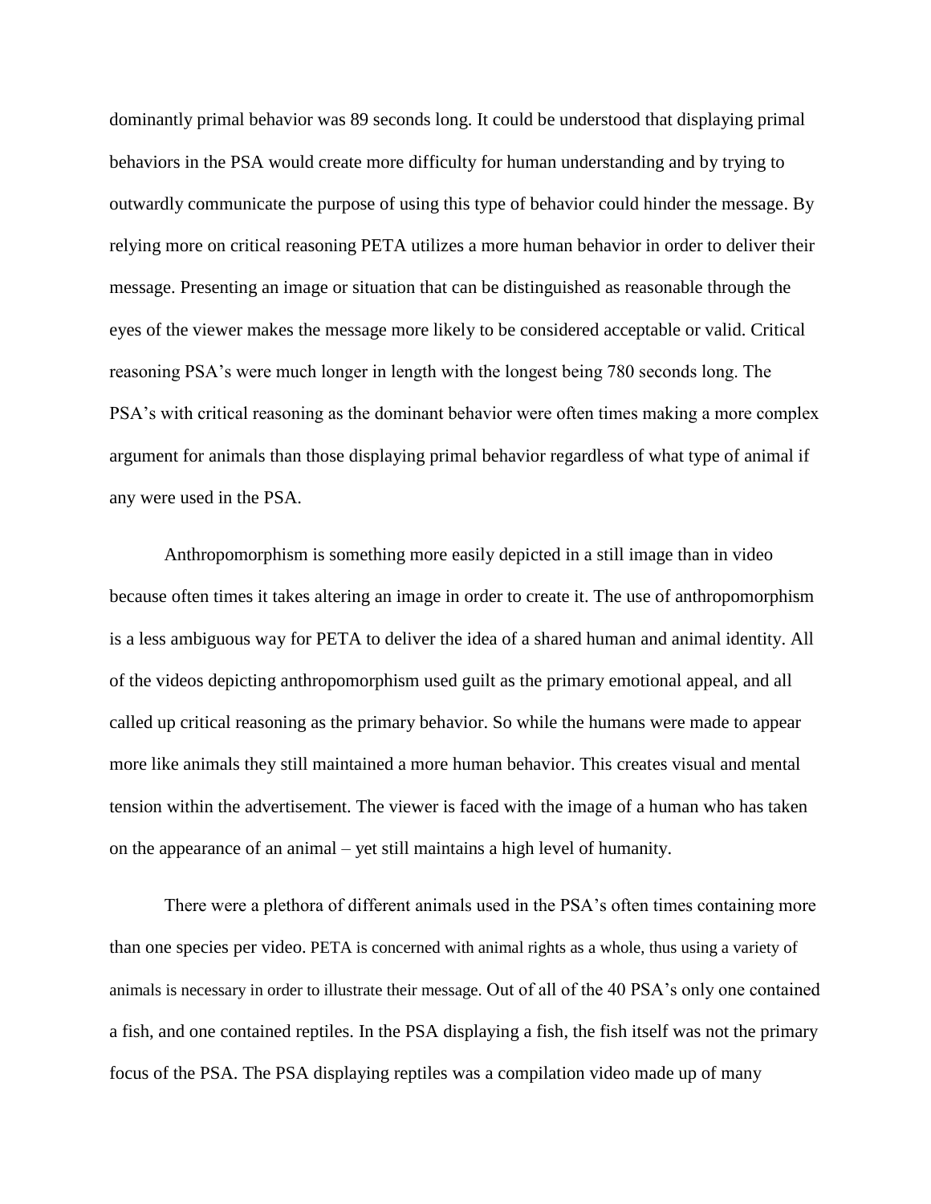dominantly primal behavior was 89 seconds long. It could be understood that displaying primal behaviors in the PSA would create more difficulty for human understanding and by trying to outwardly communicate the purpose of using this type of behavior could hinder the message. By relying more on critical reasoning PETA utilizes a more human behavior in order to deliver their message. Presenting an image or situation that can be distinguished as reasonable through the eyes of the viewer makes the message more likely to be considered acceptable or valid. Critical reasoning PSA's were much longer in length with the longest being 780 seconds long. The PSA's with critical reasoning as the dominant behavior were often times making a more complex argument for animals than those displaying primal behavior regardless of what type of animal if any were used in the PSA.

Anthropomorphism is something more easily depicted in a still image than in video because often times it takes altering an image in order to create it. The use of anthropomorphism is a less ambiguous way for PETA to deliver the idea of a shared human and animal identity. All of the videos depicting anthropomorphism used guilt as the primary emotional appeal, and all called up critical reasoning as the primary behavior. So while the humans were made to appear more like animals they still maintained a more human behavior. This creates visual and mental tension within the advertisement. The viewer is faced with the image of a human who has taken on the appearance of an animal – yet still maintains a high level of humanity.

There were a plethora of different animals used in the PSA's often times containing more than one species per video. PETA is concerned with animal rights as a whole, thus using a variety of animals is necessary in order to illustrate their message. Out of all of the 40 PSA's only one contained a fish, and one contained reptiles. In the PSA displaying a fish, the fish itself was not the primary focus of the PSA. The PSA displaying reptiles was a compilation video made up of many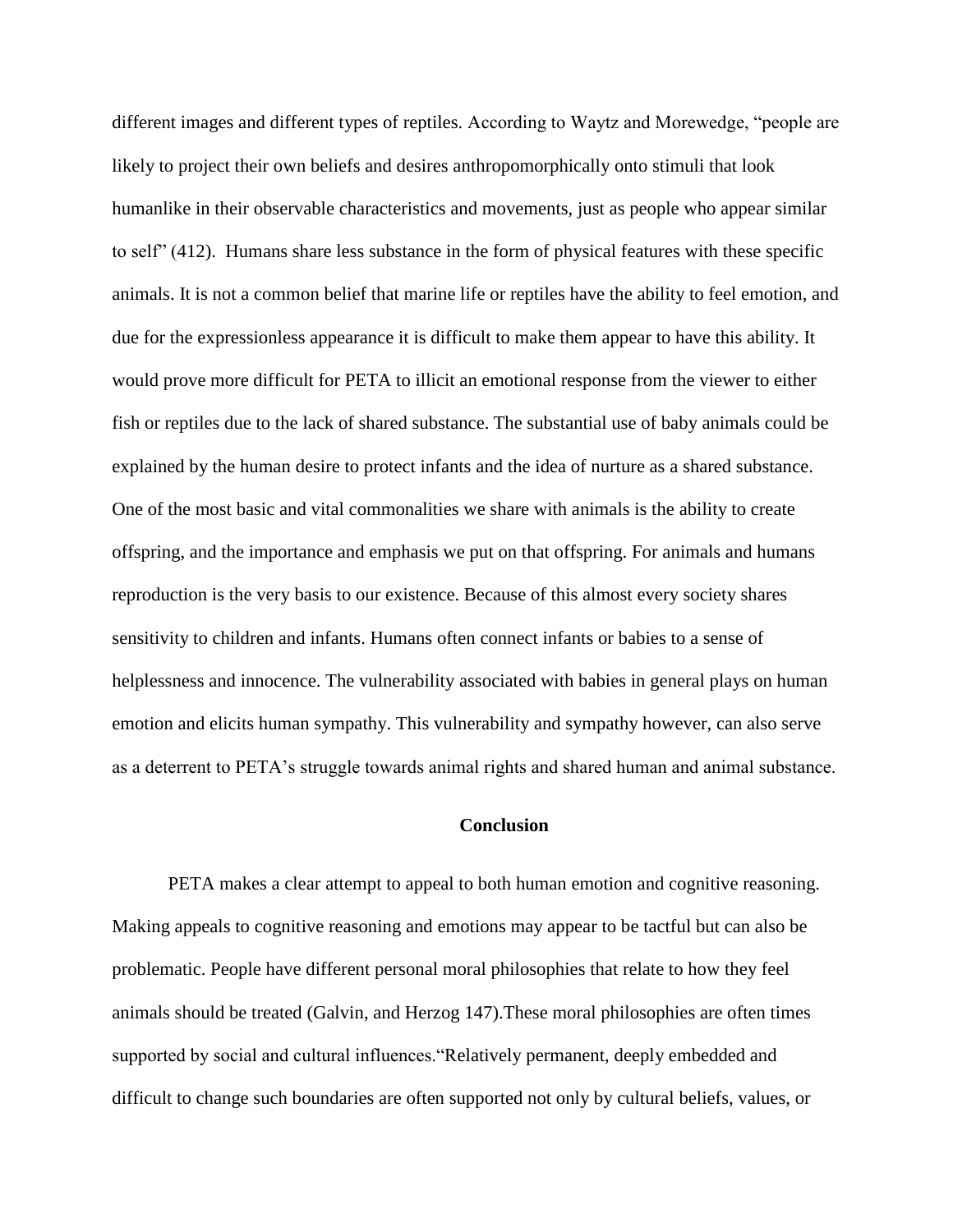different images and different types of reptiles. According to Waytz and Morewedge, "people are likely to project their own beliefs and desires anthropomorphically onto stimuli that look humanlike in their observable characteristics and movements, just as people who appear similar to self" (412). Humans share less substance in the form of physical features with these specific animals. It is not a common belief that marine life or reptiles have the ability to feel emotion, and due for the expressionless appearance it is difficult to make them appear to have this ability. It would prove more difficult for PETA to illicit an emotional response from the viewer to either fish or reptiles due to the lack of shared substance. The substantial use of baby animals could be explained by the human desire to protect infants and the idea of nurture as a shared substance. One of the most basic and vital commonalities we share with animals is the ability to create offspring, and the importance and emphasis we put on that offspring. For animals and humans reproduction is the very basis to our existence. Because of this almost every society shares sensitivity to children and infants. Humans often connect infants or babies to a sense of helplessness and innocence. The vulnerability associated with babies in general plays on human emotion and elicits human sympathy. This vulnerability and sympathy however, can also serve as a deterrent to PETA's struggle towards animal rights and shared human and animal substance.

## Conclusion

PETA makes a clear attempt to appeal to both human emotion and cognitive reasoning. Making appeals to cognitive reasoning and emotions may appear to be tactful but can also be problematic. People have different personal moral philosophies that relate to how they feel animals should be treated (Galvin, and Herzog 147).These moral philosophies are often times supported by social and cultural influences."Relatively permanent, deeply embedded and difficult to change such boundaries are often supported not only by cultural beliefs, values, or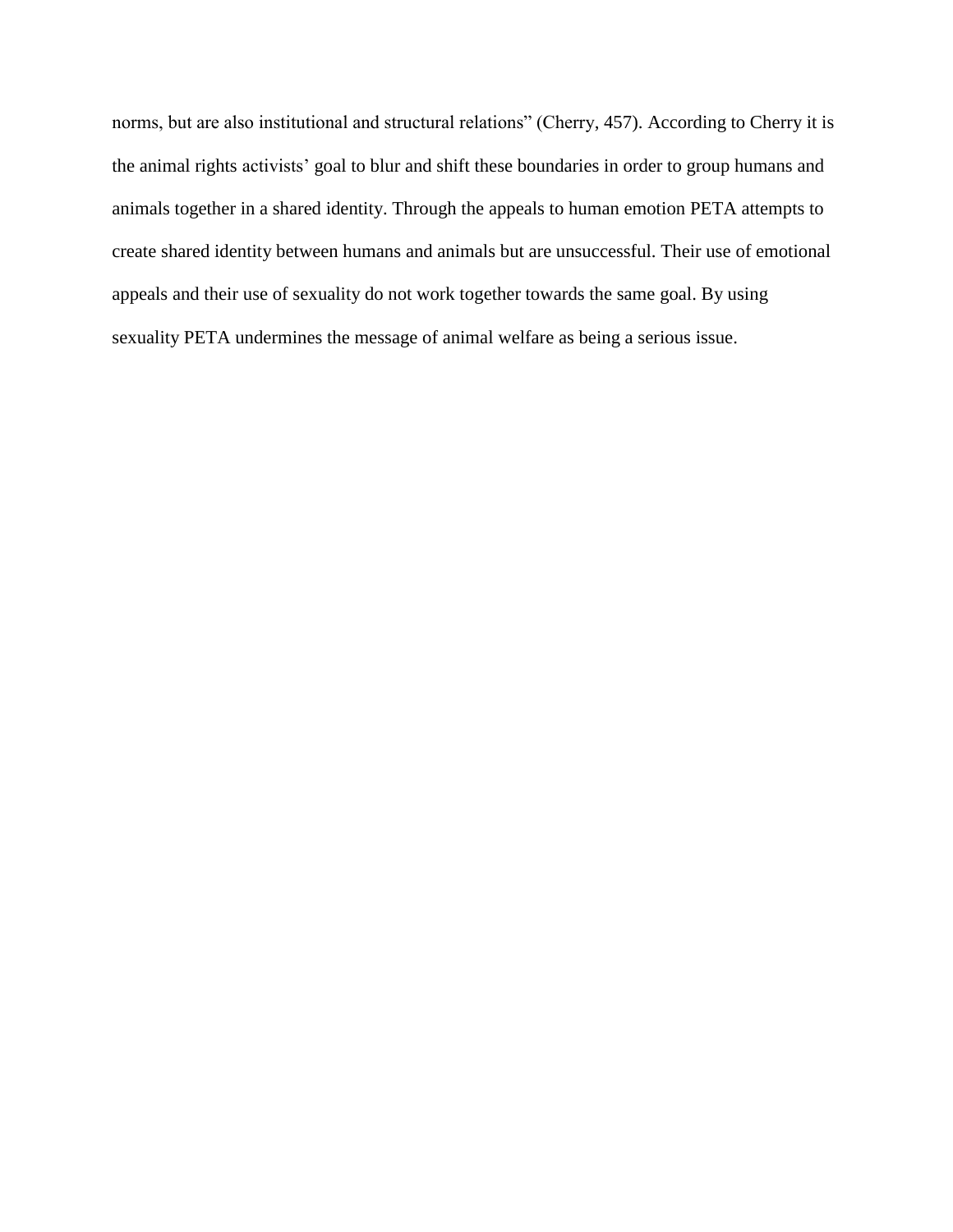norms, but are also institutional and structural relations" (Cherry, 457). According to Cherry it is the animal rights activists' goal to blur and shift these boundaries in order to group humans and animals together in a shared identity. Through the appeals to human emotion PETA attempts to create shared identity between humans and animals but are unsuccessful. Their use of emotional appeals and their use of sexuality do not work together towards the same goal. By using sexuality PETA undermines the message of animal welfare as being a serious issue.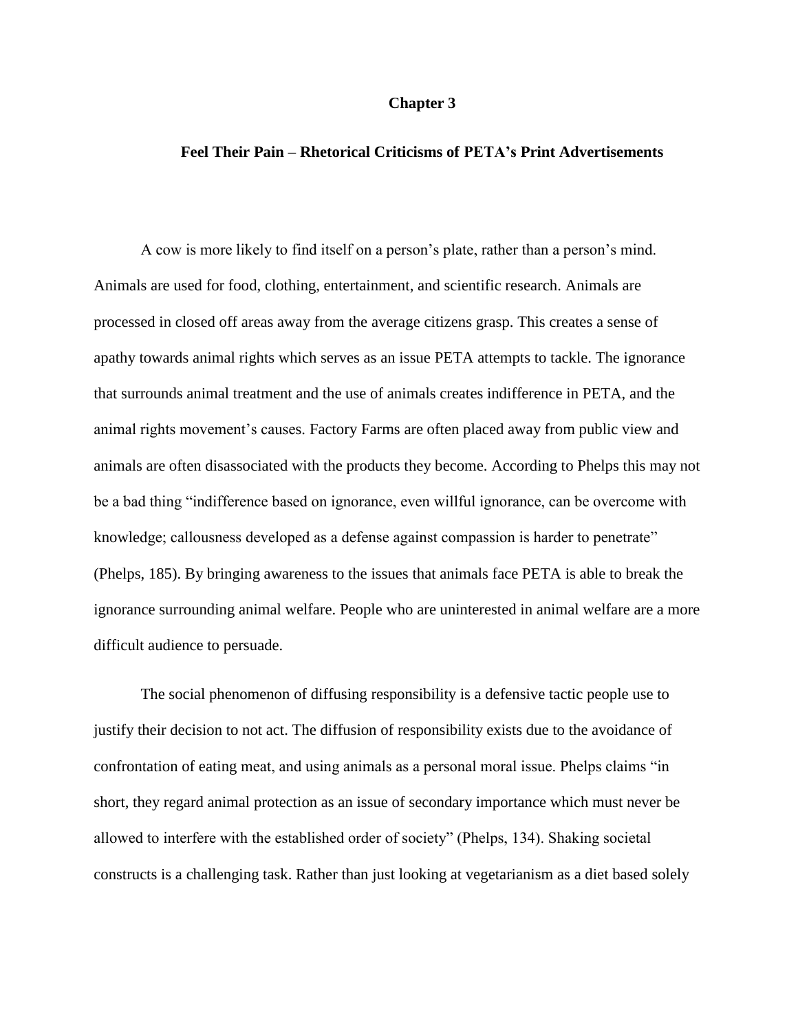# Chapter 3

## Feel Their Pain – Rhetorical Criticisms of PETA's Print Advertisements

A cow is more likely to find itself on a person's plate, rather than a person's mind. Animals are used for food, clothing, entertainment, and scientific research. Animals are processed in closed off areas away from the average citizens grasp. This creates a sense of apathy towards animal rights which serves as an issue PETA attempts to tackle. The ignorance that surrounds animal treatment and the use of animals creates indifference in PETA, and the animal rights movement's causes. Factory Farms are often placed away from public view and animals are often disassociated with the products they become. According to Phelps this may not be a bad thing "indifference based on ignorance, even willful ignorance, can be overcome with knowledge; callousness developed as a defense against compassion is harder to penetrate" (Phelps, 185). By bringing awareness to the issues that animals face PETA is able to break the ignorance surrounding animal welfare. People who are uninterested in animal welfare are a more difficult audience to persuade.

The social phenomenon of diffusing responsibility is a defensive tactic people use to justify their decision to not act. The diffusion of responsibility exists due to the avoidance of confrontation of eating meat, and using animals as a personal moral issue. Phelps claims "in short, they regard animal protection as an issue of secondary importance which must never be allowed to interfere with the established order of society" (Phelps, 134). Shaking societal constructs is a challenging task. Rather than just looking at vegetarianism as a diet based solely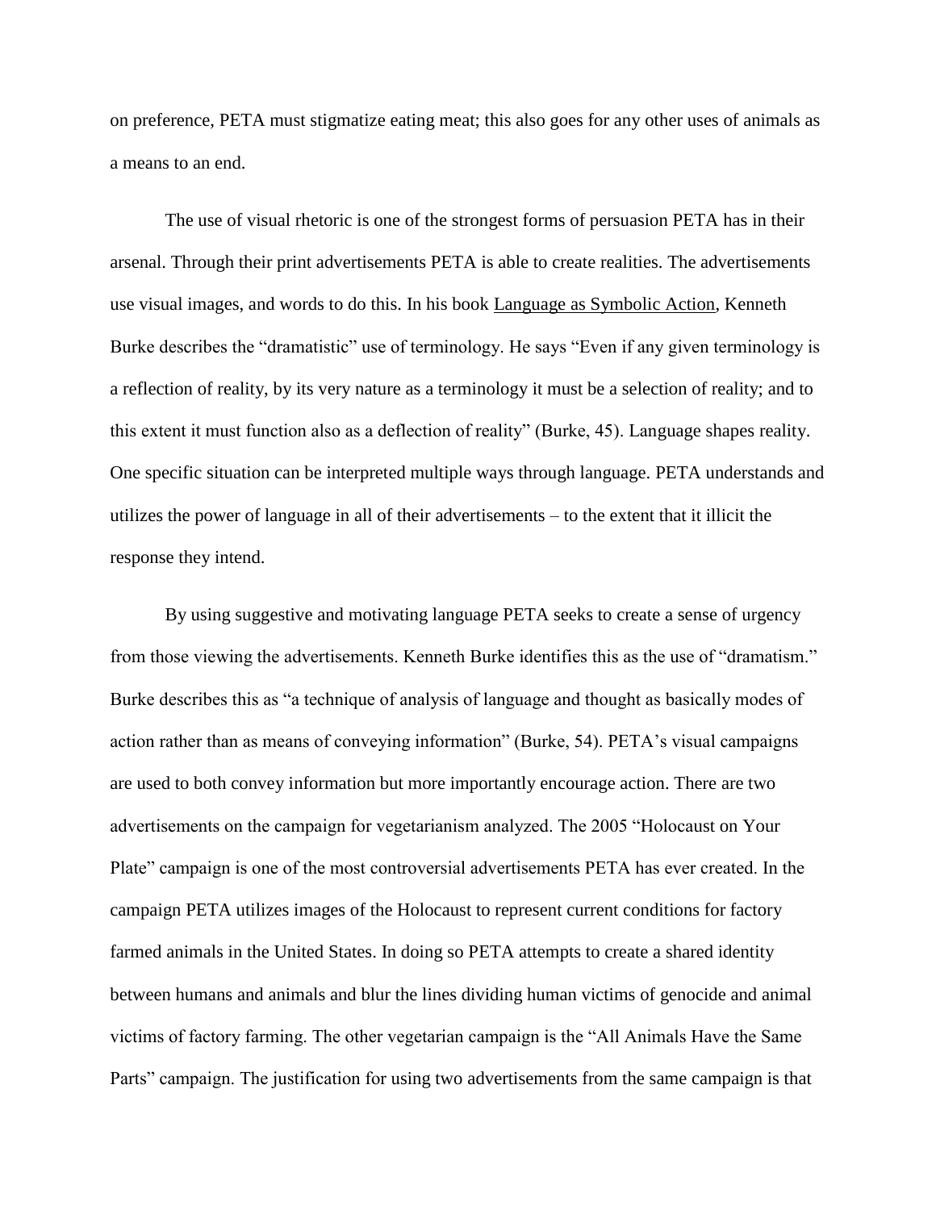on preference, PETA must stigmatize eating meat; this also goes for any other uses of animals as a means to an end.

The use of visual rhetoric is one of the strongest forms of persuasion PETA has in their arsenal. Through their print advertisements PETA is able to create realities. The advertisements use visual images, and words to do this. In his book Language as Symbolic Action, Kenneth Burke describes the "dramatistic" use of terminology. He says "Even if any given terminology is a reflection of reality, by its very nature as a terminology it must be a selection of reality; and to this extent it must function also as a deflection of reality" (Burke, 45). Language shapes reality. One specific situation can be interpreted multiple ways through language. PETA understands and utilizes the power of language in all of their advertisements – to the extent that it illicit the response they intend.

By using suggestive and motivating language PETA seeks to create a sense of urgency from those viewing the advertisements. Kenneth Burke identifies this as the use of "dramatism." Burke describes this as "a technique of analysis of language and thought as basically modes of action rather than as means of conveying information" (Burke, 54). PETA's visual campaigns are used to both convey information but more importantly encourage action. There are two advertisements on the campaign for vegetarianism analyzed. The 2005 "Holocaust on Your Plate" campaign is one of the most controversial advertisements PETA has ever created. In the campaign PETA utilizes images of the Holocaust to represent current conditions for factory farmed animals in the United States. In doing so PETA attempts to create a shared identity between humans and animals and blur the lines dividing human victims of genocide and animal victims of factory farming. The other vegetarian campaign is the "All Animals Have the Same Parts" campaign. The justification for using two advertisements from the same campaign is that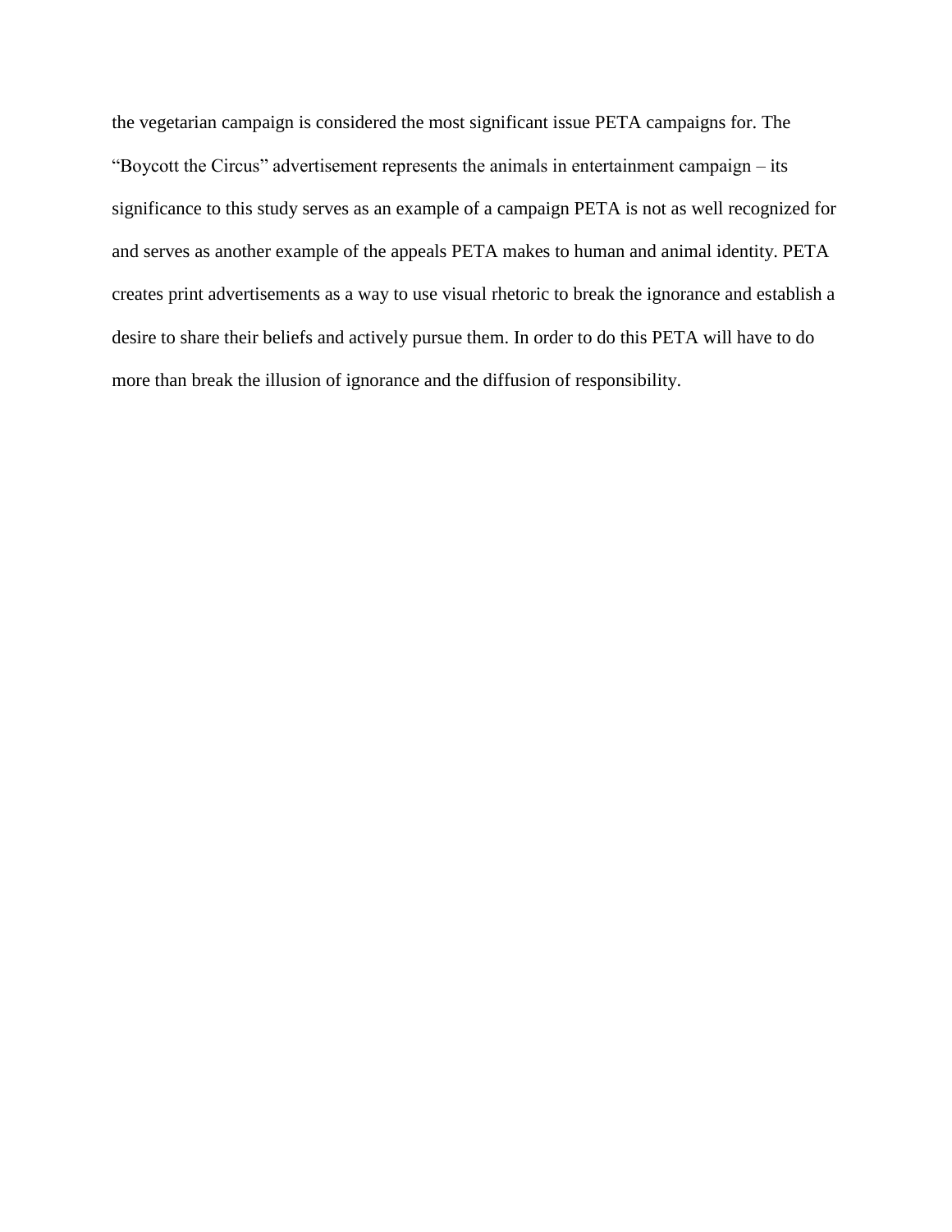the vegetarian campaign is considered the most significant issue PETA campaigns for. The "Boycott the Circus" advertisement represents the animals in entertainment campaign – its significance to this study serves as an example of a campaign PETA is not as well recognized for and serves as another example of the appeals PETA makes to human and animal identity. PETA creates print advertisements as a way to use visual rhetoric to break the ignorance and establish a desire to share their beliefs and actively pursue them. In order to do this PETA will have to do more than break the illusion of ignorance and the diffusion of responsibility.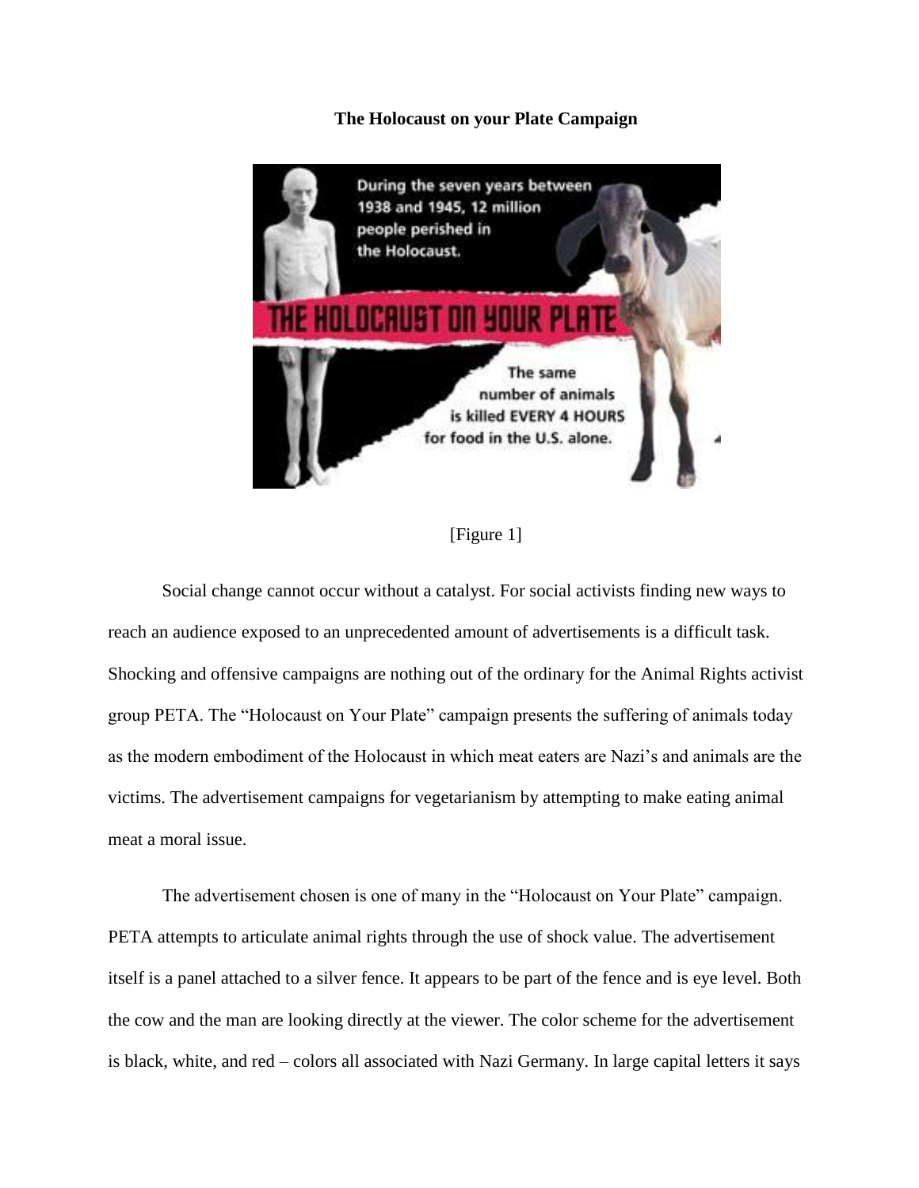**The Holocaust on your Plate Campaign**

[Figure 1]

Social change cannot occur without a catalyst. For social activists finding new ways to reach an audience exposed to an unprecedented amount of advertisements is a difficult task. Shocking and offensive campaigns are nothing out of the ordinary for the Animal Rights activist group PETA. The "Holocaust on Your Plate" campaign presents the suffering of animals today as the modern embodiment of the Holocaust in which meat eaters are Nazi's and animals are the victims. The advertisement campaigns for vegetarianism by attempting to make eating animal meat a moral issue.

The advertisement chosen is one of many in the "Holocaust on Your Plate" campaign. PETA attempts to articulate animal rights through the use of shock value. The advertisement itself is a panel attached to a silver fence. It appears to be part of the fence and is eye level. Both the cow and the man are looking directly at the viewer. The color scheme for the advertisement is black, white, and red – colors all associated with Nazi Germany. In large capital letters it says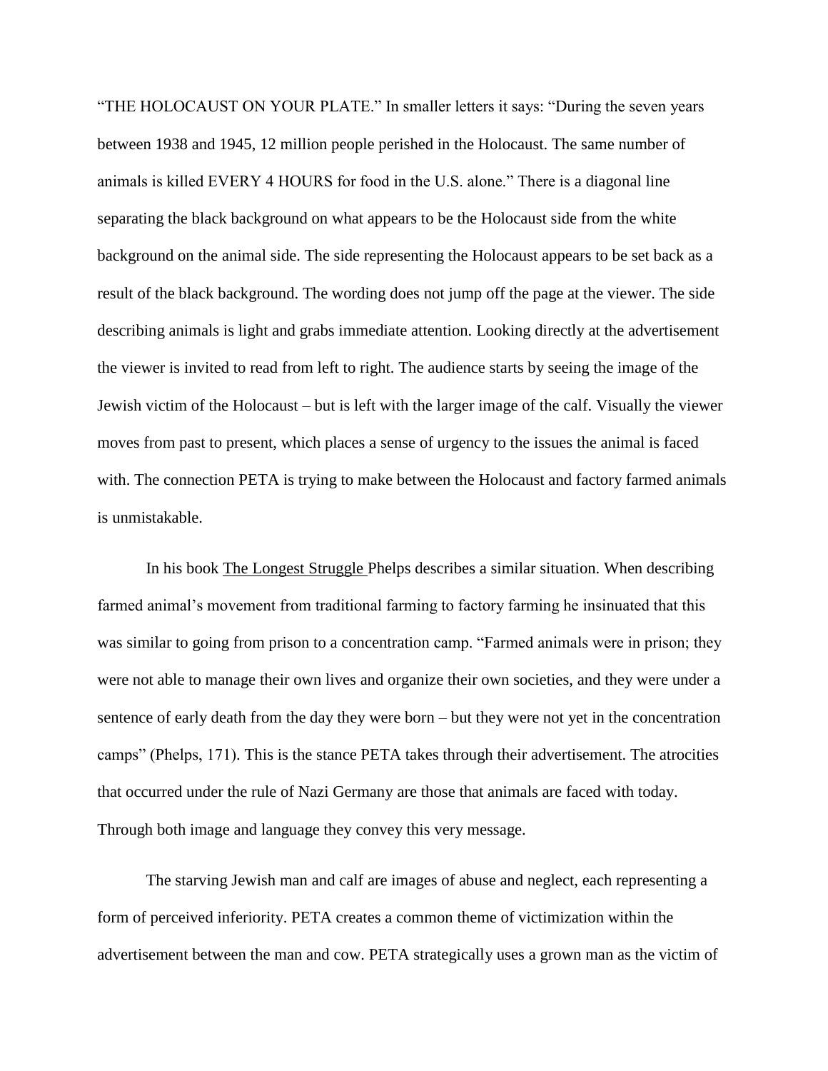"THE HOLOCAUST ON YOUR PLATE." In smaller letters it says: "During the seven years between 1938 and 1945, 12 million people perished in the Holocaust. The same number of animals is killed EVERY 4 HOURS for food in the U.S. alone." There is a diagonal line separating the black background on what appears to be the Holocaust side from the white background on the animal side. The side representing the Holocaust appears to be set back as a result of the black background. The wording does not jump off the page at the viewer. The side describing animals is light and grabs immediate attention. Looking directly at the advertisement the viewer is invited to read from left to right. The audience starts by seeing the image of the Jewish victim of the Holocaust – but is left with the larger image of the calf. Visually the viewer moves from past to present, which places a sense of urgency to the issues the animal is faced with. The connection PETA is trying to make between the Holocaust and factory farmed animals is unmistakable.

In his book The Longest Struggle Phelps describes a similar situation. When describing farmed animal's movement from traditional farming to factory farming he insinuated that this was similar to going from prison to a concentration camp. "Farmed animals were in prison; they were not able to manage their own lives and organize their own societies, and they were under a sentence of early death from the day they were born – but they were not yet in the concentration camps" (Phelps, 171). This is the stance PETA takes through their advertisement. The atrocities that occurred under the rule of Nazi Germany are those that animals are faced with today. Through both image and language they convey this very message.

The starving Jewish man and calf are images of abuse and neglect, each representing a form of perceived inferiority. PETA creates a common theme of victimization within the advertisement between the man and cow. PETA strategically uses a grown man as the victim of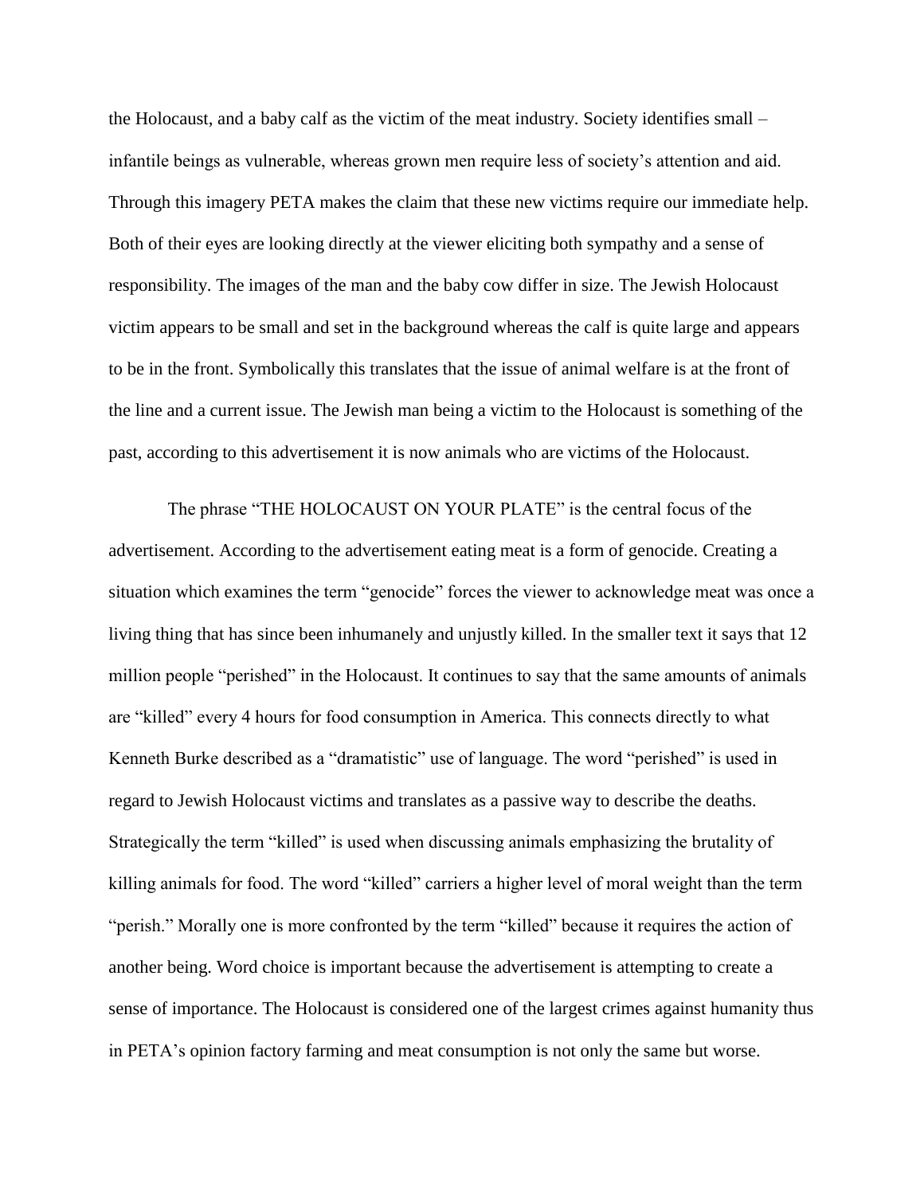the Holocaust, and a baby calf as the victim of the meat industry. Society identifies small – infantile beings as vulnerable, whereas grown men require less of society's attention and aid. Through this imagery PETA makes the claim that these new victims require our immediate help. Both of their eyes are looking directly at the viewer eliciting both sympathy and a sense of responsibility. The images of the man and the baby cow differ in size. The Jewish Holocaust victim appears to be small and set in the background whereas the calf is quite large and appears to be in the front. Symbolically this translates that the issue of animal welfare is at the front of the line and a current issue. The Jewish man being a victim to the Holocaust is something of the past, according to this advertisement it is now animals who are victims of the Holocaust.

The phrase "THE HOLOCAUST ON YOUR PLATE" is the central focus of the advertisement. According to the advertisement eating meat is a form of genocide. Creating a situation which examines the term "genocide" forces the viewer to acknowledge meat was once a living thing that has since been inhumanely and unjustly killed. In the smaller text it says that 12 million people "perished" in the Holocaust. It continues to say that the same amounts of animals are "killed" every 4 hours for food consumption in America. This connects directly to what Kenneth Burke described as a "dramatistic" use of language. The word "perished" is used in regard to Jewish Holocaust victims and translates as a passive way to describe the deaths. Strategically the term "killed" is used when discussing animals emphasizing the brutality of killing animals for food. The word "killed" carriers a higher level of moral weight than the term "perish." Morally one is more confronted by the term "killed" because it requires the action of another being. Word choice is important because the advertisement is attempting to create a sense of importance. The Holocaust is considered one of the largest crimes against humanity thus in PETA's opinion factory farming and meat consumption is not only the same but worse.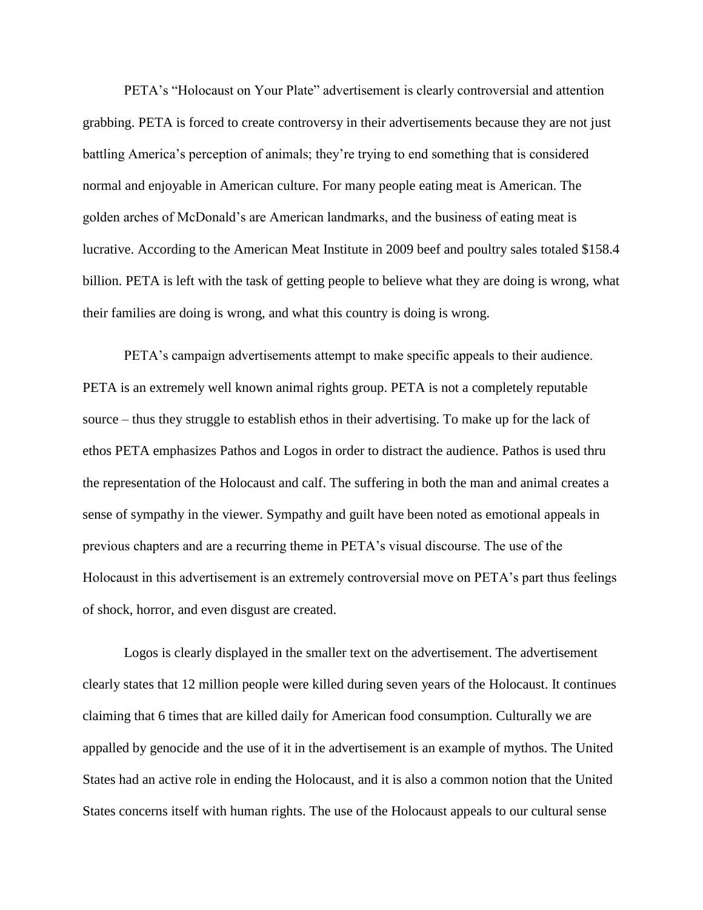PETA's "Holocaust on Your Plate" advertisement is clearly controversial and attention grabbing. PETA is forced to create controversy in their advertisements because they are not just battling America's perception of animals; they're trying to end something that is considered normal and enjoyable in American culture. For many people eating meat is American. The golden arches of McDonald's are American landmarks, and the business of eating meat is lucrative. According to the American Meat Institute in 2009 beef and poultry sales totaled $158.4 billion. PETA is left with the task of getting people to believe what they are doing is wrong, what their families are doing is wrong, and what this country is doing is wrong.

PETA's campaign advertisements attempt to make specific appeals to their audience. PETA is an extremely well known animal rights group. PETA is not a completely reputable source – thus they struggle to establish ethos in their advertising. To make up for the lack of ethos PETA emphasizes Pathos and Logos in order to distract the audience. Pathos is used thru the representation of the Holocaust and calf. The suffering in both the man and animal creates a sense of sympathy in the viewer. Sympathy and guilt have been noted as emotional appeals in previous chapters and are a recurring theme in PETA's visual discourse. The use of the Holocaust in this advertisement is an extremely controversial move on PETA's part thus feelings of shock, horror, and even disgust are created.

Logos is clearly displayed in the smaller text on the advertisement. The advertisement clearly states that 12 million people were killed during seven years of the Holocaust. It continues claiming that 6 times that are killed daily for American food consumption. Culturally we are appalled by genocide and the use of it in the advertisement is an example of mythos. The United States had an active role in ending the Holocaust, and it is also a common notion that the United States concerns itself with human rights. The use of the Holocaust appeals to our cultural sense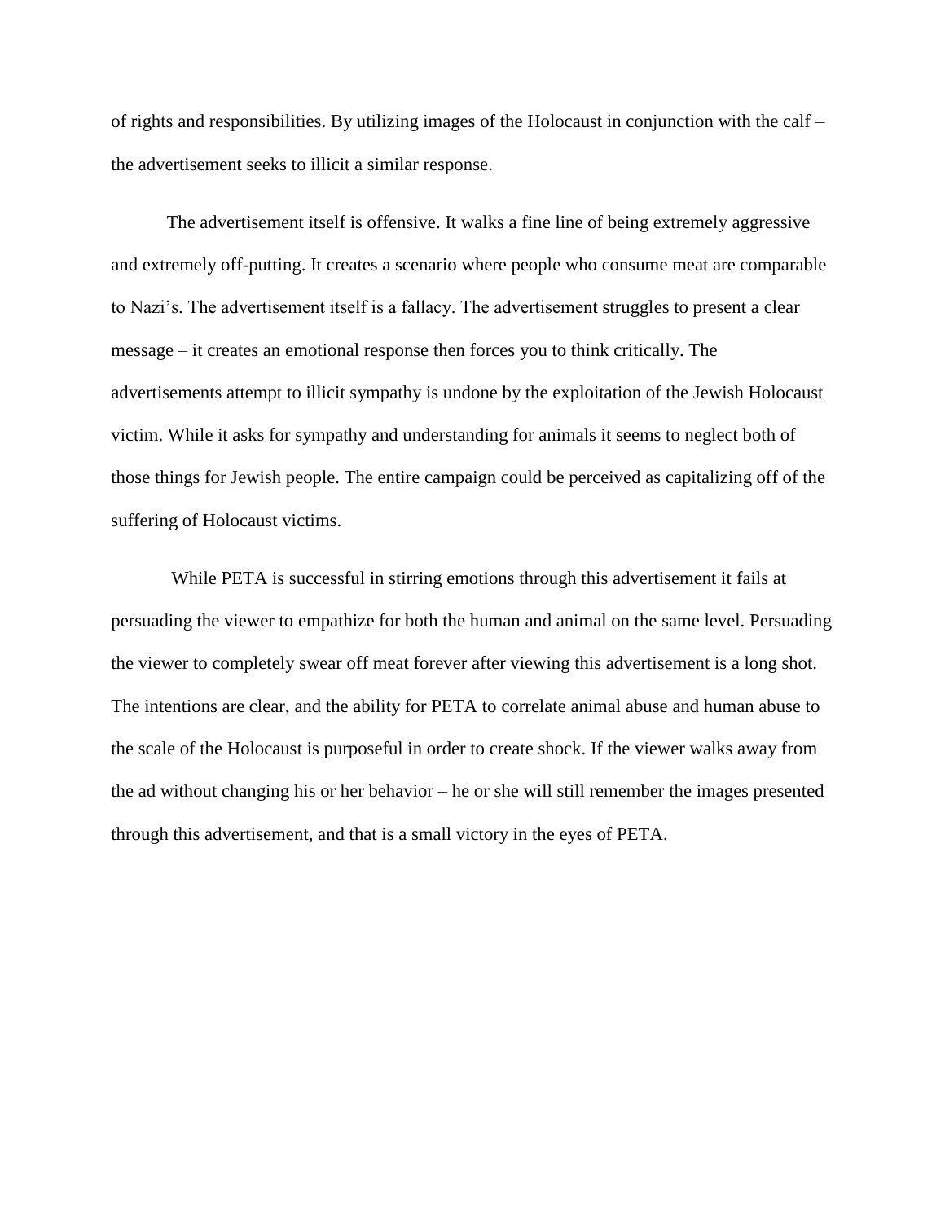of rights and responsibilities. By utilizing images of the Holocaust in conjunction with the calf – the advertisement seeks to illicit a similar response.

The advertisement itself is offensive. It walks a fine line of being extremely aggressive and extremely off-putting. It creates a scenario where people who consume meat are comparable to Nazi's. The advertisement itself is a fallacy. The advertisement struggles to present a clear message – it creates an emotional response then forces you to think critically. The advertisements attempt to illicit sympathy is undone by the exploitation of the Jewish Holocaust victim. While it asks for sympathy and understanding for animals it seems to neglect both of those things for Jewish people. The entire campaign could be perceived as capitalizing off of the suffering of Holocaust victims.

While PETA is successful in stirring emotions through this advertisement it fails at persuading the viewer to empathize for both the human and animal on the same level. Persuading the viewer to completely swear off meat forever after viewing this advertisement is a long shot. The intentions are clear, and the ability for PETA to correlate animal abuse and human abuse to the scale of the Holocaust is purposeful in order to create shock. If the viewer walks away from the ad without changing his or her behavior – he or she will still remember the images presented through this advertisement, and that is a small victory in the eyes of PETA.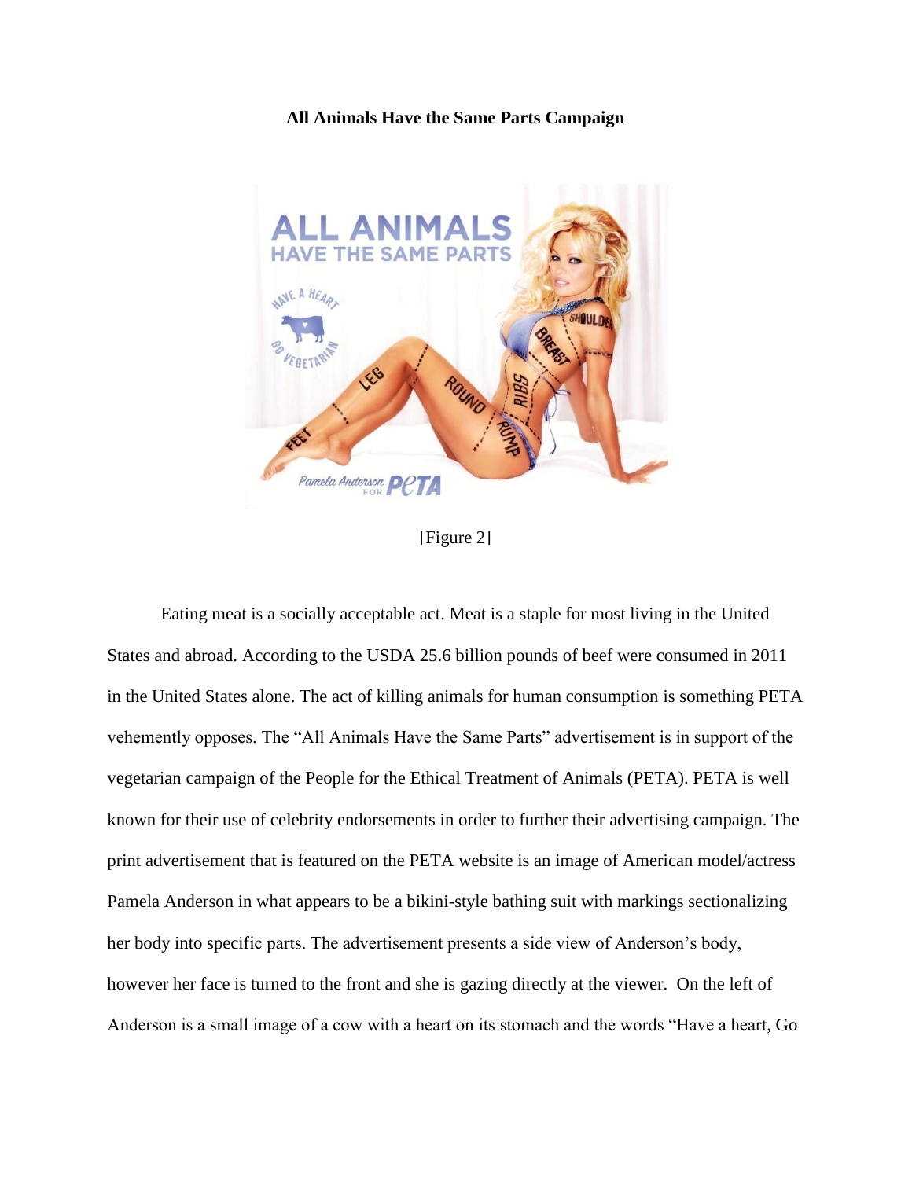**All Animals Have the Same Parts Campaign**

[Figure 2]

Eating meat is a socially acceptable act. Meat is a staple for most living in the United States and abroad. According to the USDA 25.6 billion pounds of beef were consumed in 2011 in the United States alone. The act of killing animals for human consumption is something PETA vehemently opposes. The "All Animals Have the Same Parts" advertisement is in support of the vegetarian campaign of the People for the Ethical Treatment of Animals (PETA). PETA is well known for their use of celebrity endorsements in order to further their advertising campaign. The print advertisement that is featured on the PETA website is an image of American model/actress Pamela Anderson in what appears to be a bikini-style bathing suit with markings sectionalizing her body into specific parts. The advertisement presents a side view of Anderson's body, however her face is turned to the front and she is gazing directly at the viewer. On the left of Anderson is a small image of a cow with a heart on its stomach and the words "Have a heart, Go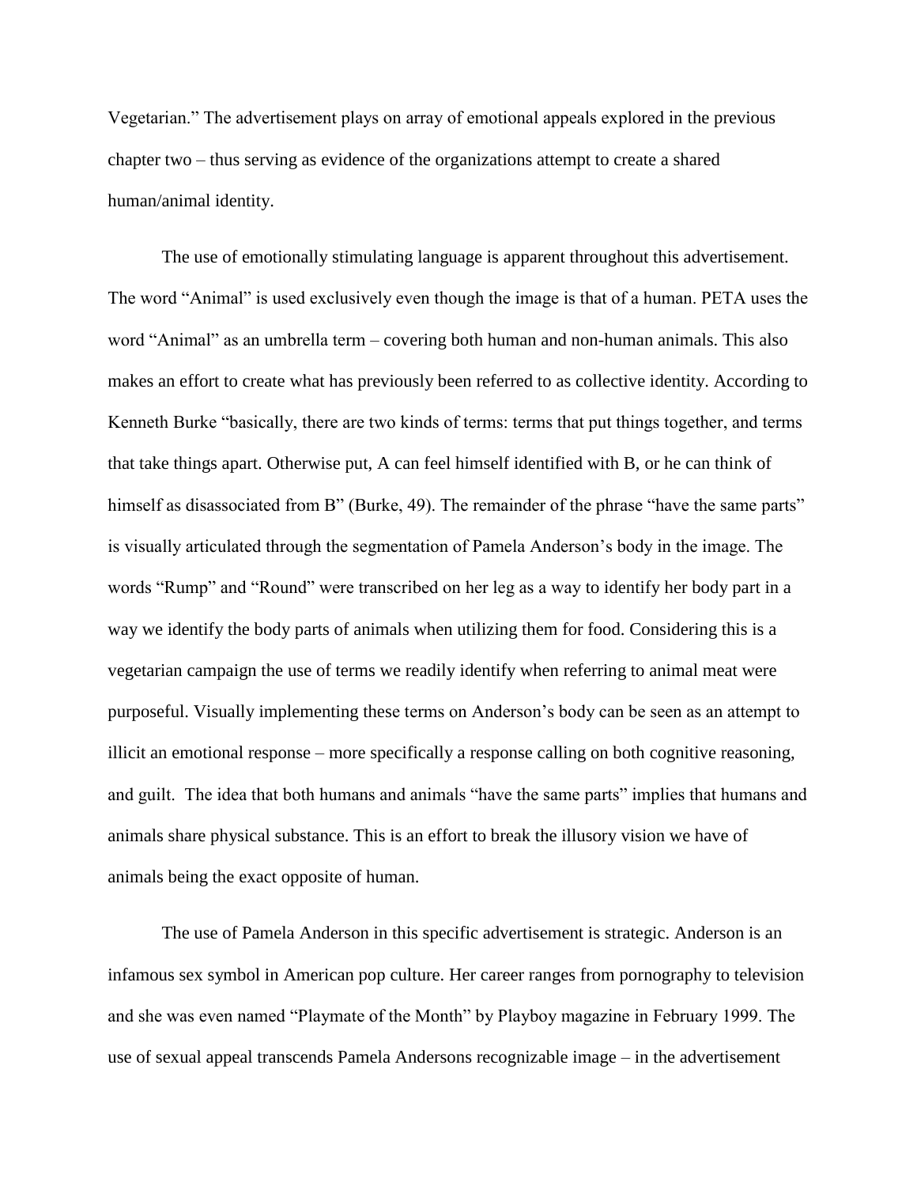Vegetarian." The advertisement plays on array of emotional appeals explored in the previous chapter two – thus serving as evidence of the organizations attempt to create a shared human/animal identity.

The use of emotionally stimulating language is apparent throughout this advertisement. The word "Animal" is used exclusively even though the image is that of a human. PETA uses the word "Animal" as an umbrella term – covering both human and non-human animals. This also makes an effort to create what has previously been referred to as collective identity. According to Kenneth Burke "basically, there are two kinds of terms: terms that put things together, and terms that take things apart. Otherwise put, A can feel himself identified with B, or he can think of himself as disassociated from B" (Burke, 49). The remainder of the phrase "have the same parts" is visually articulated through the segmentation of Pamela Anderson's body in the image. The words "Rump" and "Round" were transcribed on her leg as a way to identify her body part in a way we identify the body parts of animals when utilizing them for food. Considering this is a vegetarian campaign the use of terms we readily identify when referring to animal meat were purposeful. Visually implementing these terms on Anderson's body can be seen as an attempt to illicit an emotional response – more specifically a response calling on both cognitive reasoning, and guilt. The idea that both humans and animals "have the same parts" implies that humans and animals share physical substance. This is an effort to break the illusory vision we have of animals being the exact opposite of human.

The use of Pamela Anderson in this specific advertisement is strategic. Anderson is an infamous sex symbol in American pop culture. Her career ranges from pornography to television and she was even named "Playmate of the Month" by Playboy magazine in February 1999. The use of sexual appeal transcends Pamela Andersons recognizable image – in the advertisement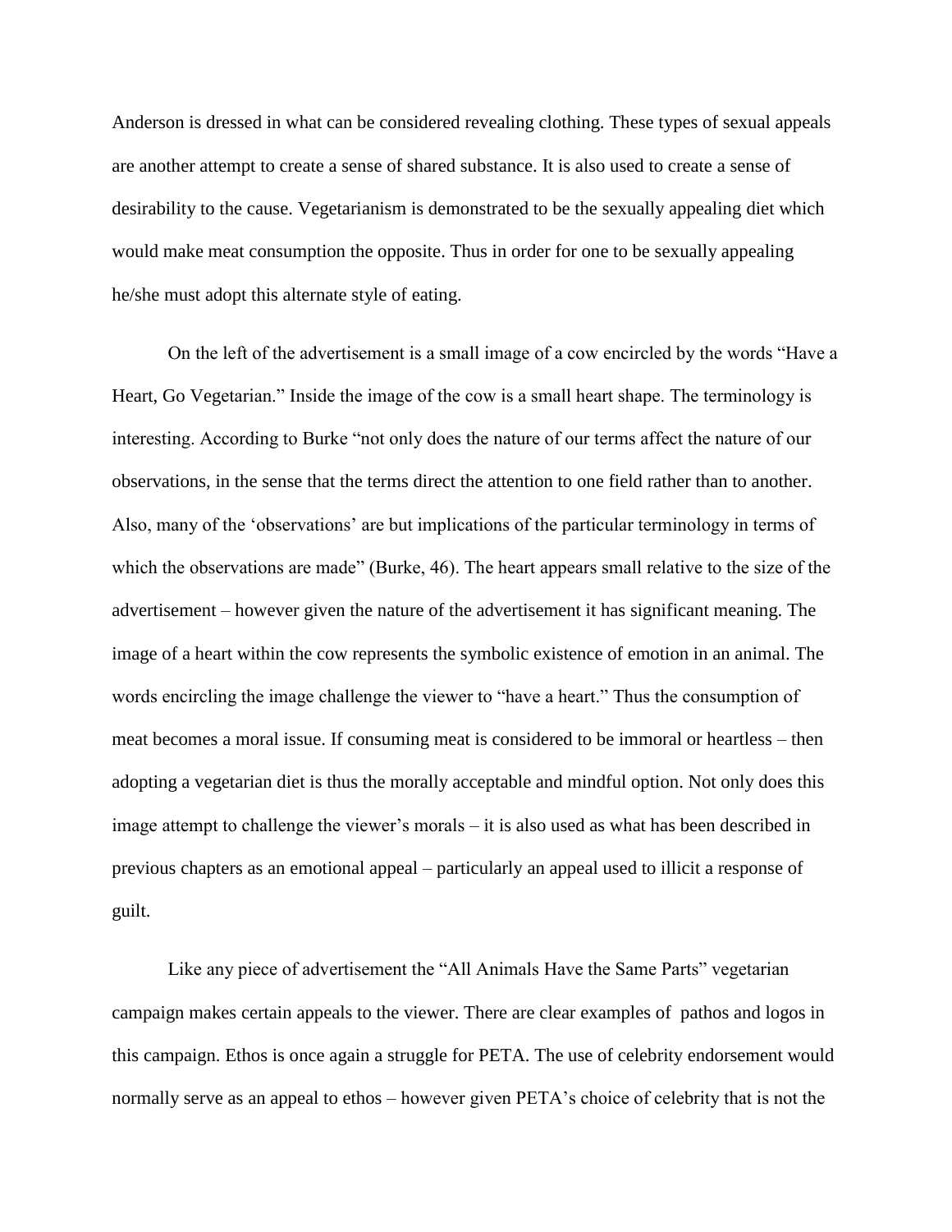Anderson is dressed in what can be considered revealing clothing. These types of sexual appeals are another attempt to create a sense of shared substance. It is also used to create a sense of desirability to the cause. Vegetarianism is demonstrated to be the sexually appealing diet which would make meat consumption the opposite. Thus in order for one to be sexually appealing he/she must adopt this alternate style of eating.

On the left of the advertisement is a small image of a cow encircled by the words "Have a Heart, Go Vegetarian." Inside the image of the cow is a small heart shape. The terminology is interesting. According to Burke "not only does the nature of our terms affect the nature of our observations, in the sense that the terms direct the attention to one field rather than to another. Also, many of the 'observations' are but implications of the particular terminology in terms of which the observations are made" (Burke, 46). The heart appears small relative to the size of the advertisement – however given the nature of the advertisement it has significant meaning. The image of a heart within the cow represents the symbolic existence of emotion in an animal. The words encircling the image challenge the viewer to "have a heart." Thus the consumption of meat becomes a moral issue. If consuming meat is considered to be immoral or heartless – then adopting a vegetarian diet is thus the morally acceptable and mindful option. Not only does this image attempt to challenge the viewer's morals – it is also used as what has been described in previous chapters as an emotional appeal – particularly an appeal used to illicit a response of guilt.

Like any piece of advertisement the "All Animals Have the Same Parts" vegetarian campaign makes certain appeals to the viewer. There are clear examples of pathos and logos in this campaign. Ethos is once again a struggle for PETA. The use of celebrity endorsement would normally serve as an appeal to ethos – however given PETA's choice of celebrity that is not the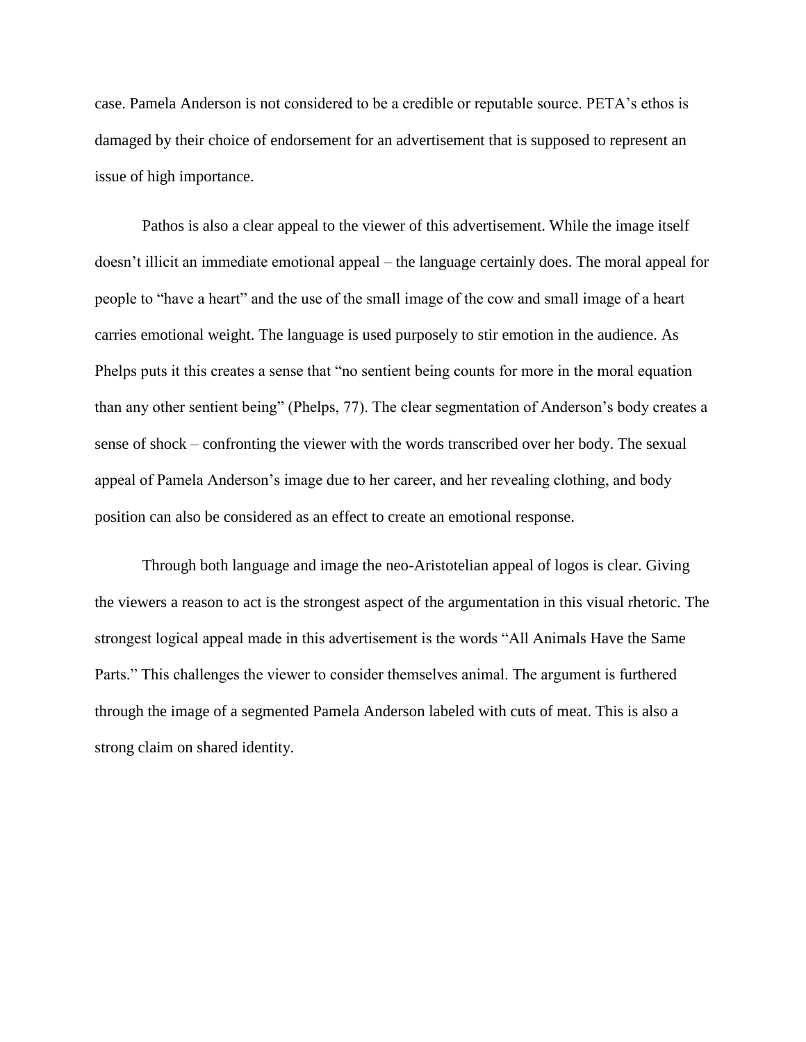case. Pamela Anderson is not considered to be a credible or reputable source. PETA's ethos is damaged by their choice of endorsement for an advertisement that is supposed to represent an issue of high importance.

Pathos is also a clear appeal to the viewer of this advertisement. While the image itself doesn't illicit an immediate emotional appeal – the language certainly does. The moral appeal for people to "have a heart" and the use of the small image of the cow and small image of a heart carries emotional weight. The language is used purposely to stir emotion in the audience. As Phelps puts it this creates a sense that "no sentient being counts for more in the moral equation than any other sentient being" (Phelps, 77). The clear segmentation of Anderson's body creates a sense of shock – confronting the viewer with the words transcribed over her body. The sexual appeal of Pamela Anderson's image due to her career, and her revealing clothing, and body position can also be considered as an effect to create an emotional response.

Through both language and image the neo-Aristotelian appeal of logos is clear. Giving the viewers a reason to act is the strongest aspect of the argumentation in this visual rhetoric. The strongest logical appeal made in this advertisement is the words "All Animals Have the Same Parts." This challenges the viewer to consider themselves animal. The argument is furthered through the image of a segmented Pamela Anderson labeled with cuts of meat. This is also a strong claim on shared identity.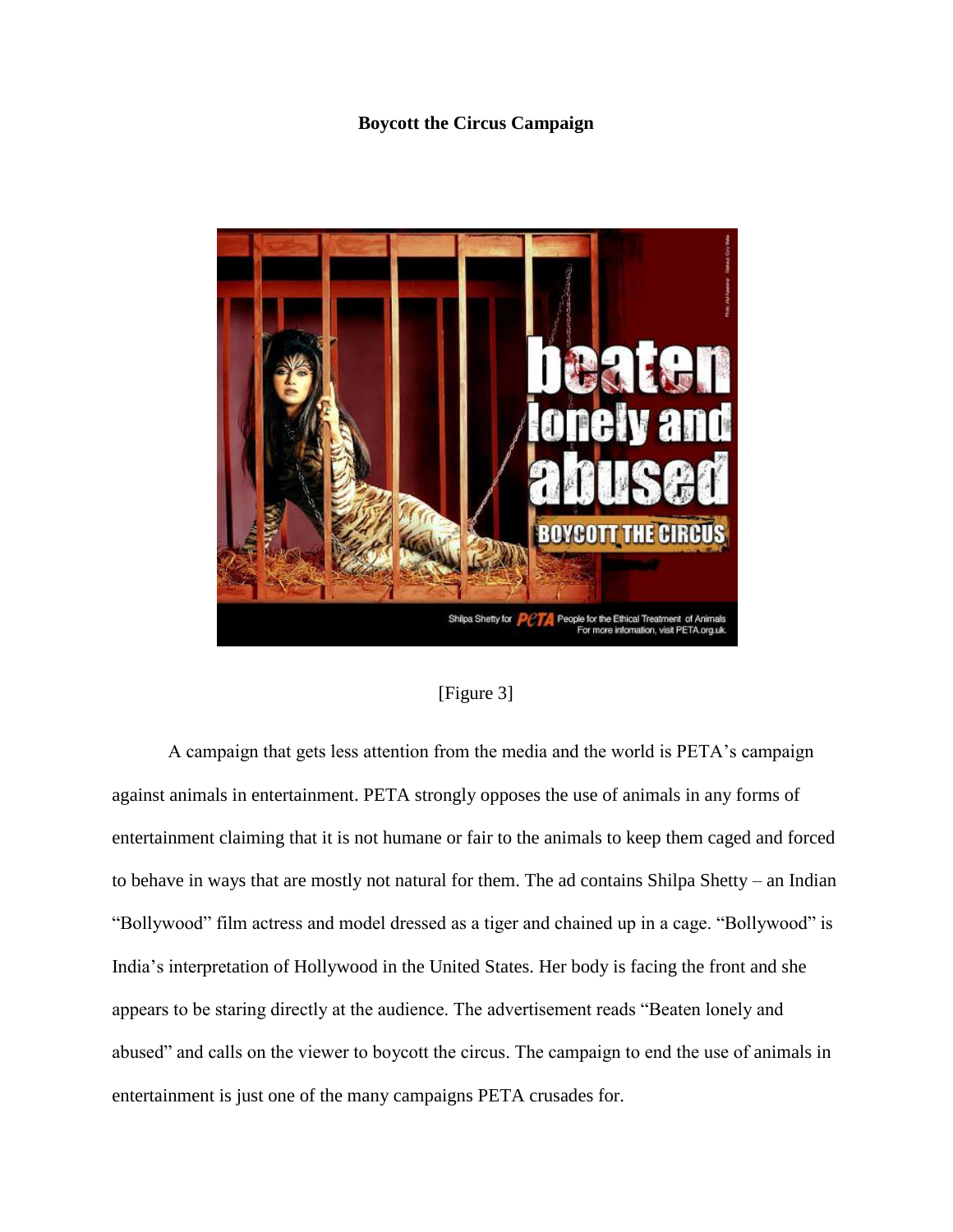**Boycott the Circus Campaign**

[Figure 3]

A campaign that gets less attention from the media and the world is PETA's campaign against animals in entertainment. PETA strongly opposes the use of animals in any forms of entertainment claiming that it is not humane or fair to the animals to keep them caged and forced to behave in ways that are mostly not natural for them. The ad contains Shilpa Shetty – an Indian "Bollywood" film actress and model dressed as a tiger and chained up in a cage. "Bollywood" is India's interpretation of Hollywood in the United States. Her body is facing the front and she appears to be staring directly at the audience. The advertisement reads "Beaten lonely and abused" and calls on the viewer to boycott the circus. The campaign to end the use of animals in entertainment is just one of the many campaigns PETA crusades for.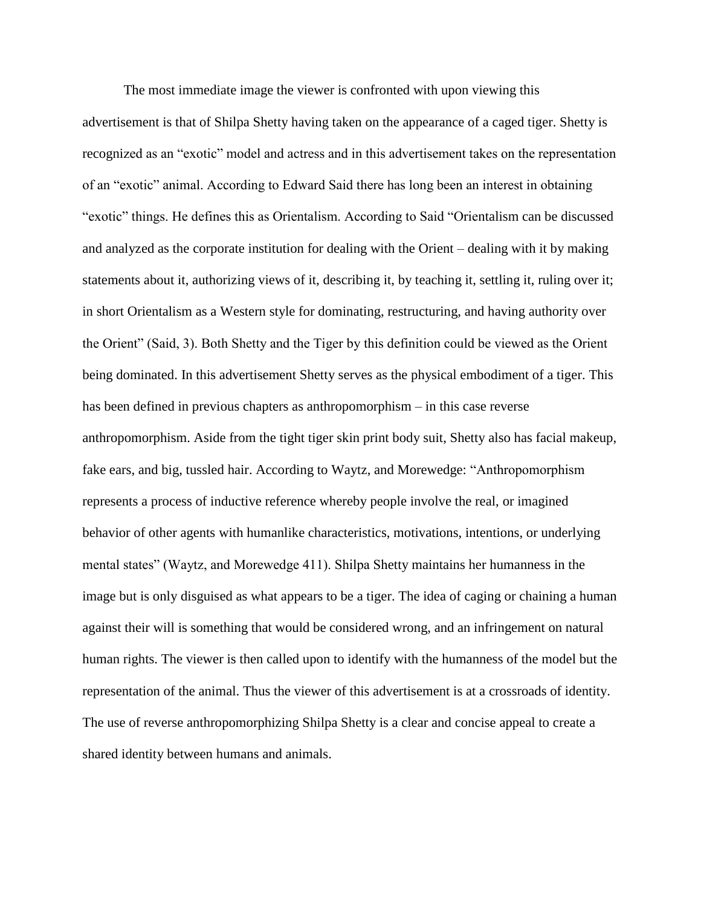The most immediate image the viewer is confronted with upon viewing this advertisement is that of Shilpa Shetty having taken on the appearance of a caged tiger. Shetty is recognized as an "exotic" model and actress and in this advertisement takes on the representation of an "exotic" animal. According to Edward Said there has long been an interest in obtaining "exotic" things. He defines this as Orientalism. According to Said "Orientalism can be discussed and analyzed as the corporate institution for dealing with the Orient – dealing with it by making statements about it, authorizing views of it, describing it, by teaching it, settling it, ruling over it; in short Orientalism as a Western style for dominating, restructuring, and having authority over the Orient" (Said, 3). Both Shetty and the Tiger by this definition could be viewed as the Orient being dominated. In this advertisement Shetty serves as the physical embodiment of a tiger. This has been defined in previous chapters as anthropomorphism – in this case reverse anthropomorphism. Aside from the tight tiger skin print body suit, Shetty also has facial makeup, fake ears, and big, tussled hair. According to Waytz, and Morewedge: "Anthropomorphism represents a process of inductive reference whereby people involve the real, or imagined behavior of other agents with humanlike characteristics, motivations, intentions, or underlying mental states" (Waytz, and Morewedge 411). Shilpa Shetty maintains her humanness in the image but is only disguised as what appears to be a tiger. The idea of caging or chaining a human against their will is something that would be considered wrong, and an infringement on natural human rights. The viewer is then called upon to identify with the humanness of the model but the representation of the animal. Thus the viewer of this advertisement is at a crossroads of identity. The use of reverse anthropomorphizing Shilpa Shetty is a clear and concise appeal to create a shared identity between humans and animals.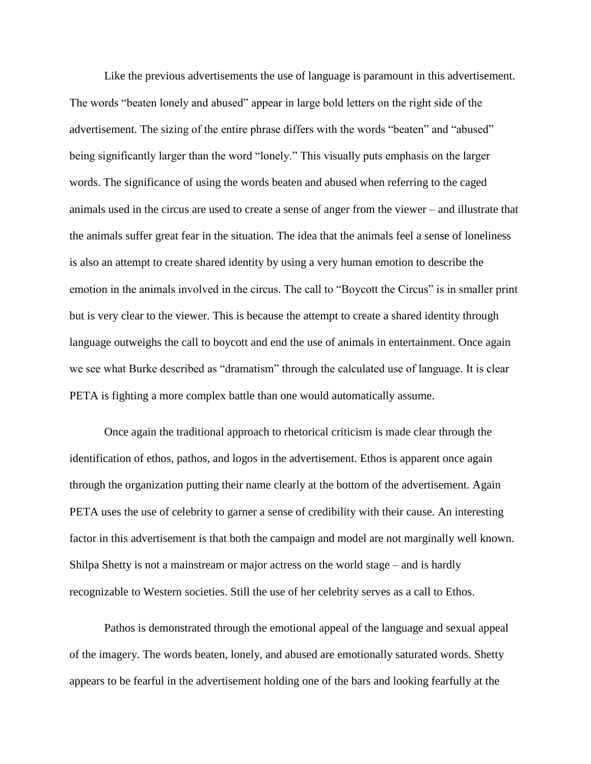Like the previous advertisements the use of language is paramount in this advertisement. The words "beaten lonely and abused" appear in large bold letters on the right side of the advertisement. The sizing of the entire phrase differs with the words "beaten" and "abused" being significantly larger than the word "lonely." This visually puts emphasis on the larger words. The significance of using the words beaten and abused when referring to the caged animals used in the circus are used to create a sense of anger from the viewer – and illustrate that the animals suffer great fear in the situation. The idea that the animals feel a sense of loneliness is also an attempt to create shared identity by using a very human emotion to describe the emotion in the animals involved in the circus. The call to "Boycott the Circus" is in smaller print but is very clear to the viewer. This is because the attempt to create a shared identity through language outweighs the call to boycott and end the use of animals in entertainment. Once again we see what Burke described as "dramatism" through the calculated use of language. It is clear PETA is fighting a more complex battle than one would automatically assume.

Once again the traditional approach to rhetorical criticism is made clear through the identification of ethos, pathos, and logos in the advertisement. Ethos is apparent once again through the organization putting their name clearly at the bottom of the advertisement. Again PETA uses the use of celebrity to garner a sense of credibility with their cause. An interesting factor in this advertisement is that both the campaign and model are not marginally well known. Shilpa Shetty is not a mainstream or major actress on the world stage – and is hardly recognizable to Western societies. Still the use of her celebrity serves as a call to Ethos.

Pathos is demonstrated through the emotional appeal of the language and sexual appeal of the imagery. The words beaten, lonely, and abused are emotionally saturated words. Shetty appears to be fearful in the advertisement holding one of the bars and looking fearfully at the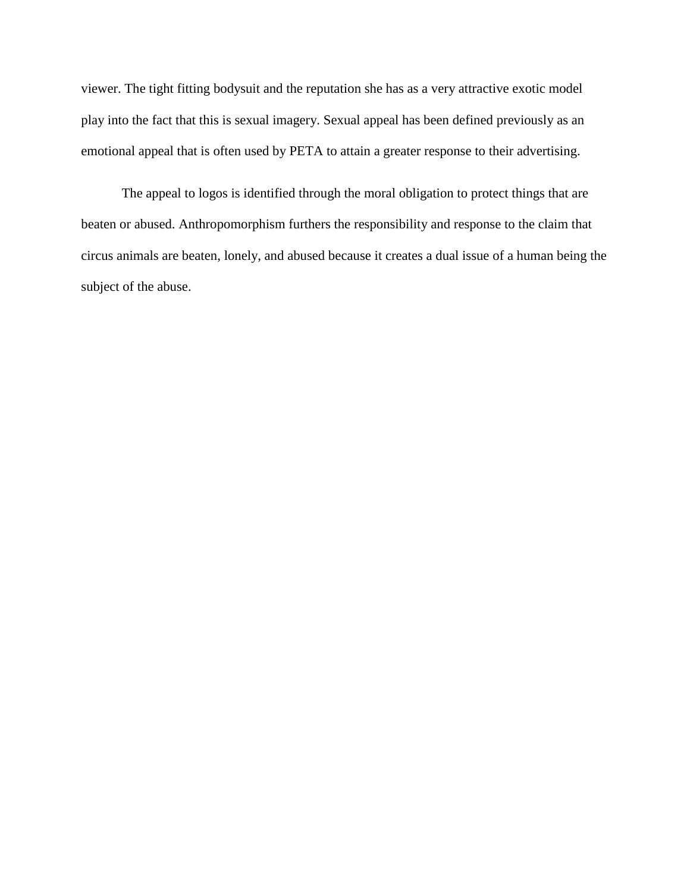viewer. The tight fitting bodysuit and the reputation she has as a very attractive exotic model play into the fact that this is sexual imagery. Sexual appeal has been defined previously as an emotional appeal that is often used by PETA to attain a greater response to their advertising.

The appeal to logos is identified through the moral obligation to protect things that are beaten or abused. Anthropomorphism furthers the responsibility and response to the claim that circus animals are beaten, lonely, and abused because it creates a dual issue of a human being the subject of the abuse.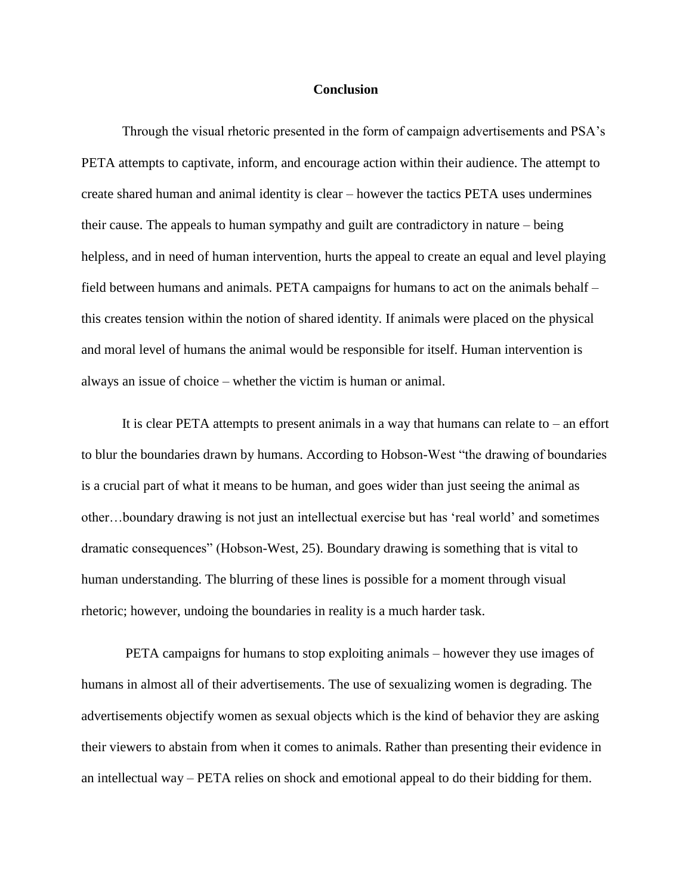## Conclusion

Through the visual rhetoric presented in the form of campaign advertisements and PSA's PETA attempts to captivate, inform, and encourage action within their audience. The attempt to create shared human and animal identity is clear – however the tactics PETA uses undermines their cause. The appeals to human sympathy and guilt are contradictory in nature – being helpless, and in need of human intervention, hurts the appeal to create an equal and level playing field between humans and animals. PETA campaigns for humans to act on the animals behalf – this creates tension within the notion of shared identity. If animals were placed on the physical and moral level of humans the animal would be responsible for itself. Human intervention is always an issue of choice – whether the victim is human or animal.

It is clear PETA attempts to present animals in a way that humans can relate to – an effort to blur the boundaries drawn by humans. According to Hobson-West "the drawing of boundaries is a crucial part of what it means to be human, and goes wider than just seeing the animal as other…boundary drawing is not just an intellectual exercise but has 'real world' and sometimes dramatic consequences" (Hobson-West, 25). Boundary drawing is something that is vital to human understanding. The blurring of these lines is possible for a moment through visual rhetoric; however, undoing the boundaries in reality is a much harder task.

PETA campaigns for humans to stop exploiting animals – however they use images of humans in almost all of their advertisements. The use of sexualizing women is degrading. The advertisements objectify women as sexual objects which is the kind of behavior they are asking their viewers to abstain from when it comes to animals. Rather than presenting their evidence in an intellectual way – PETA relies on shock and emotional appeal to do their bidding for them.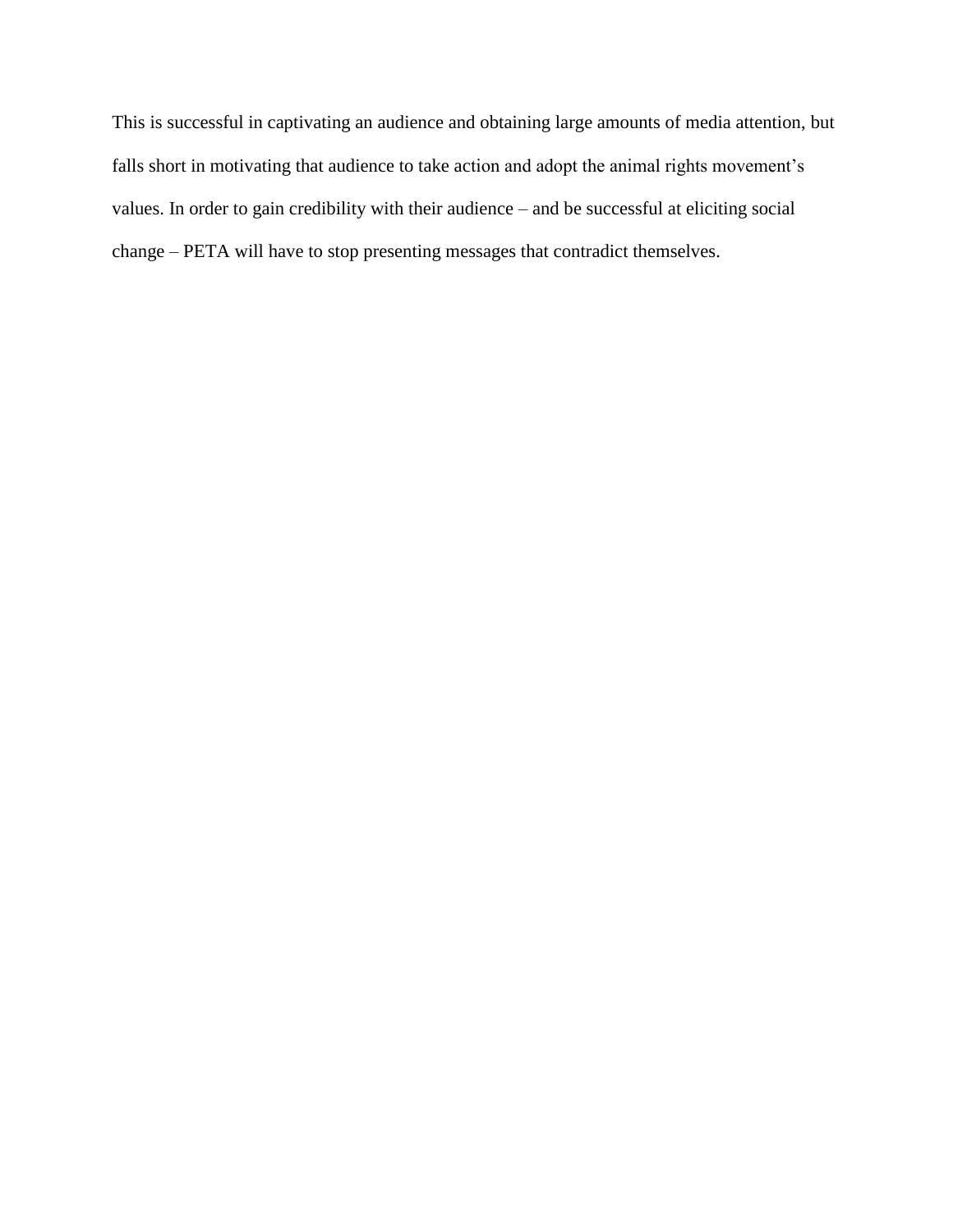This is successful in captivating an audience and obtaining large amounts of media attention, but falls short in motivating that audience to take action and adopt the animal rights movement's values. In order to gain credibility with their audience – and be successful at eliciting social change – PETA will have to stop presenting messages that contradict themselves.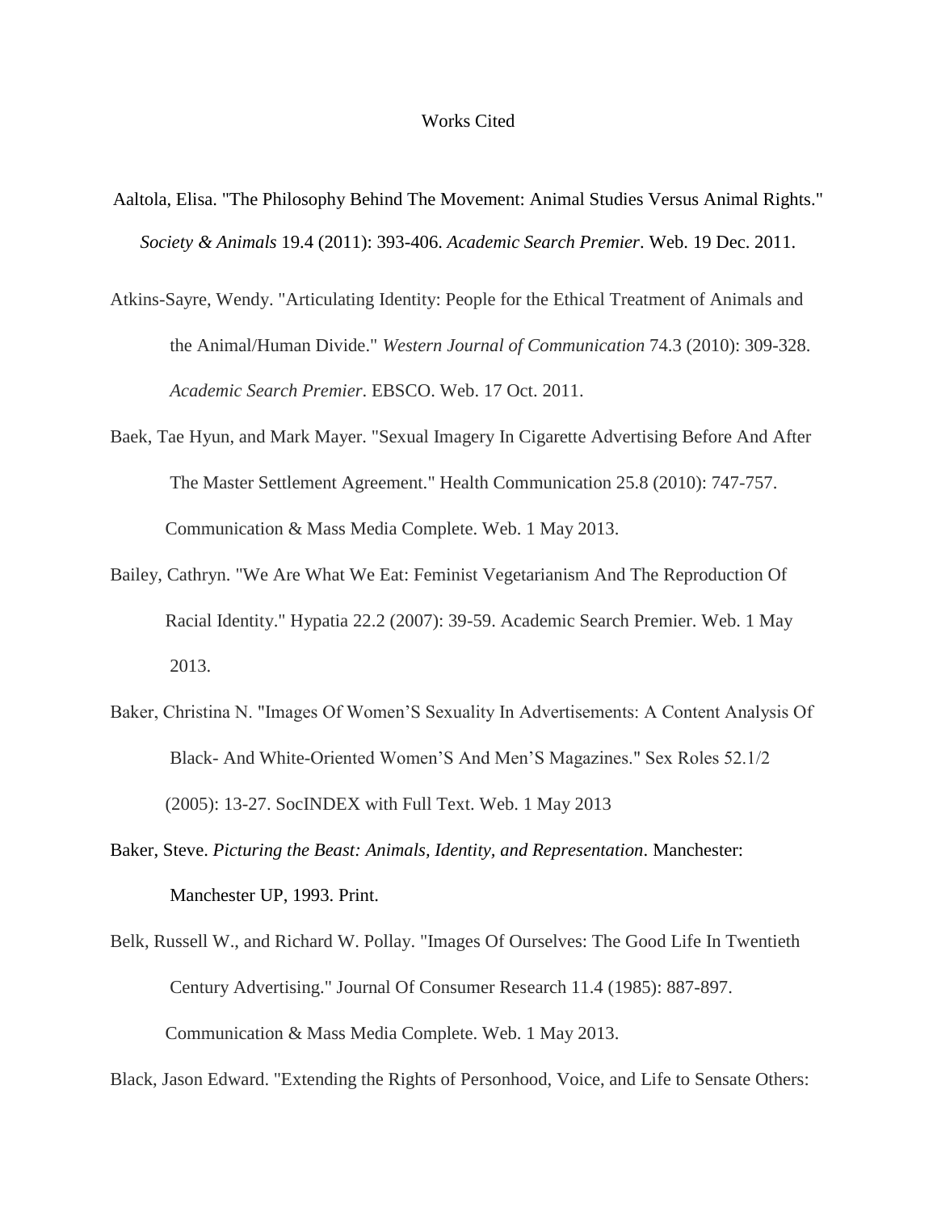# Works Cited

Aaltola, Elisa. "The Philosophy Behind The Movement: Animal Studies Versus Animal Rights." *Society & Animals* 19.4 (2011): 393-406. *Academic Search Premier*. Web. 19 Dec. 2011.

Atkins-Sayre, Wendy. "Articulating Identity: People for the Ethical Treatment of Animals and the Animal/Human Divide." *Western Journal of Communication* 74.3 (2010): 309-328. *Academic Search Premier*. EBSCO. Web. 17 Oct. 2011.

Baek, Tae Hyun, and Mark Mayer. "Sexual Imagery In Cigarette Advertising Before And After The Master Settlement Agreement." Health Communication 25.8 (2010): 747-757. Communication & Mass Media Complete. Web. 1 May 2013.

Bailey, Cathryn. "We Are What We Eat: Feminist Vegetarianism And The Reproduction Of Racial Identity." Hypatia 22.2 (2007): 39-59. Academic Search Premier. Web. 1 May 2013.

Baker, Christina N. "Images Of Women'S Sexuality In Advertisements: A Content Analysis Of Black- And White-Oriented Women'S And Men'S Magazines." Sex Roles 52.1/2 (2005): 13-27. SocINDEX with Full Text. Web. 1 May 2013

Baker, Steve. *Picturing the Beast: Animals, Identity, and Representation*. Manchester: Manchester UP, 1993. Print.

Belk, Russell W., and Richard W. Pollay. "Images Of Ourselves: The Good Life In Twentieth Century Advertising." Journal Of Consumer Research 11.4 (1985): 887-897. Communication & Mass Media Complete. Web. 1 May 2013.

Black, Jason Edward. "Extending the Rights of Personhood, Voice, and Life to Sensate Others: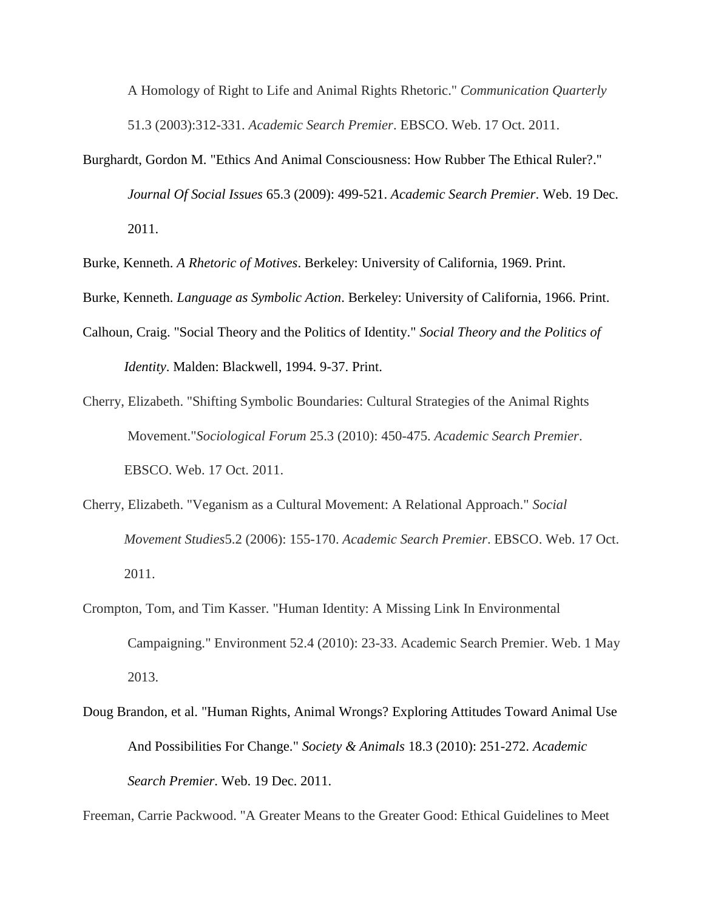A Homology of Right to Life and Animal Rights Rhetoric." *Communication Quarterly* 51.3 (2003):312-331. *Academic Search Premier*. EBSCO. Web. 17 Oct. 2011.

Burghardt, Gordon M. "Ethics And Animal Consciousness: How Rubber The Ethical Ruler?." *Journal Of Social Issues* 65.3 (2009): 499-521. *Academic Search Premier*. Web. 19 Dec. 2011.

Burke, Kenneth. *A Rhetoric of Motives*. Berkeley: University of California, 1969. Print.

Burke, Kenneth. *Language as Symbolic Action*. Berkeley: University of California, 1966. Print.

Calhoun, Craig. "Social Theory and the Politics of Identity." *Social Theory and the Politics of Identity*. Malden: Blackwell, 1994. 9-37. Print.

Cherry, Elizabeth. "Shifting Symbolic Boundaries: Cultural Strategies of the Animal Rights Movement."*Sociological Forum* 25.3 (2010): 450-475. *Academic Search Premier*. EBSCO. Web. 17 Oct. 2011.

Cherry, Elizabeth. "Veganism as a Cultural Movement: A Relational Approach." *Social Movement Studies*5.2 (2006): 155-170. *Academic Search Premier*. EBSCO. Web. 17 Oct. 2011.

Crompton, Tom, and Tim Kasser. "Human Identity: A Missing Link In Environmental Campaigning." Environment 52.4 (2010): 23-33. Academic Search Premier. Web. 1 May 2013.

Doug Brandon, et al. "Human Rights, Animal Wrongs? Exploring Attitudes Toward Animal Use And Possibilities For Change." *Society & Animals* 18.3 (2010): 251-272. *Academic Search Premier*. Web. 19 Dec. 2011.

Freeman, Carrie Packwood. "A Greater Means to the Greater Good: Ethical Guidelines to Meet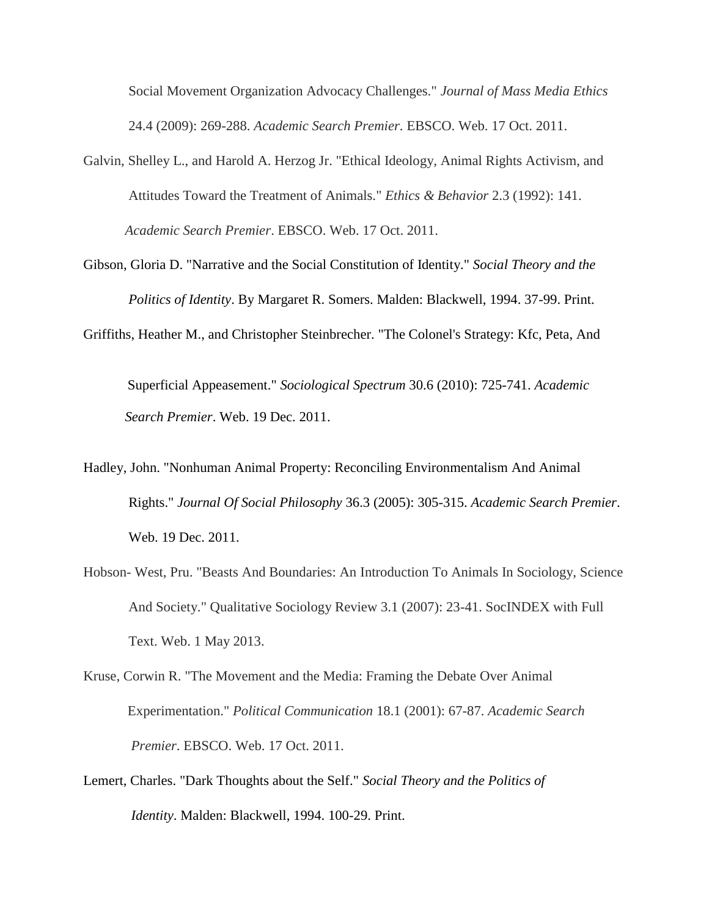Social Movement Organization Advocacy Challenges." *Journal of Mass Media Ethics* 24.4 (2009): 269-288. *Academic Search Premier*. EBSCO. Web. 17 Oct. 2011.

Galvin, Shelley L., and Harold A. Herzog Jr. "Ethical Ideology, Animal Rights Activism, and Attitudes Toward the Treatment of Animals." *Ethics & Behavior* 2.3 (1992): 141. *Academic Search Premier*. EBSCO. Web. 17 Oct. 2011.

Gibson, Gloria D. "Narrative and the Social Constitution of Identity." *Social Theory and the Politics of Identity*. By Margaret R. Somers. Malden: Blackwell, 1994. 37-99. Print.

Griffiths, Heather M., and Christopher Steinbrecher. "The Colonel's Strategy: Kfc, Peta, And Superficial Appeasement." *Sociological Spectrum* 30.6 (2010): 725-741. *Academic Search Premier*. Web. 19 Dec. 2011.

Hadley, John. "Nonhuman Animal Property: Reconciling Environmentalism And Animal Rights." *Journal Of Social Philosophy* 36.3 (2005): 305-315. *Academic Search Premier*. Web. 19 Dec. 2011.

Hobson- West, Pru. "Beasts And Boundaries: An Introduction To Animals In Sociology, Science And Society." Qualitative Sociology Review 3.1 (2007): 23-41. SocINDEX with Full Text. Web. 1 May 2013.

Kruse, Corwin R. "The Movement and the Media: Framing the Debate Over Animal Experimentation." *Political Communication* 18.1 (2001): 67-87. *Academic Search Premier*. EBSCO. Web. 17 Oct. 2011.

Lemert, Charles. "Dark Thoughts about the Self." *Social Theory and the Politics of Identity*. Malden: Blackwell, 1994. 100-29. Print.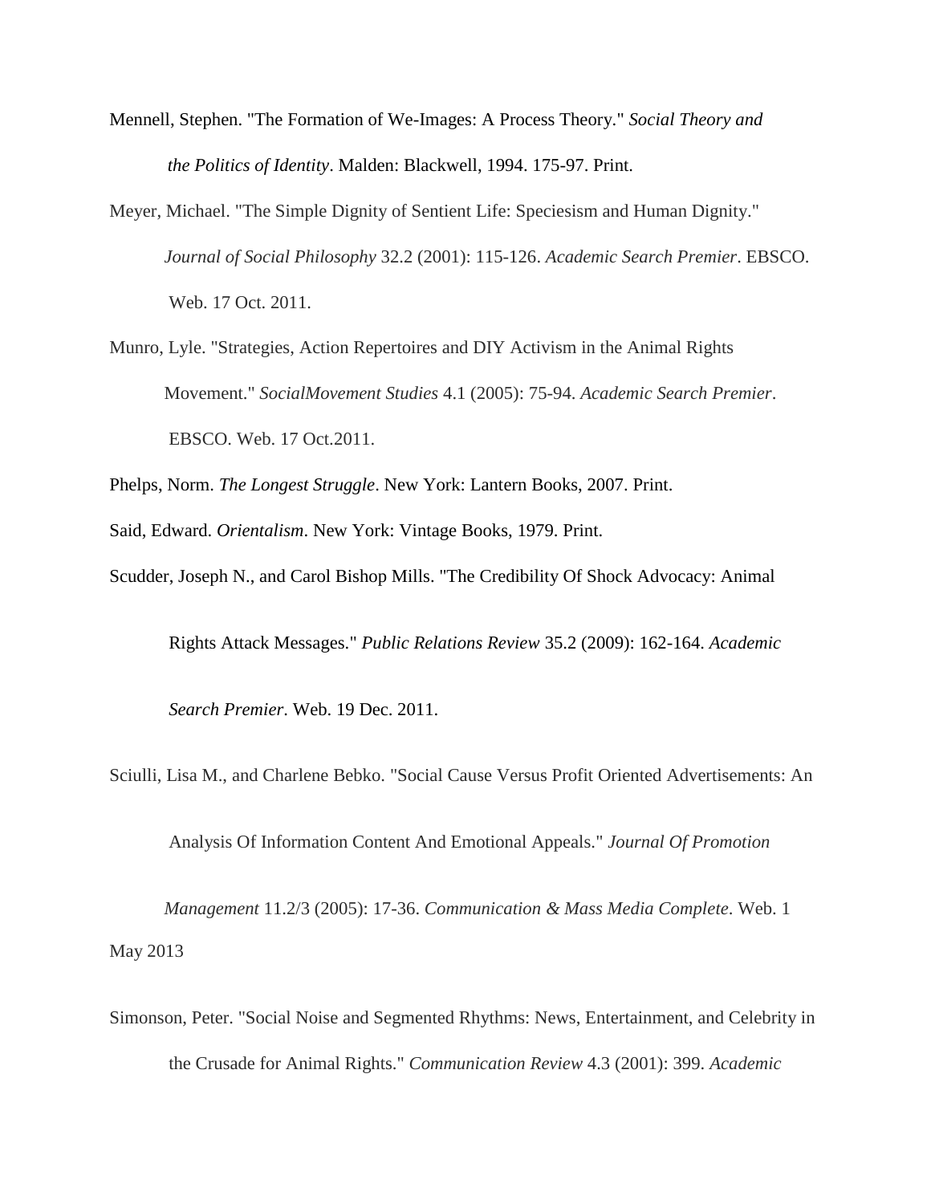Mennell, Stephen. "The Formation of We-Images: A Process Theory." *Social Theory and the Politics of Identity*. Malden: Blackwell, 1994. 175-97. Print.

Meyer, Michael. "The Simple Dignity of Sentient Life: Speciesism and Human Dignity." *Journal of Social Philosophy* 32.2 (2001): 115-126. *Academic Search Premier*. EBSCO. Web. 17 Oct. 2011.

Munro, Lyle. "Strategies, Action Repertoires and DIY Activism in the Animal Rights Movement." *SocialMovement Studies* 4.1 (2005): 75-94. *Academic Search Premier*. EBSCO. Web. 17 Oct.2011.

Phelps, Norm. *The Longest Struggle*. New York: Lantern Books, 2007. Print.

Said, Edward. *Orientalism*. New York: Vintage Books, 1979. Print.

Scudder, Joseph N., and Carol Bishop Mills. "The Credibility Of Shock Advocacy: Animal Rights Attack Messages." *Public Relations Review* 35.2 (2009): 162-164. *Academic Search Premier*. Web. 19 Dec. 2011.

Sciulli, Lisa M., and Charlene Bebko. "Social Cause Versus Profit Oriented Advertisements: An Analysis Of Information Content And Emotional Appeals." *Journal Of Promotion Management* 11.2/3 (2005): 17-36. *Communication & Mass Media Complete*. Web. 1 May 2013

Simonson, Peter. "Social Noise and Segmented Rhythms: News, Entertainment, and Celebrity in the Crusade for Animal Rights." *Communication Review* 4.3 (2001): 399. *Academic*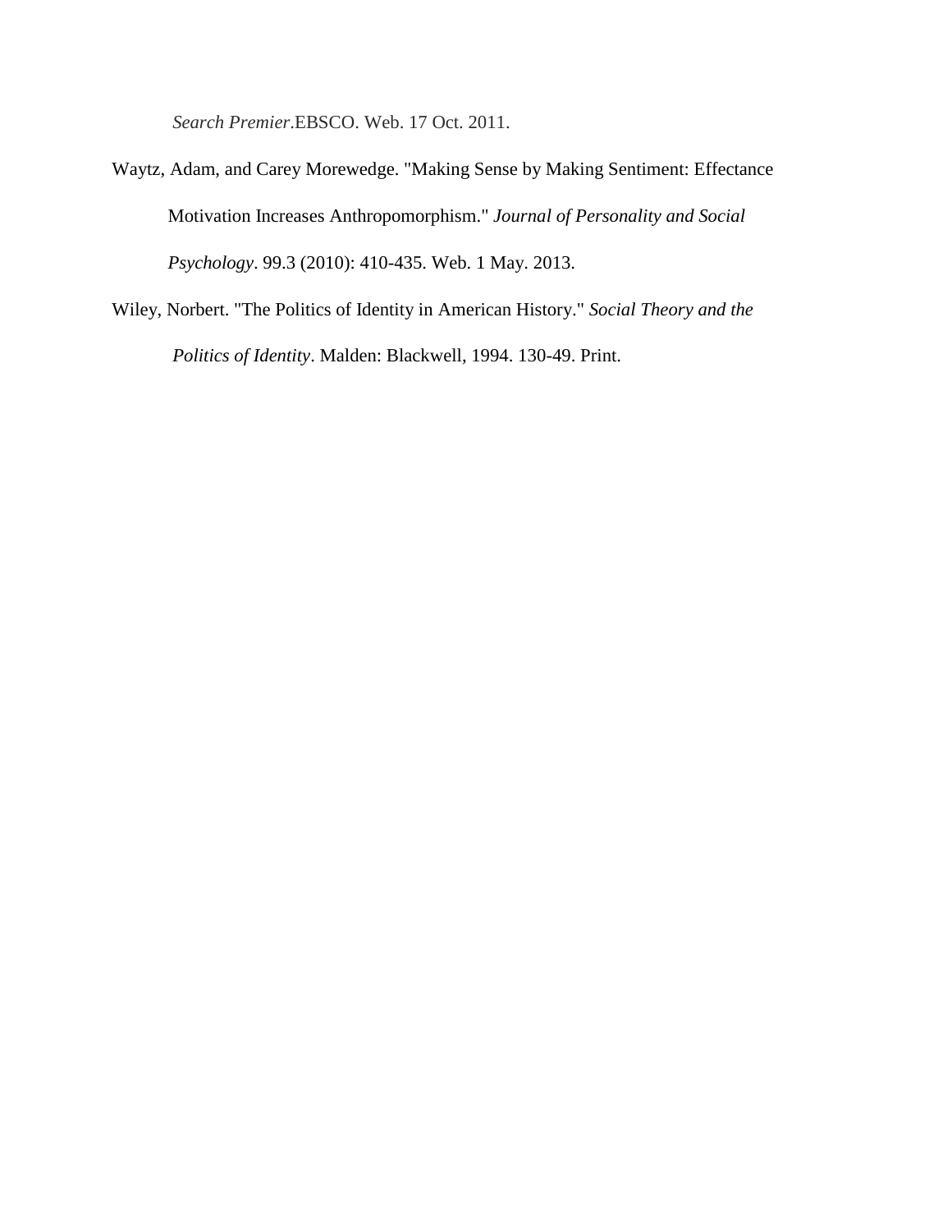*Search Premier*.EBSCO. Web. 17 Oct. 2011.

Waytz, Adam, and Carey Morewedge. "Making Sense by Making Sentiment: Effectance Motivation Increases Anthropomorphism." *Journal of Personality and Social Psychology*. 99.3 (2010): 410-435. Web. 1 May. 2013.

Wiley, Norbert. "The Politics of Identity in American History." *Social Theory and the Politics of Identity*. Malden: Blackwell, 1994. 130-49. Print.